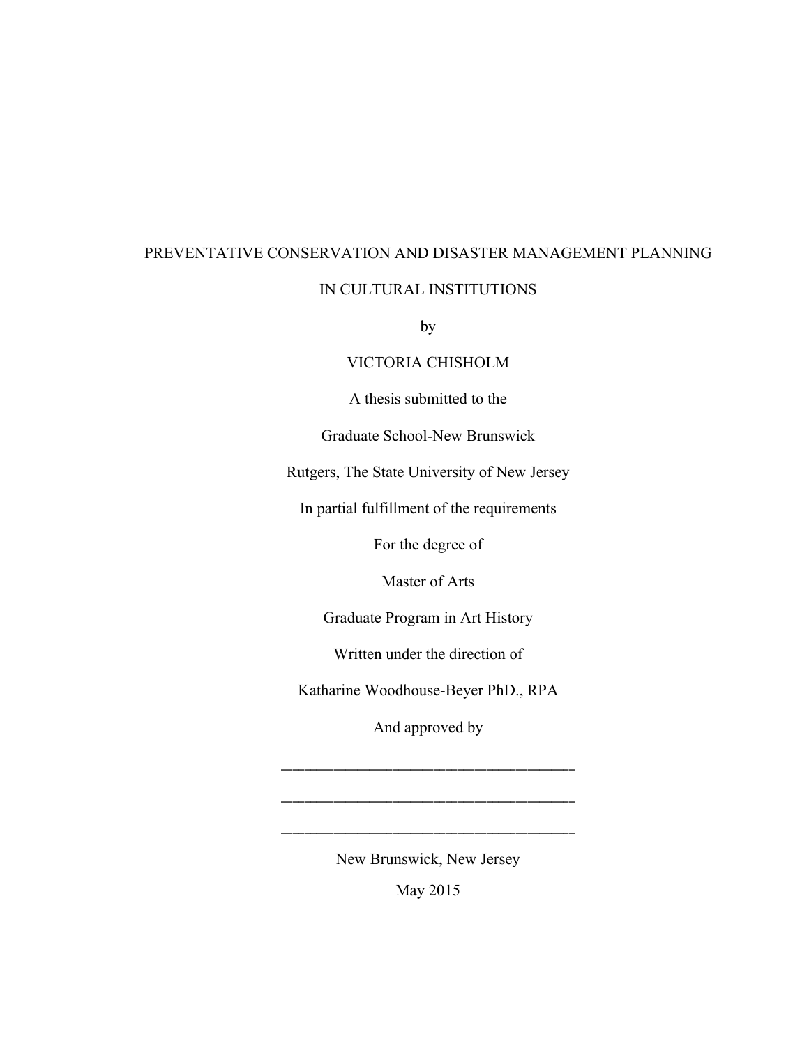# PREVENTATIVE CONSERVATION AND DISASTER MANAGEMENT PLANNING IN CULTURAL INSTITUTIONS

by

VICTORIA CHISHOLM

A thesis submitted to the

Graduate School-New Brunswick

Rutgers, The State University of New Jersey

In partial fulfillment of the requirements

For the degree of

Master of Arts

Graduate Program in Art History

Written under the direction of

Katharine Woodhouse-Beyer PhD., RPA

And approved by

\_\_\_\_\_\_\_\_\_\_\_\_\_\_\_\_\_\_\_\_\_\_\_\_\_\_\_\_\_\_\_\_\_\_\_\_

\_\_\_\_\_\_\_\_\_\_\_\_\_\_\_\_\_\_\_\_\_\_\_\_\_\_\_\_\_\_\_\_\_\_\_\_

\_\_\_\_\_\_\_\_\_\_\_\_\_\_\_\_\_\_\_\_\_\_\_\_\_\_\_\_\_\_\_\_\_\_\_\_

New Brunswick, New Jersey

May 2015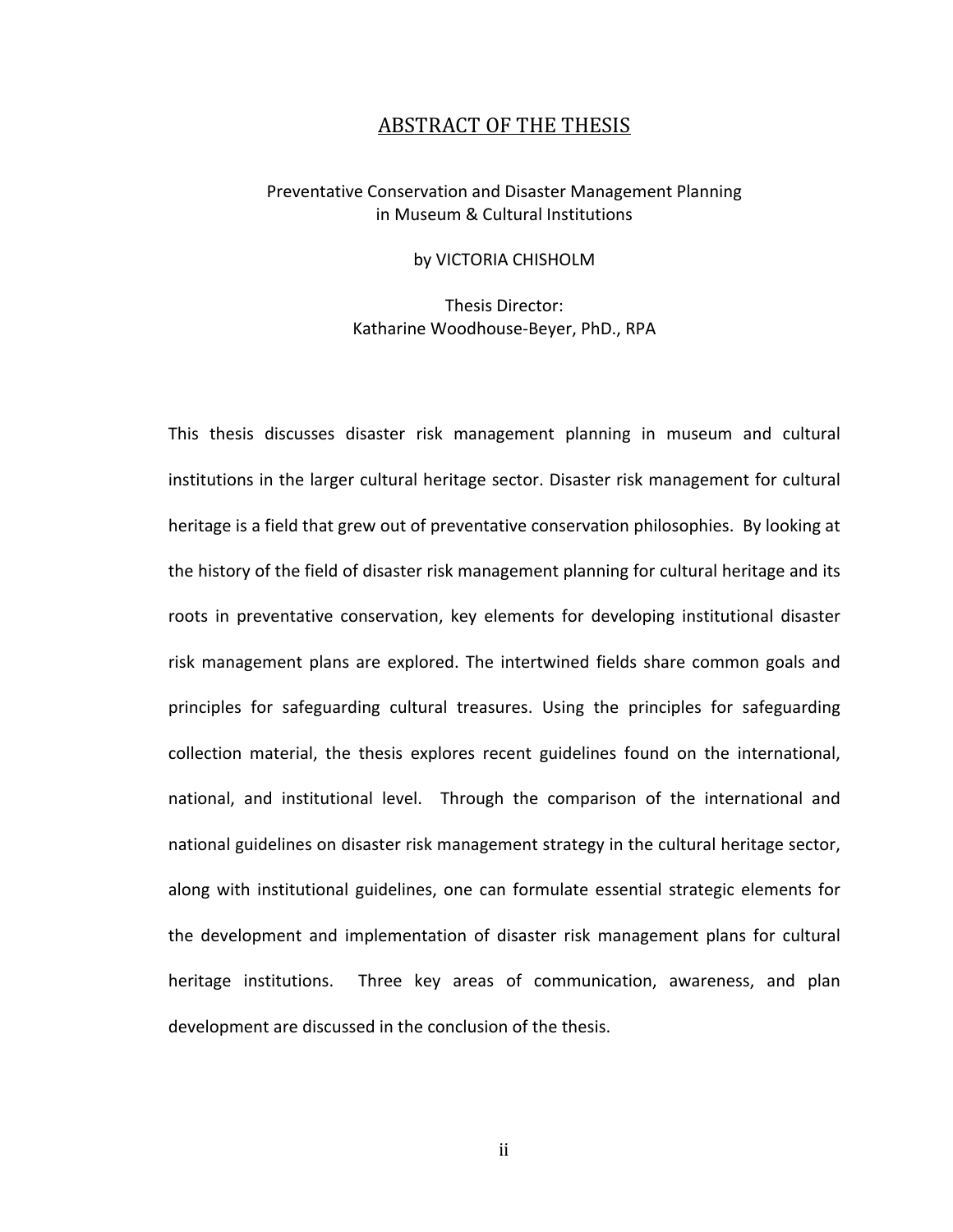# ABSTRACT OF THE THESIS

Preventative Conservation and Disaster Management Planning in Museum & Cultural Institutions

by VICTORIA CHISHOLM

Thesis Director:
Katharine Woodhouse-Beyer, PhD., RPA

This thesis discusses disaster risk management planning in museum and cultural institutions in the larger cultural heritage sector. Disaster risk management for cultural heritage is a field that grew out of preventative conservation philosophies. By looking at the history of the field of disaster risk management planning for cultural heritage and its roots in preventative conservation, key elements for developing institutional disaster risk management plans are explored. The intertwined fields share common goals and principles for safeguarding cultural treasures. Using the principles for safeguarding collection material, the thesis explores recent guidelines found on the international, national, and institutional level. Through the comparison of the international and national guidelines on disaster risk management strategy in the cultural heritage sector, along with institutional guidelines, one can formulate essential strategic elements for the development and implementation of disaster risk management plans for cultural heritage institutions. Three key areas of communication, awareness, and plan development are discussed in the conclusion of the thesis.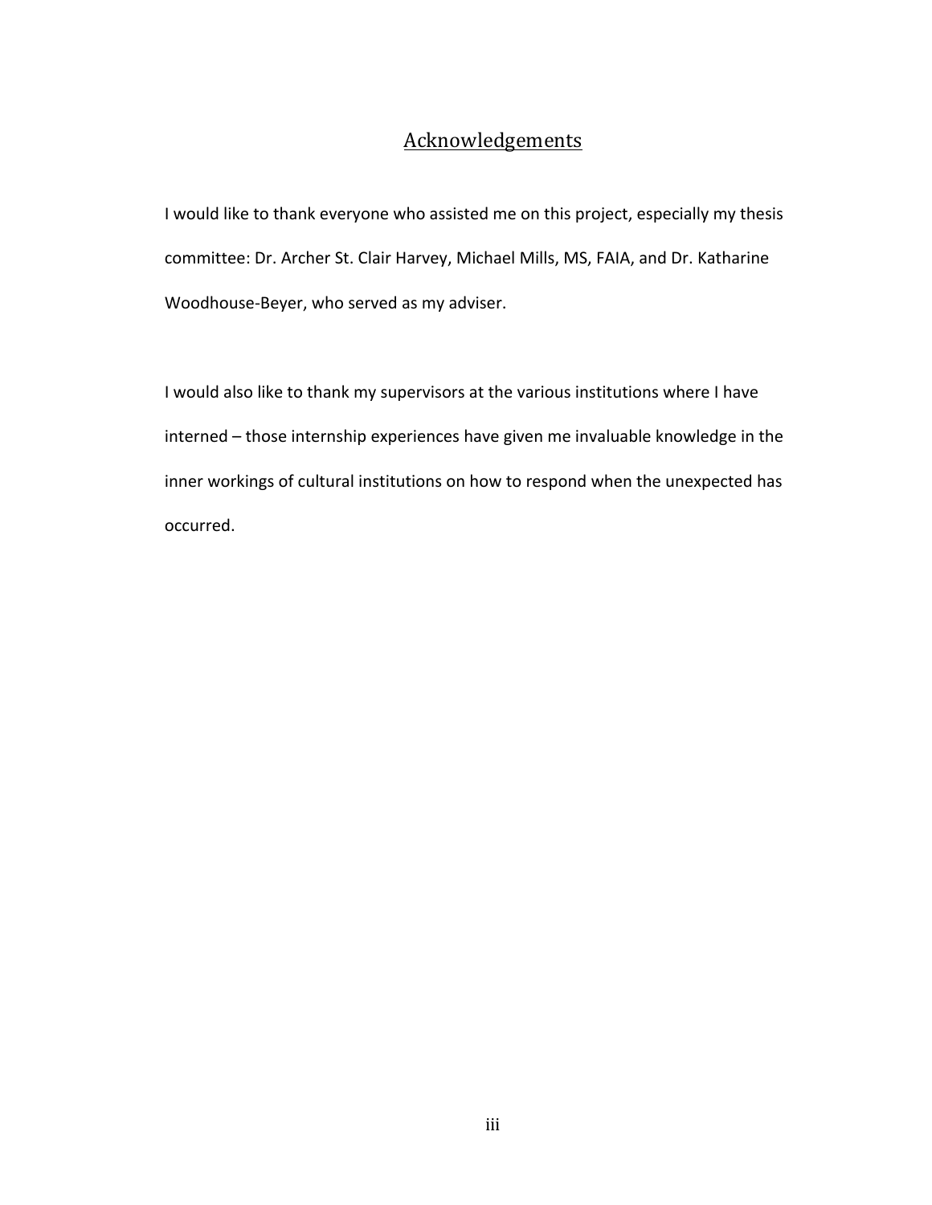# Acknowledgements

I would like to thank everyone who assisted me on this project, especially my thesis committee: Dr. Archer St. Clair Harvey, Michael Mills, MS, FAIA, and Dr. Katharine Woodhouse-Beyer, who served as my adviser.

I would also like to thank my supervisors at the various institutions where I have interned – those internship experiences have given me invaluable knowledge in the inner workings of cultural institutions on how to respond when the unexpected has occurred.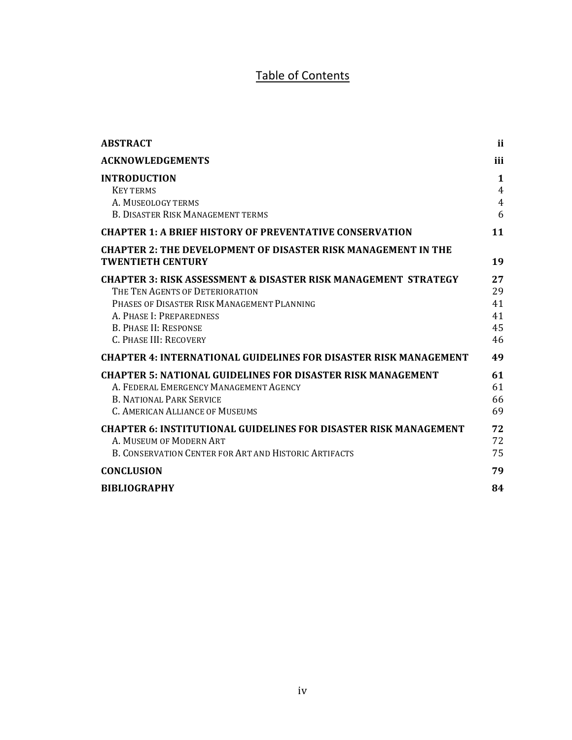# Table of Contents

| | |
|---|---|
| **ABSTRACT** | **ii** |
| **ACKNOWLEDGEMENTS** | **iii** |
| **INTRODUCTION** | **1** |
| KEY TERMS | 4 |
| A. MUSEOLOGY TERMS | 4 |
| B. DISASTER RISK MANAGEMENT TERMS | 6 |
| **CHAPTER 1: A BRIEF HISTORY OF PREVENTATIVE CONSERVATION** | **11** |
| **CHAPTER 2: THE DEVELOPMENT OF DISASTER RISK MANAGEMENT IN THE TWENTIETH CENTURY** | **19** |
| **CHAPTER 3: RISK ASSESSMENT & DISASTER RISK MANAGEMENT STRATEGY** | **27** |
| THE TEN AGENTS OF DETERIORATION | 29 |
| PHASES OF DISASTER RISK MANAGEMENT PLANNING | 41 |
| A. PHASE I: PREPAREDNESS | 41 |
| B. PHASE II: RESPONSE | 45 |
| C. PHASE III: RECOVERY | 46 |
| **CHAPTER 4: INTERNATIONAL GUIDELINES FOR DISASTER RISK MANAGEMENT** | **49** |
| **CHAPTER 5: NATIONAL GUIDELINES FOR DISASTER RISK MANAGEMENT** | **61** |
| A. FEDERAL EMERGENCY MANAGEMENT AGENCY | 61 |
| B. NATIONAL PARK SERVICE | 66 |
| C. AMERICAN ALLIANCE OF MUSEUMS | 69 |
| **CHAPTER 6: INSTITUTIONAL GUIDELINES FOR DISASTER RISK MANAGEMENT** | **72** |
| A. MUSEUM OF MODERN ART | 72 |
| B. CONSERVATION CENTER FOR ART AND HISTORIC ARTIFACTS | 75 |
| **CONCLUSION** | **79** |
| **BIBLIOGRAPHY** | **84** |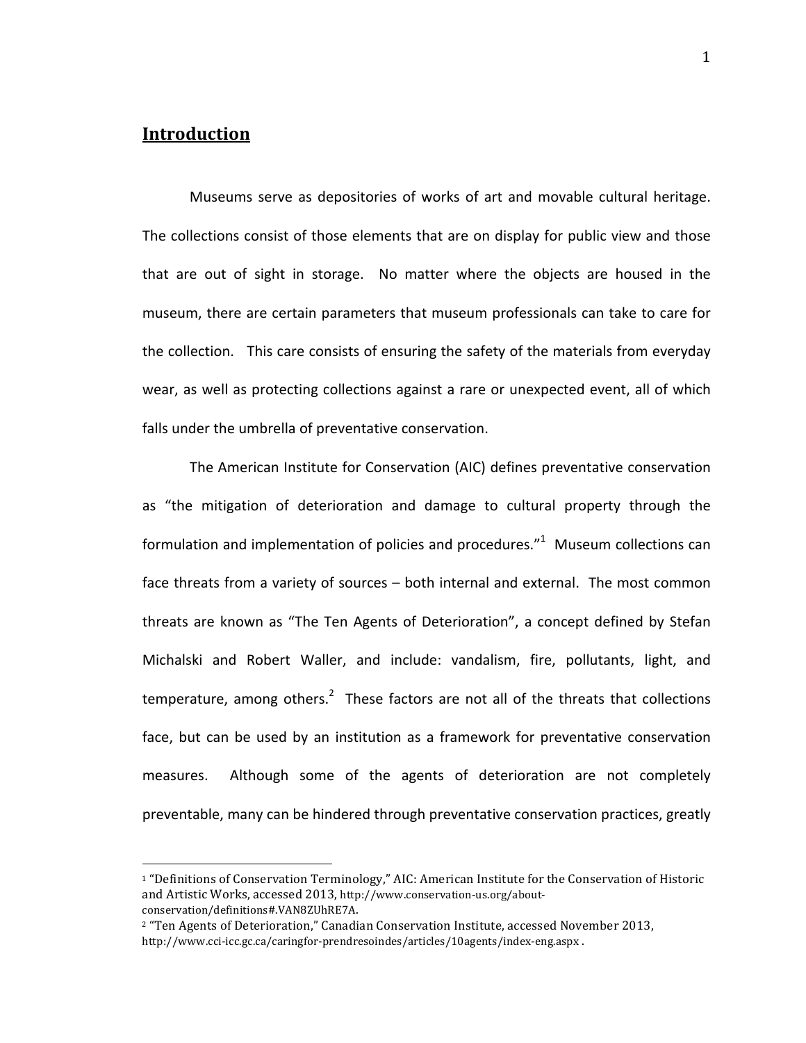## **Introduction**

Museums serve as depositories of works of art and movable cultural heritage. The collections consist of those elements that are on display for public view and those that are out of sight in storage. No matter where the objects are housed in the museum, there are certain parameters that museum professionals can take to care for the collection. This care consists of ensuring the safety of the materials from everyday wear, as well as protecting collections against a rare or unexpected event, all of which falls under the umbrella of preventative conservation.

The American Institute for Conservation (AIC) defines preventative conservation as "the mitigation of deterioration and damage to cultural property through the formulation and implementation of policies and procedures."[1] Museum collections can face threats from a variety of sources – both internal and external. The most common threats are known as "The Ten Agents of Deterioration", a concept defined by Stefan Michalski and Robert Waller, and include: vandalism, fire, pollutants, light, and temperature, among others.[2] These factors are not all of the threats that collections face, but can be used by an institution as a framework for preventative conservation measures. Although some of the agents of deterioration are not completely preventable, many can be hindered through preventative conservation practices, greatly

---

[1] "Definitions of Conservation Terminology," AIC: American Institute for the Conservation of Historic and Artistic Works, accessed 2013, http://www.conservation-us.org/about-conservation/definitions#.VAN8ZUhRE7A.

[2] "Ten Agents of Deterioration," Canadian Conservation Institute, accessed November 2013, http://www.cci-icc.gc.ca/caringfor-prendresoindes/articles/10agents/index-eng.aspx .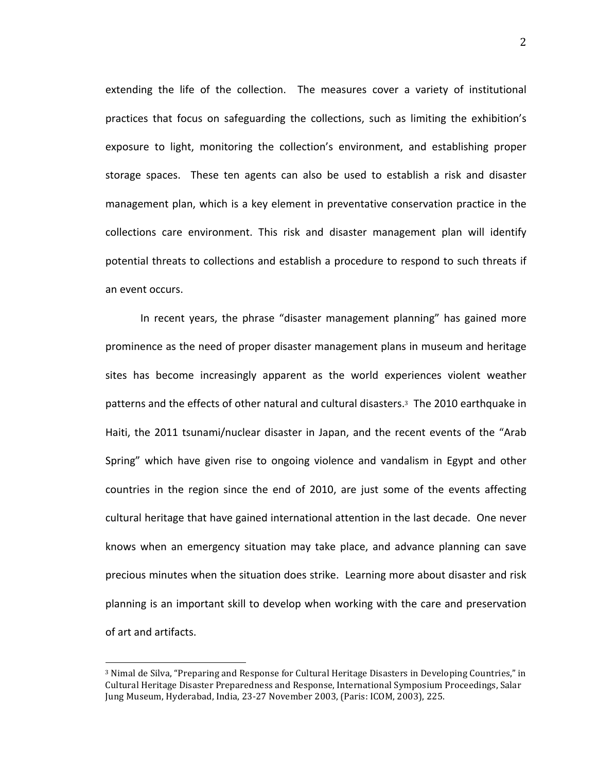extending the life of the collection. The measures cover a variety of institutional practices that focus on safeguarding the collections, such as limiting the exhibition's exposure to light, monitoring the collection's environment, and establishing proper storage spaces. These ten agents can also be used to establish a risk and disaster management plan, which is a key element in preventative conservation practice in the collections care environment. This risk and disaster management plan will identify potential threats to collections and establish a procedure to respond to such threats if an event occurs.

In recent years, the phrase "disaster management planning" has gained more prominence as the need of proper disaster management plans in museum and heritage sites has become increasingly apparent as the world experiences violent weather patterns and the effects of other natural and cultural disasters.[3] The 2010 earthquake in Haiti, the 2011 tsunami/nuclear disaster in Japan, and the recent events of the "Arab Spring" which have given rise to ongoing violence and vandalism in Egypt and other countries in the region since the end of 2010, are just some of the events affecting cultural heritage that have gained international attention in the last decade. One never knows when an emergency situation may take place, and advance planning can save precious minutes when the situation does strike. Learning more about disaster and risk planning is an important skill to develop when working with the care and preservation of art and artifacts.

---

[3] Nimal de Silva, "Preparing and Response for Cultural Heritage Disasters in Developing Countries," in Cultural Heritage Disaster Preparedness and Response, International Symposium Proceedings, Salar Jung Museum, Hyderabad, India, 23-27 November 2003, (Paris: ICOM, 2003), 225.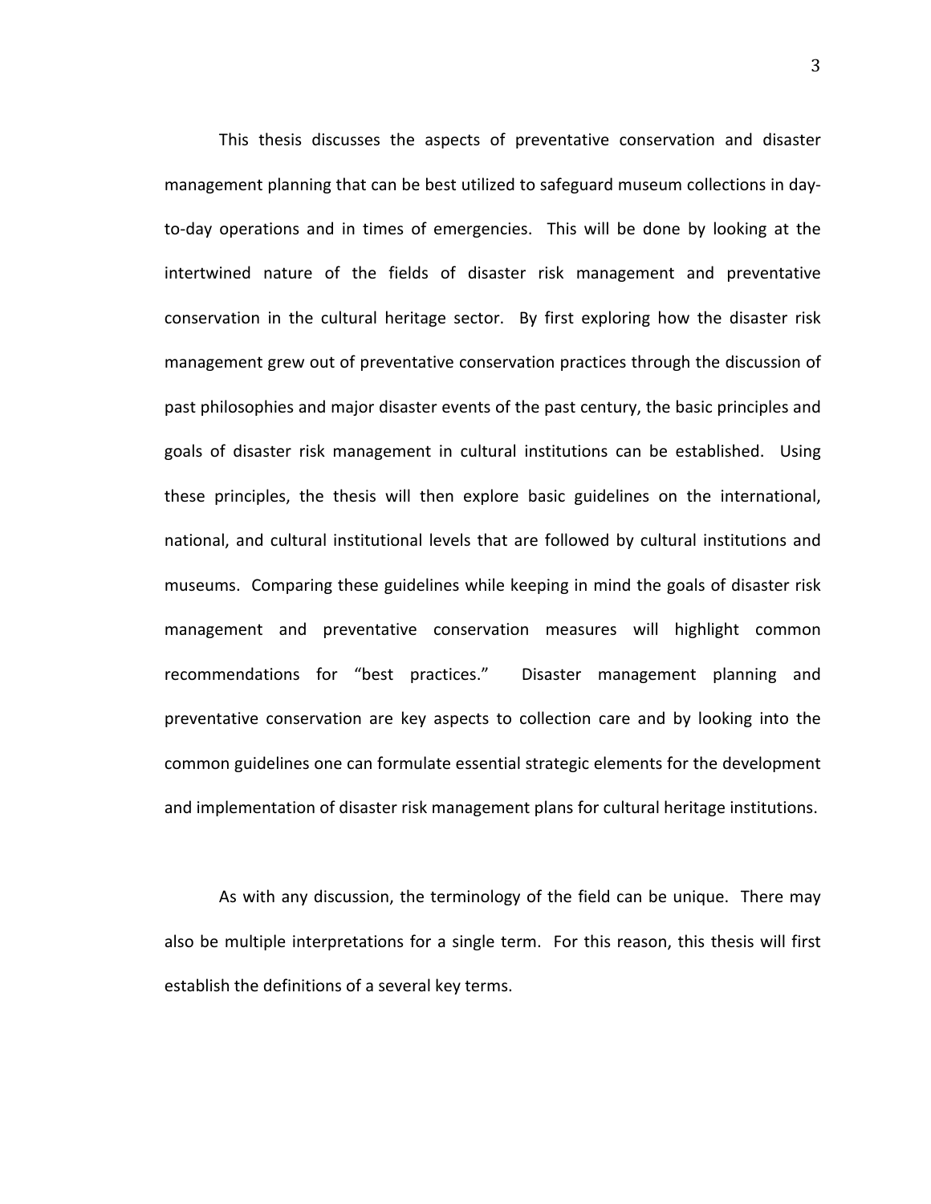This thesis discusses the aspects of preventative conservation and disaster management planning that can be best utilized to safeguard museum collections in day-to-day operations and in times of emergencies. This will be done by looking at the intertwined nature of the fields of disaster risk management and preventative conservation in the cultural heritage sector. By first exploring how the disaster risk management grew out of preventative conservation practices through the discussion of past philosophies and major disaster events of the past century, the basic principles and goals of disaster risk management in cultural institutions can be established. Using these principles, the thesis will then explore basic guidelines on the international, national, and cultural institutional levels that are followed by cultural institutions and museums. Comparing these guidelines while keeping in mind the goals of disaster risk management and preventative conservation measures will highlight common recommendations for "best practices." Disaster management planning and preventative conservation are key aspects to collection care and by looking into the common guidelines one can formulate essential strategic elements for the development and implementation of disaster risk management plans for cultural heritage institutions.

As with any discussion, the terminology of the field can be unique. There may also be multiple interpretations for a single term. For this reason, this thesis will first establish the definitions of a several key terms.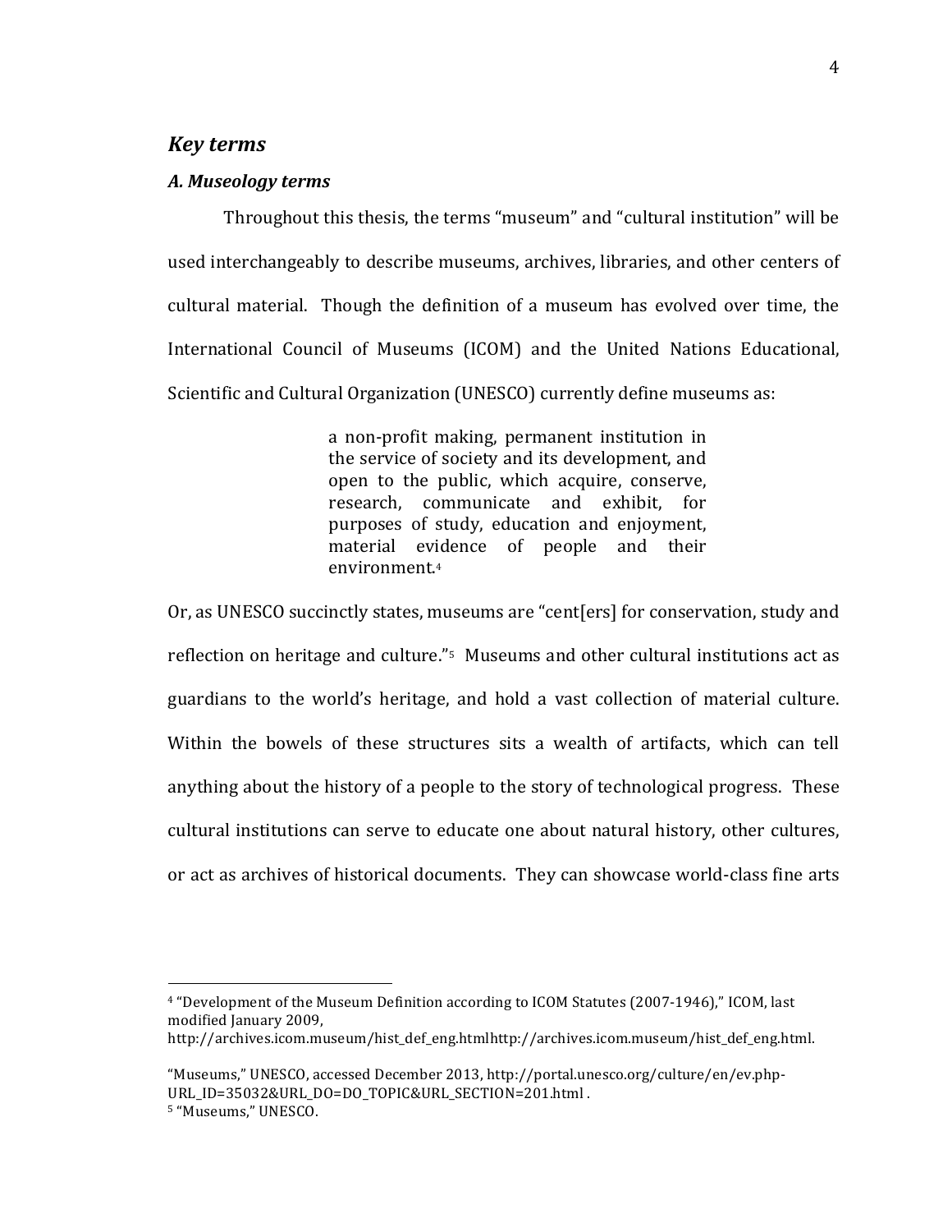## *Key terms*

### *A. Museology terms*

Throughout this thesis, the terms "museum" and "cultural institution" will be used interchangeably to describe museums, archives, libraries, and other centers of cultural material. Though the definition of a museum has evolved over time, the International Council of Museums (ICOM) and the United Nations Educational, Scientific and Cultural Organization (UNESCO) currently define museums as:

> a non-profit making, permanent institution in the service of society and its development, and open to the public, which acquire, conserve, research, communicate and exhibit, for purposes of study, education and enjoyment, material evidence of people and their environment.[4]

Or, as UNESCO succinctly states, museums are "cent[ers] for conservation, study and reflection on heritage and culture."[5] Museums and other cultural institutions act as guardians to the world's heritage, and hold a vast collection of material culture. Within the bowels of these structures sits a wealth of artifacts, which can tell anything about the history of a people to the story of technological progress. These cultural institutions can serve to educate one about natural history, other cultures, or act as archives of historical documents. They can showcase world-class fine arts

---

[4] "Development of the Museum Definition according to ICOM Statutes (2007-1946)," ICOM, last modified January 2009, http://archives.icom.museum/hist_def_eng.htmlhttp://archives.icom.museum/hist_def_eng.html.

"Museums," UNESCO, accessed December 2013, http://portal.unesco.org/culture/en/ev.php-URL_ID=35032&URL_DO=DO_TOPIC&URL_SECTION=201.html .

[5] "Museums," UNESCO.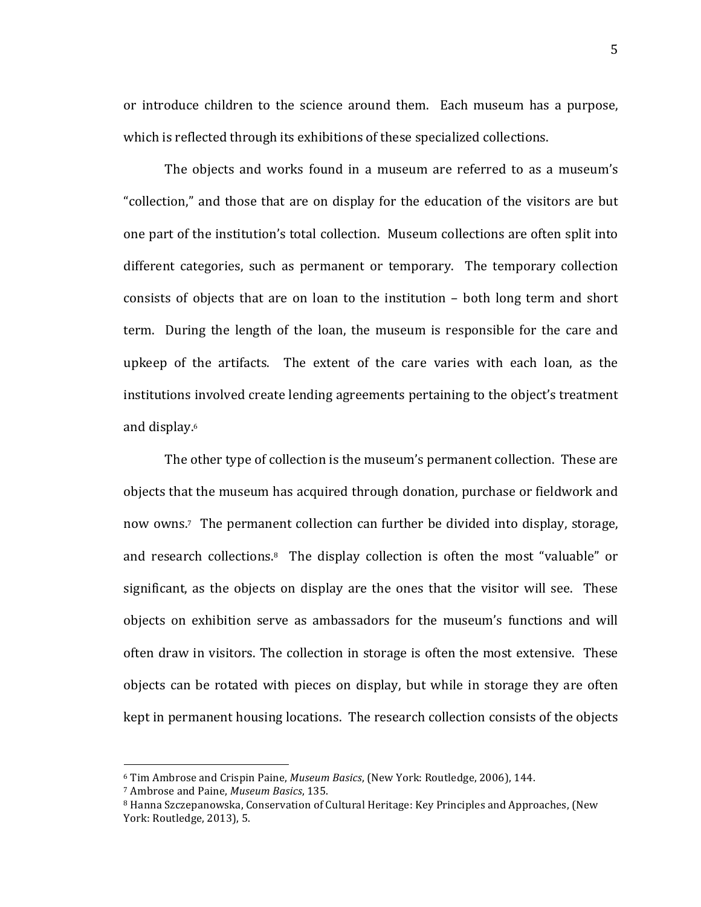or introduce children to the science around them. Each museum has a purpose, which is reflected through its exhibitions of these specialized collections.

The objects and works found in a museum are referred to as a museum's "collection," and those that are on display for the education of the visitors are but one part of the institution's total collection. Museum collections are often split into different categories, such as permanent or temporary. The temporary collection consists of objects that are on loan to the institution – both long term and short term. During the length of the loan, the museum is responsible for the care and upkeep of the artifacts. The extent of the care varies with each loan, as the institutions involved create lending agreements pertaining to the object's treatment and display.[6]

The other type of collection is the museum's permanent collection. These are objects that the museum has acquired through donation, purchase or fieldwork and now owns.[7] The permanent collection can further be divided into display, storage, and research collections.[8] The display collection is often the most "valuable" or significant, as the objects on display are the ones that the visitor will see. These objects on exhibition serve as ambassadors for the museum's functions and will often draw in visitors. The collection in storage is often the most extensive. These objects can be rotated with pieces on display, but while in storage they are often kept in permanent housing locations. The research collection consists of the objects

---

[6] Tim Ambrose and Crispin Paine, *Museum Basics*, (New York: Routledge, 2006), 144.

[7] Ambrose and Paine, *Museum Basics*, 135.

[8] Hanna Szczepanowska, Conservation of Cultural Heritage: Key Principles and Approaches, (New York: Routledge, 2013), 5.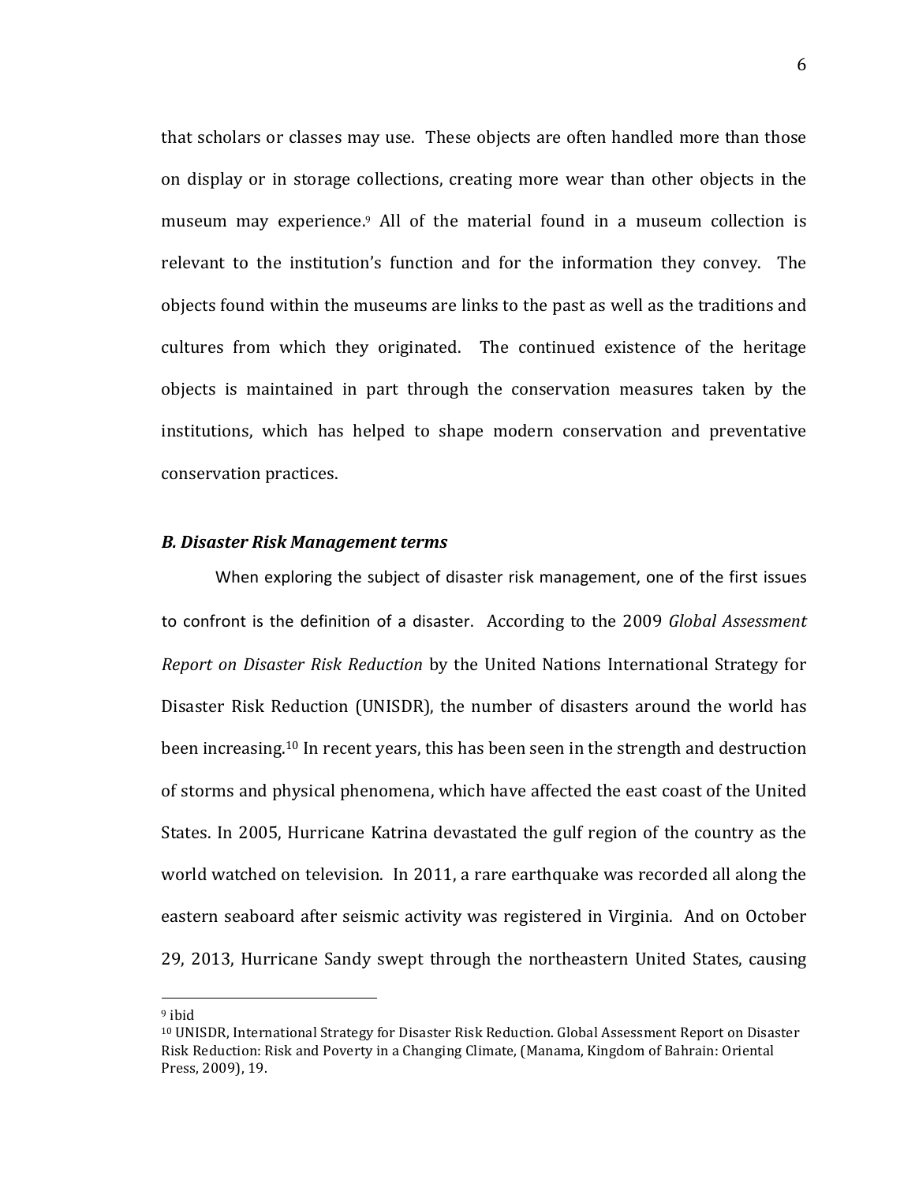that scholars or classes may use. These objects are often handled more than those on display or in storage collections, creating more wear than other objects in the museum may experience.[9] All of the material found in a museum collection is relevant to the institution's function and for the information they convey. The objects found within the museums are links to the past as well as the traditions and cultures from which they originated. The continued existence of the heritage objects is maintained in part through the conservation measures taken by the institutions, which has helped to shape modern conservation and preventative conservation practices.

### *B. Disaster Risk Management terms*

When exploring the subject of disaster risk management, one of the first issues to confront is the definition of a disaster. According to the 2009 *Global Assessment Report on Disaster Risk Reduction* by the United Nations International Strategy for Disaster Risk Reduction (UNISDR), the number of disasters around the world has been increasing.[10] In recent years, this has been seen in the strength and destruction of storms and physical phenomena, which have affected the east coast of the United States. In 2005, Hurricane Katrina devastated the gulf region of the country as the world watched on television. In 2011, a rare earthquake was recorded all along the eastern seaboard after seismic activity was registered in Virginia. And on October 29, 2013, Hurricane Sandy swept through the northeastern United States, causing

---

[9] ibid

[10] UNISDR, International Strategy for Disaster Risk Reduction. Global Assessment Report on Disaster Risk Reduction: Risk and Poverty in a Changing Climate, (Manama, Kingdom of Bahrain: Oriental Press, 2009), 19.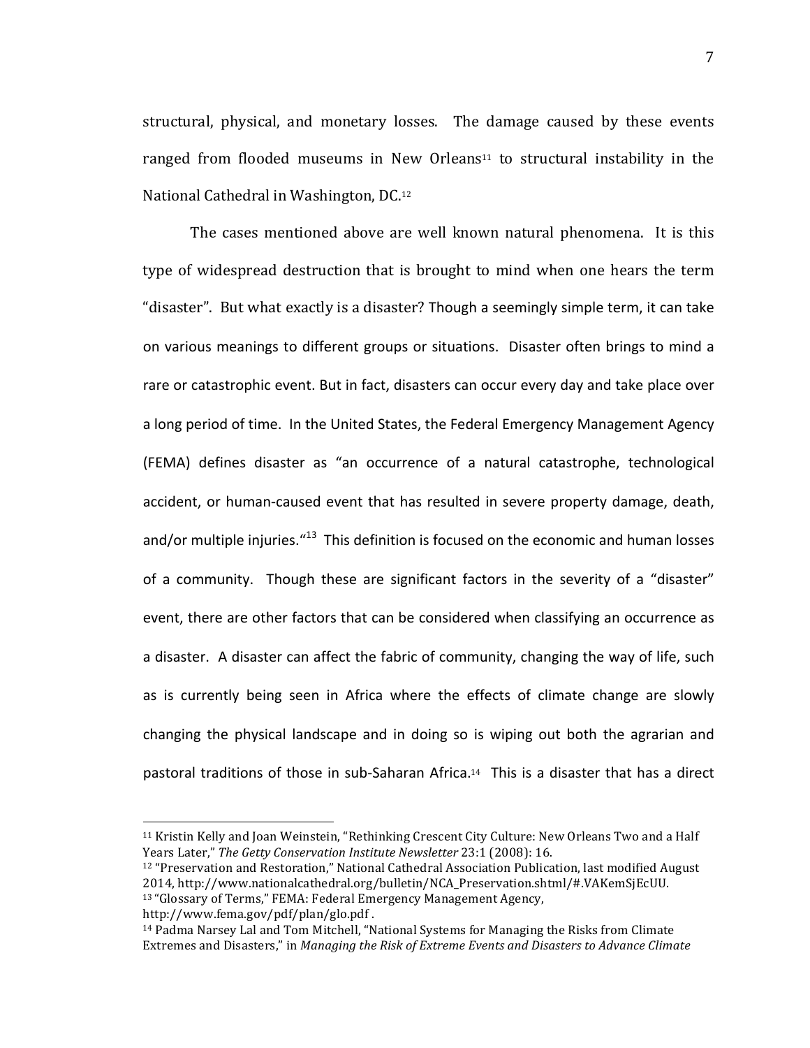structural, physical, and monetary losses. The damage caused by these events ranged from flooded museums in New Orleans[11] to structural instability in the National Cathedral in Washington, DC.[12]

The cases mentioned above are well known natural phenomena. It is this type of widespread destruction that is brought to mind when one hears the term "disaster". But what exactly is a disaster? Though a seemingly simple term, it can take on various meanings to different groups or situations. Disaster often brings to mind a rare or catastrophic event. But in fact, disasters can occur every day and take place over a long period of time. In the United States, the Federal Emergency Management Agency (FEMA) defines disaster as "an occurrence of a natural catastrophe, technological accident, or human-caused event that has resulted in severe property damage, death, and/or multiple injuries."[13] This definition is focused on the economic and human losses of a community. Though these are significant factors in the severity of a "disaster" event, there are other factors that can be considered when classifying an occurrence as a disaster. A disaster can affect the fabric of community, changing the way of life, such as is currently being seen in Africa where the effects of climate change are slowly changing the physical landscape and in doing so is wiping out both the agrarian and pastoral traditions of those in sub-Saharan Africa.[14] This is a disaster that has a direct

---

[11] Kristin Kelly and Joan Weinstein, "Rethinking Crescent City Culture: New Orleans Two and a Half Years Later," *The Getty Conservation Institute Newsletter* 23:1 (2008): 16.

[12] "Preservation and Restoration," National Cathedral Association Publication, last modified August 2014, http://www.nationalcathedral.org/bulletin/NCA_Preservation.shtml/#.VAKemSjEcUU.

[13] "Glossary of Terms," FEMA: Federal Emergency Management Agency, http://www.fema.gov/pdf/plan/glo.pdf .

[14] Padma Narsey Lal and Tom Mitchell, "National Systems for Managing the Risks from Climate Extremes and Disasters," in *Managing the Risk of Extreme Events and Disasters to Advance Climate*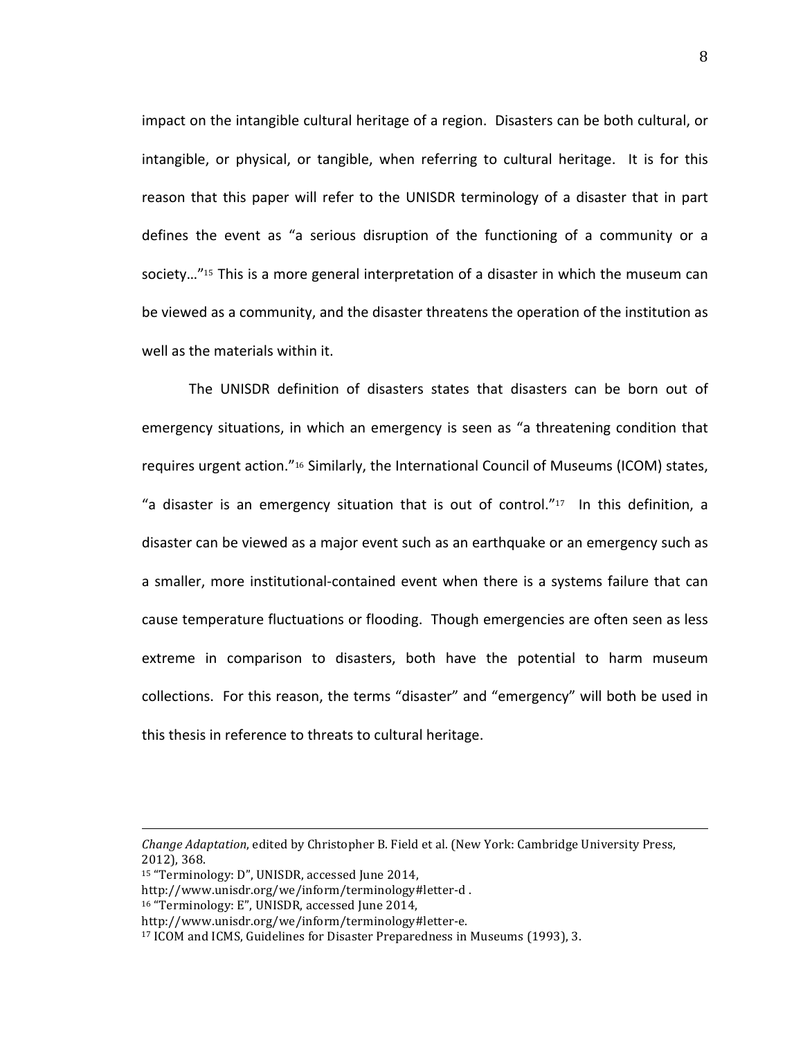impact on the intangible cultural heritage of a region. Disasters can be both cultural, or intangible, or physical, or tangible, when referring to cultural heritage. It is for this reason that this paper will refer to the UNISDR terminology of a disaster that in part defines the event as "a serious disruption of the functioning of a community or a society…"[15] This is a more general interpretation of a disaster in which the museum can be viewed as a community, and the disaster threatens the operation of the institution as well as the materials within it.

The UNISDR definition of disasters states that disasters can be born out of emergency situations, in which an emergency is seen as "a threatening condition that requires urgent action."[16] Similarly, the International Council of Museums (ICOM) states, "a disaster is an emergency situation that is out of control."[17] In this definition, a disaster can be viewed as a major event such as an earthquake or an emergency such as a smaller, more institutional-contained event when there is a systems failure that can cause temperature fluctuations or flooding. Though emergencies are often seen as less extreme in comparison to disasters, both have the potential to harm museum collections. For this reason, the terms "disaster" and "emergency" will both be used in this thesis in reference to threats to cultural heritage.

---

*Change Adaptation*, edited by Christopher B. Field et al. (New York: Cambridge University Press, 2012), 368.

[15] "Terminology: D", UNISDR, accessed June 2014, http://www.unisdr.org/we/inform/terminology#letter-d .

[16] "Terminology: E", UNISDR, accessed June 2014, http://www.unisdr.org/we/inform/terminology#letter-e.

[17] ICOM and ICMS, Guidelines for Disaster Preparedness in Museums (1993), 3.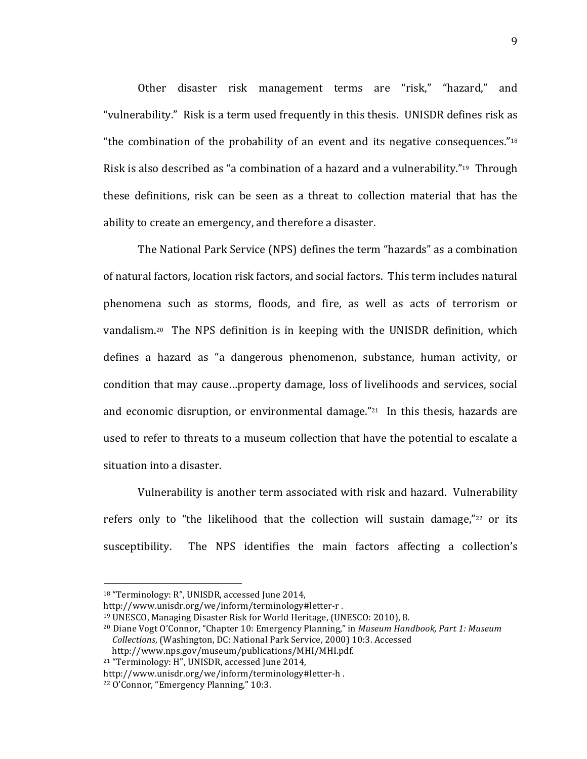Other disaster risk management terms are “risk,” “hazard,” and “vulnerability.” Risk is a term used frequently in this thesis. UNISDR defines risk as “the combination of the probability of an event and its negative consequences.”[18] Risk is also described as “a combination of a hazard and a vulnerability.”[19] Through these definitions, risk can be seen as a threat to collection material that has the ability to create an emergency, and therefore a disaster.

The National Park Service (NPS) defines the term “hazards” as a combination of natural factors, location risk factors, and social factors. This term includes natural phenomena such as storms, floods, and fire, as well as acts of terrorism or vandalism.[20] The NPS definition is in keeping with the UNISDR definition, which defines a hazard as “a dangerous phenomenon, substance, human activity, or condition that may cause…property damage, loss of livelihoods and services, social and economic disruption, or environmental damage.”[21] In this thesis, hazards are used to refer to threats to a museum collection that have the potential to escalate a situation into a disaster.

Vulnerability is another term associated with risk and hazard. Vulnerability refers only to “the likelihood that the collection will sustain damage,”[22] or its susceptibility. The NPS identifies the main factors affecting a collection's

---

[18] “Terminology: R”, UNISDR, accessed June 2014, http://www.unisdr.org/we/inform/terminology#letter-r .

[19] UNESCO, Managing Disaster Risk for World Heritage, (UNESCO: 2010), 8.

[20] Diane Vogt O'Connor, “Chapter 10: Emergency Planning,” in *Museum Handbook, Part 1: Museum Collections*, (Washington, DC: National Park Service, 2000) 10:3. Accessed http://www.nps.gov/museum/publications/MHI/MHI.pdf.

[21] “Terminology: H”, UNISDR, accessed June 2014, http://www.unisdr.org/we/inform/terminology#letter-h .

[22] O'Connor, “Emergency Planning,” 10:3.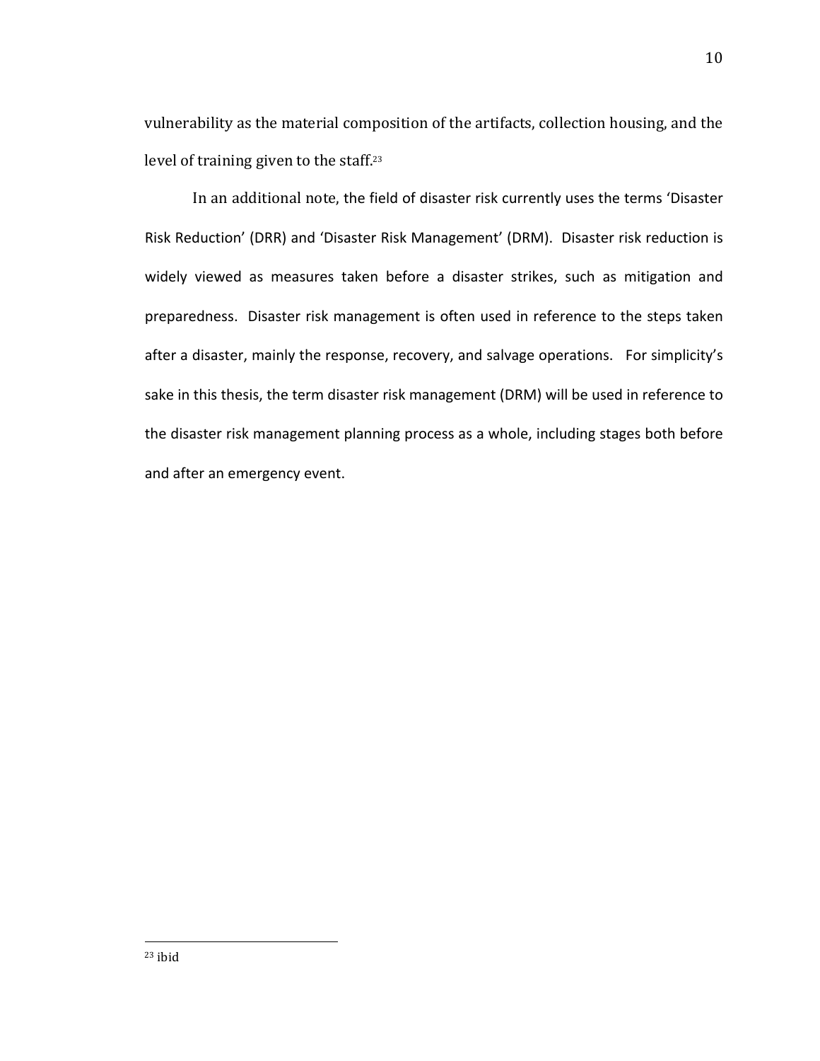vulnerability as the material composition of the artifacts, collection housing, and the level of training given to the staff.[23]

In an additional note, the field of disaster risk currently uses the terms 'Disaster Risk Reduction' (DRR) and 'Disaster Risk Management' (DRM). Disaster risk reduction is widely viewed as measures taken before a disaster strikes, such as mitigation and preparedness. Disaster risk management is often used in reference to the steps taken after a disaster, mainly the response, recovery, and salvage operations. For simplicity's sake in this thesis, the term disaster risk management (DRM) will be used in reference to the disaster risk management planning process as a whole, including stages both before and after an emergency event.

---

[23] ibid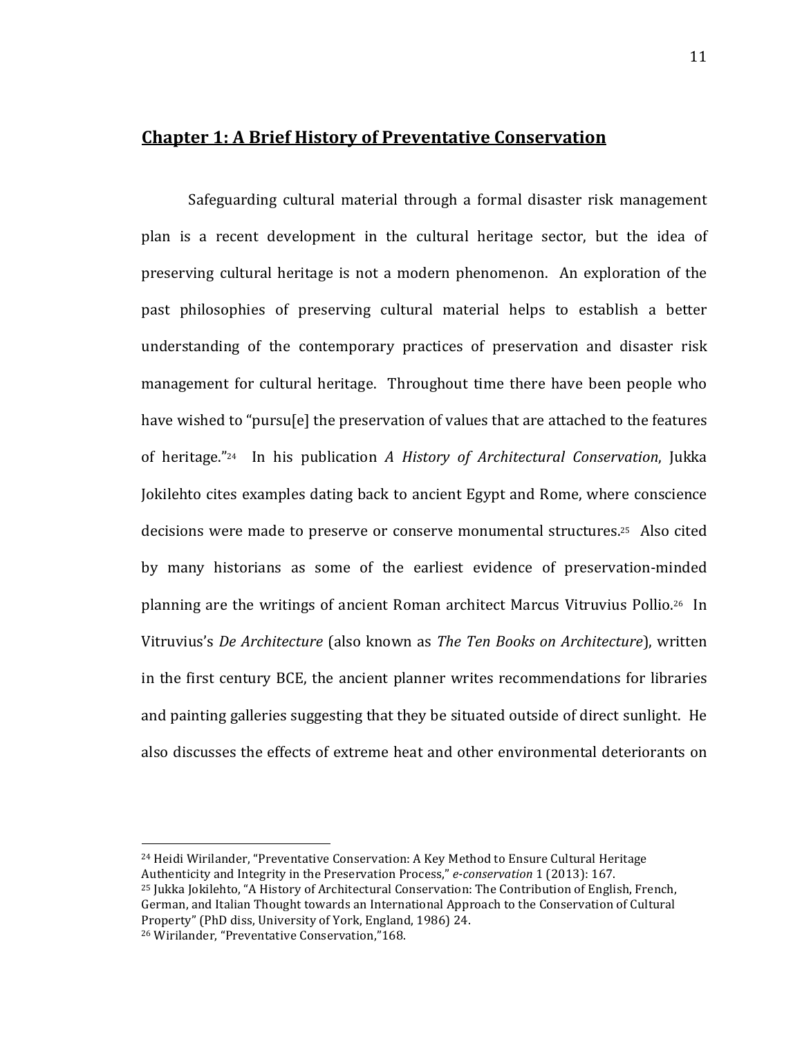## Chapter 1: A Brief History of Preventative Conservation

Safeguarding cultural material through a formal disaster risk management plan is a recent development in the cultural heritage sector, but the idea of preserving cultural heritage is not a modern phenomenon. An exploration of the past philosophies of preserving cultural material helps to establish a better understanding of the contemporary practices of preservation and disaster risk management for cultural heritage. Throughout time there have been people who have wished to "pursu[e] the preservation of values that are attached to the features of heritage."[24] In his publication *A History of Architectural Conservation*, Jukka Jokilehto cites examples dating back to ancient Egypt and Rome, where conscience decisions were made to preserve or conserve monumental structures.[25] Also cited by many historians as some of the earliest evidence of preservation-minded planning are the writings of ancient Roman architect Marcus Vitruvius Pollio.[26] In Vitruvius's *De Architecture* (also known as *The Ten Books on Architecture*), written in the first century BCE, the ancient planner writes recommendations for libraries and painting galleries suggesting that they be situated outside of direct sunlight. He also discusses the effects of extreme heat and other environmental deteriorants on

---

[24] Heidi Wirilander, "Preventative Conservation: A Key Method to Ensure Cultural Heritage Authenticity and Integrity in the Preservation Process," *e-conservation* 1 (2013): 167.

[25] Jukka Jokilehto, "A History of Architectural Conservation: The Contribution of English, French, German, and Italian Thought towards an International Approach to the Conservation of Cultural Property" (PhD diss, University of York, England, 1986) 24.

[26] Wirilander, "Preventative Conservation,"168.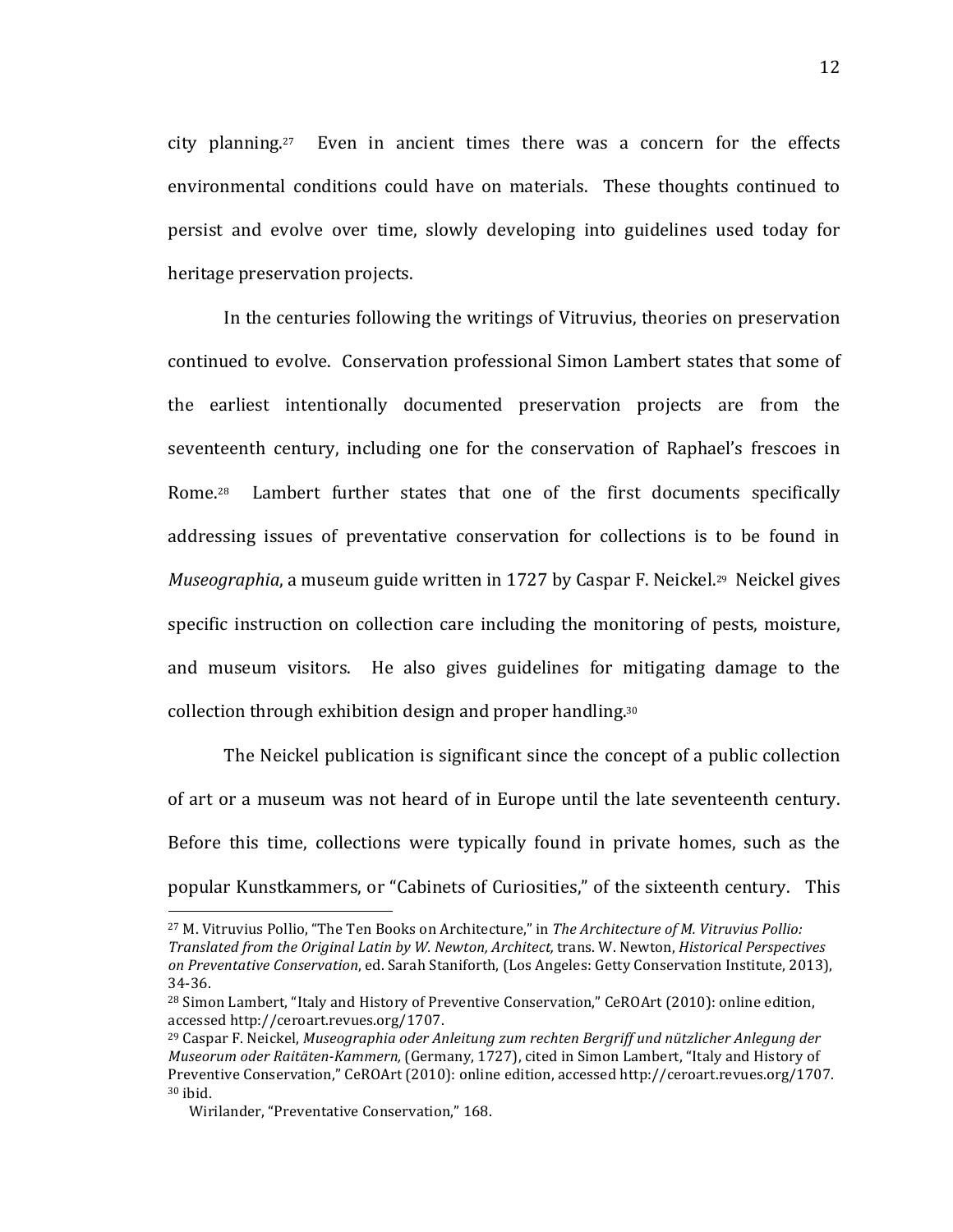city planning.[27] Even in ancient times there was a concern for the effects environmental conditions could have on materials. These thoughts continued to persist and evolve over time, slowly developing into guidelines used today for heritage preservation projects.

In the centuries following the writings of Vitruvius, theories on preservation continued to evolve. Conservation professional Simon Lambert states that some of the earliest intentionally documented preservation projects are from the seventeenth century, including one for the conservation of Raphael's frescoes in Rome.[28] Lambert further states that one of the first documents specifically addressing issues of preventative conservation for collections is to be found in *Museographia*, a museum guide written in 1727 by Caspar F. Neickel.[29] Neickel gives specific instruction on collection care including the monitoring of pests, moisture, and museum visitors. He also gives guidelines for mitigating damage to the collection through exhibition design and proper handling.[30]

The Neickel publication is significant since the concept of a public collection of art or a museum was not heard of in Europe until the late seventeenth century. Before this time, collections were typically found in private homes, such as the popular Kunstkammers, or "Cabinets of Curiosities," of the sixteenth century. This

---

[27] M. Vitruvius Pollio, "The Ten Books on Architecture," in *The Architecture of M. Vitruvius Pollio: Translated from the Original Latin by W. Newton, Architect,* trans. W. Newton, *Historical Perspectives on Preventative Conservation*, ed. Sarah Staniforth, (Los Angeles: Getty Conservation Institute, 2013), 34-36.

[28] Simon Lambert, "Italy and History of Preventive Conservation," CeROArt (2010): online edition, accessed http://ceroart.revues.org/1707.

[29] Caspar F. Neickel, *Museographia oder Anleitung zum rechten Bergriff und nützlicher Anlegung der Museorum oder Raitäten-Kammern,* (Germany, 1727), cited in Simon Lambert, "Italy and History of Preventive Conservation," CeROArt (2010): online edition, accessed http://ceroart.revues.org/1707.

[30] ibid.

Wirilander, "Preventative Conservation," 168.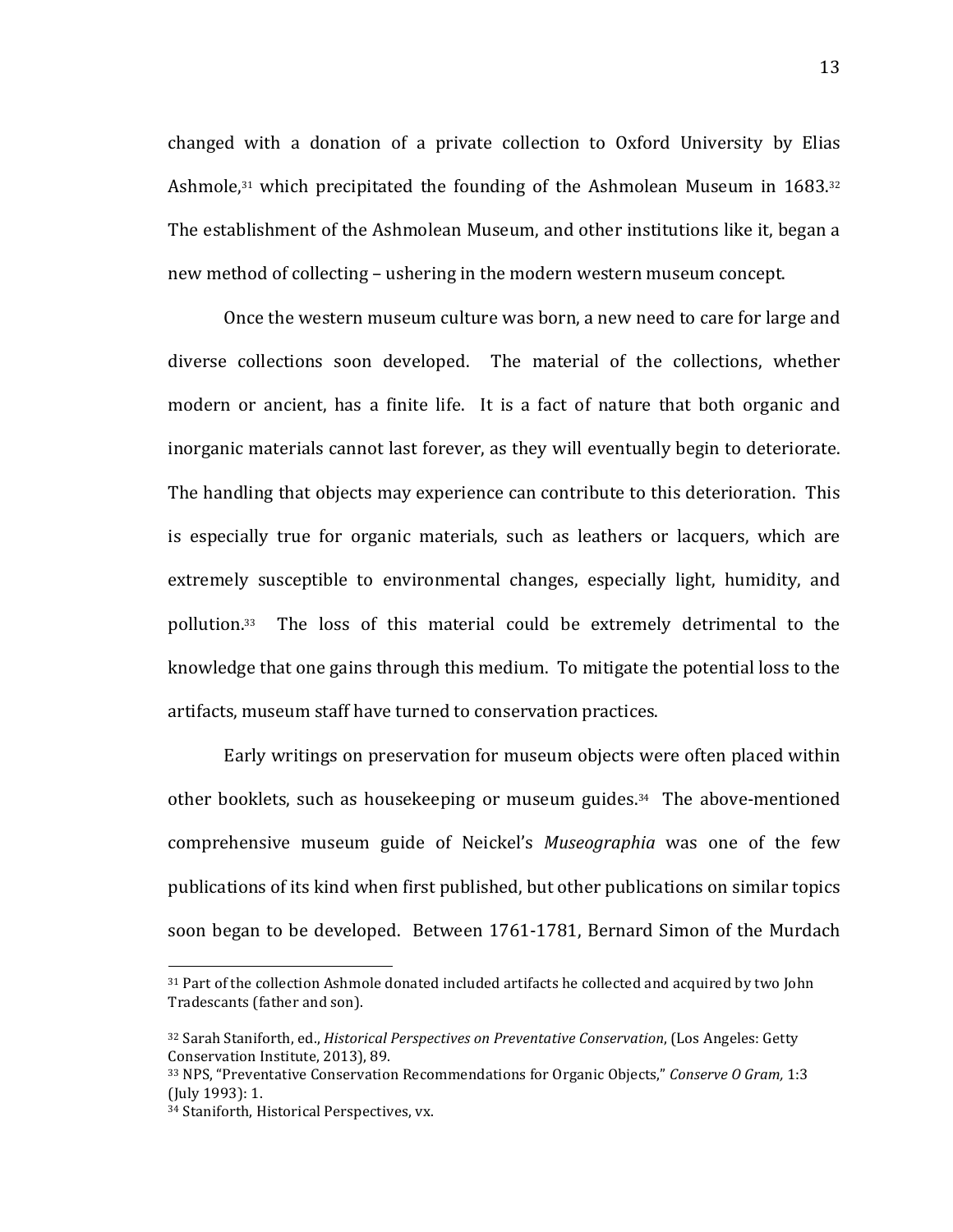changed with a donation of a private collection to Oxford University by Elias Ashmole,[31] which precipitated the founding of the Ashmolean Museum in 1683.[32] The establishment of the Ashmolean Museum, and other institutions like it, began a new method of collecting – ushering in the modern western museum concept.

Once the western museum culture was born, a new need to care for large and diverse collections soon developed. The material of the collections, whether modern or ancient, has a finite life. It is a fact of nature that both organic and inorganic materials cannot last forever, as they will eventually begin to deteriorate. The handling that objects may experience can contribute to this deterioration. This is especially true for organic materials, such as leathers or lacquers, which are extremely susceptible to environmental changes, especially light, humidity, and pollution.[33] The loss of this material could be extremely detrimental to the knowledge that one gains through this medium. To mitigate the potential loss to the artifacts, museum staff have turned to conservation practices.

Early writings on preservation for museum objects were often placed within other booklets, such as housekeeping or museum guides.[34] The above-mentioned comprehensive museum guide of Neickel's *Museographia* was one of the few publications of its kind when first published, but other publications on similar topics soon began to be developed. Between 1761-1781, Bernard Simon of the Murdach

---

[31] Part of the collection Ashmole donated included artifacts he collected and acquired by two John Tradescants (father and son).

[32] Sarah Staniforth, ed., *Historical Perspectives on Preventative Conservation*, (Los Angeles: Getty Conservation Institute, 2013), 89.

[33] NPS, "Preventative Conservation Recommendations for Organic Objects," *Conserve O Gram,* 1:3 (July 1993): 1.

[34] Staniforth, Historical Perspectives, vx.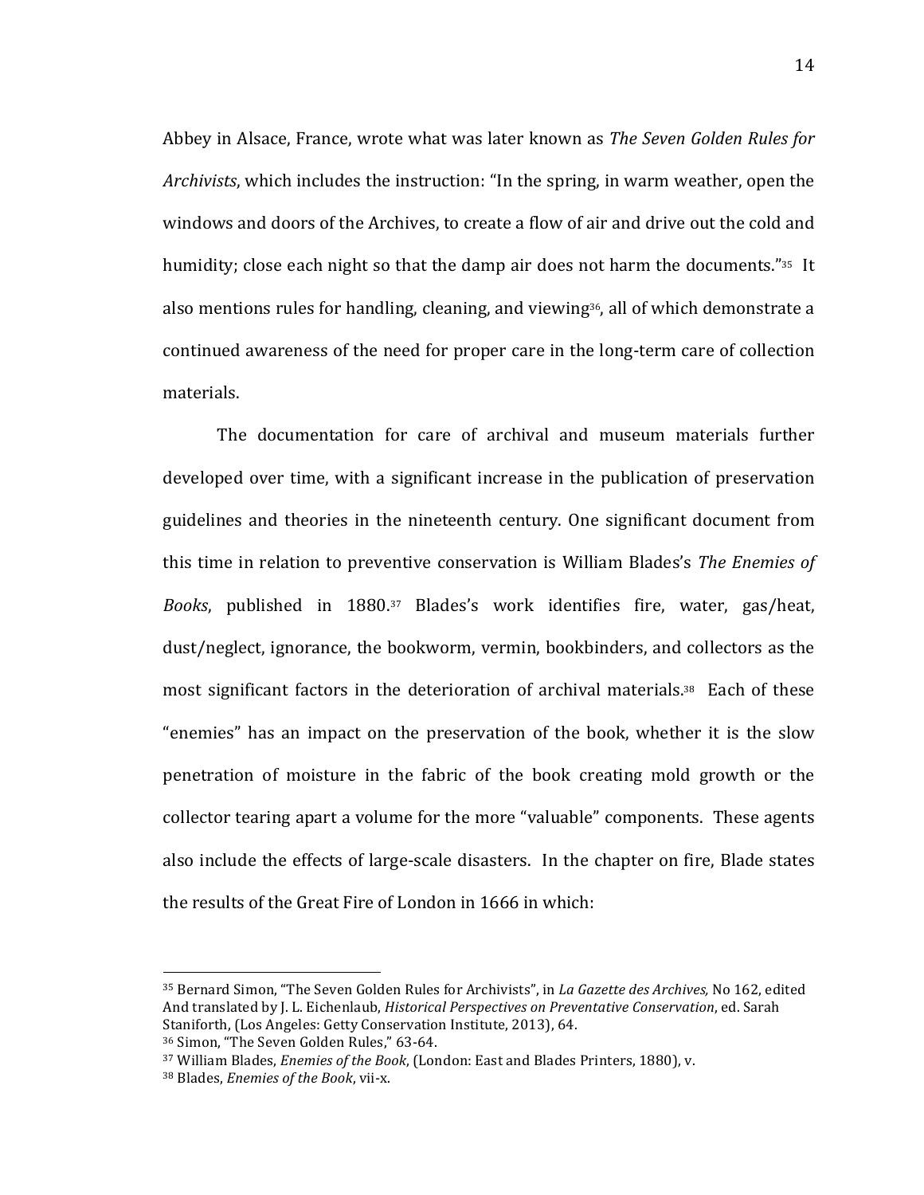Abbey in Alsace, France, wrote what was later known as *The Seven Golden Rules for Archivists*, which includes the instruction: "In the spring, in warm weather, open the windows and doors of the Archives, to create a flow of air and drive out the cold and humidity; close each night so that the damp air does not harm the documents."[35] It also mentions rules for handling, cleaning, and viewing[36], all of which demonstrate a continued awareness of the need for proper care in the long-term care of collection materials.

The documentation for care of archival and museum materials further developed over time, with a significant increase in the publication of preservation guidelines and theories in the nineteenth century. One significant document from this time in relation to preventive conservation is William Blades's *The Enemies of Books*, published in 1880.[37] Blades's work identifies fire, water, gas/heat, dust/neglect, ignorance, the bookworm, vermin, bookbinders, and collectors as the most significant factors in the deterioration of archival materials.[38] Each of these "enemies" has an impact on the preservation of the book, whether it is the slow penetration of moisture in the fabric of the book creating mold growth or the collector tearing apart a volume for the more "valuable" components. These agents also include the effects of large-scale disasters. In the chapter on fire, Blade states the results of the Great Fire of London in 1666 in which:

---

[35] Bernard Simon, "The Seven Golden Rules for Archivists", in *La Gazette des Archives,* No 162, edited And translated by J. L. Eichenlaub, *Historical Perspectives on Preventative Conservation*, ed. Sarah Staniforth, (Los Angeles: Getty Conservation Institute, 2013), 64.

[36] Simon, "The Seven Golden Rules," 63-64.

[37] William Blades, *Enemies of the Book*, (London: East and Blades Printers, 1880), v.

[38] Blades, *Enemies of the Book*, vii-x.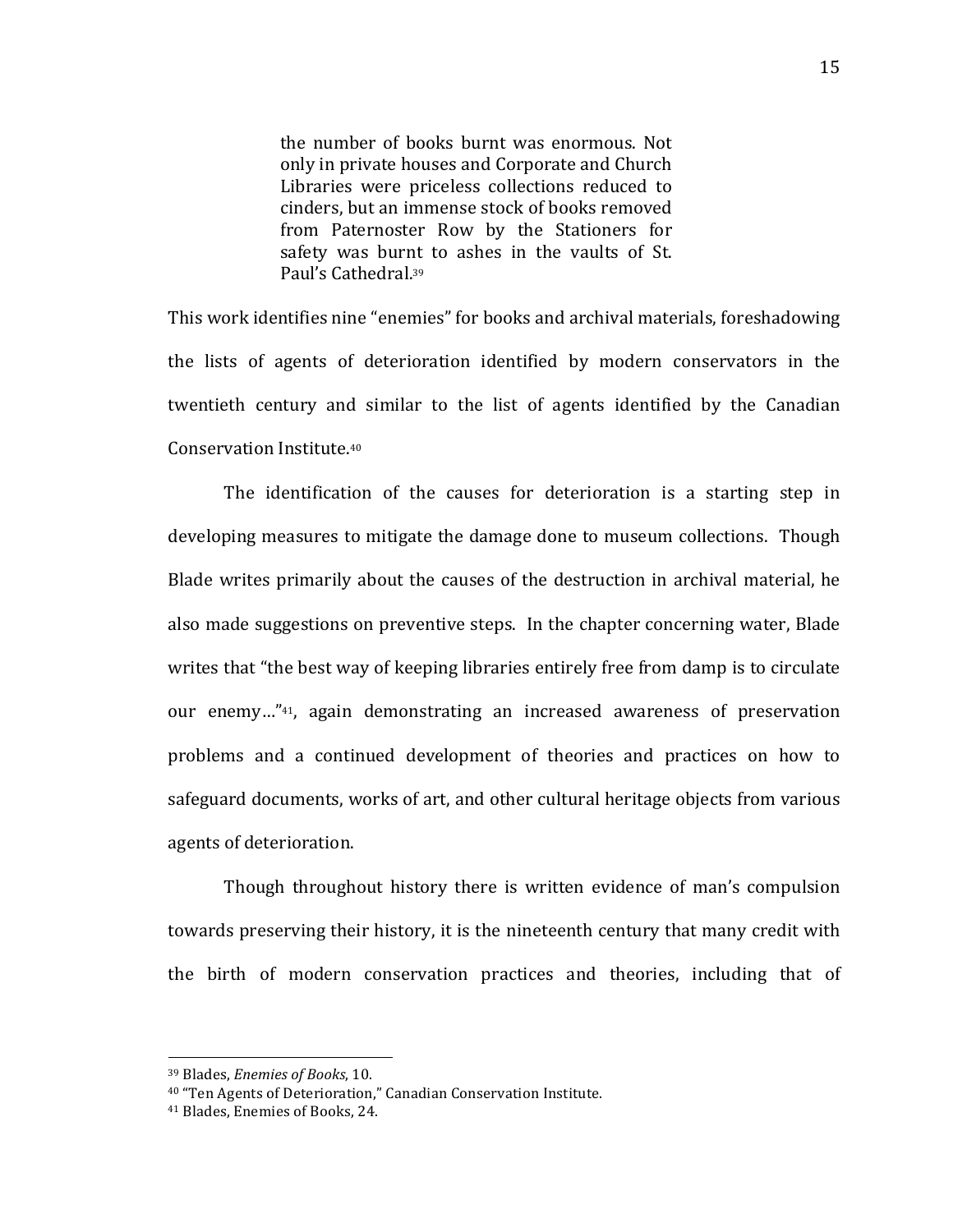> the number of books burnt was enormous. Not only in private houses and Corporate and Church Libraries were priceless collections reduced to cinders, but an immense stock of books removed from Paternoster Row by the Stationers for safety was burnt to ashes in the vaults of St. Paul's Cathedral.[39]

This work identifies nine "enemies" for books and archival materials, foreshadowing the lists of agents of deterioration identified by modern conservators in the twentieth century and similar to the list of agents identified by the Canadian Conservation Institute.[40]

The identification of the causes for deterioration is a starting step in developing measures to mitigate the damage done to museum collections. Though Blade writes primarily about the causes of the destruction in archival material, he also made suggestions on preventive steps. In the chapter concerning water, Blade writes that "the best way of keeping libraries entirely free from damp is to circulate our enemy…"[41], again demonstrating an increased awareness of preservation problems and a continued development of theories and practices on how to safeguard documents, works of art, and other cultural heritage objects from various agents of deterioration.

Though throughout history there is written evidence of man's compulsion towards preserving their history, it is the nineteenth century that many credit with the birth of modern conservation practices and theories, including that of

---

[39] Blades, *Enemies of Books*, 10.

[40] "Ten Agents of Deterioration," Canadian Conservation Institute.

[41] Blades, Enemies of Books, 24.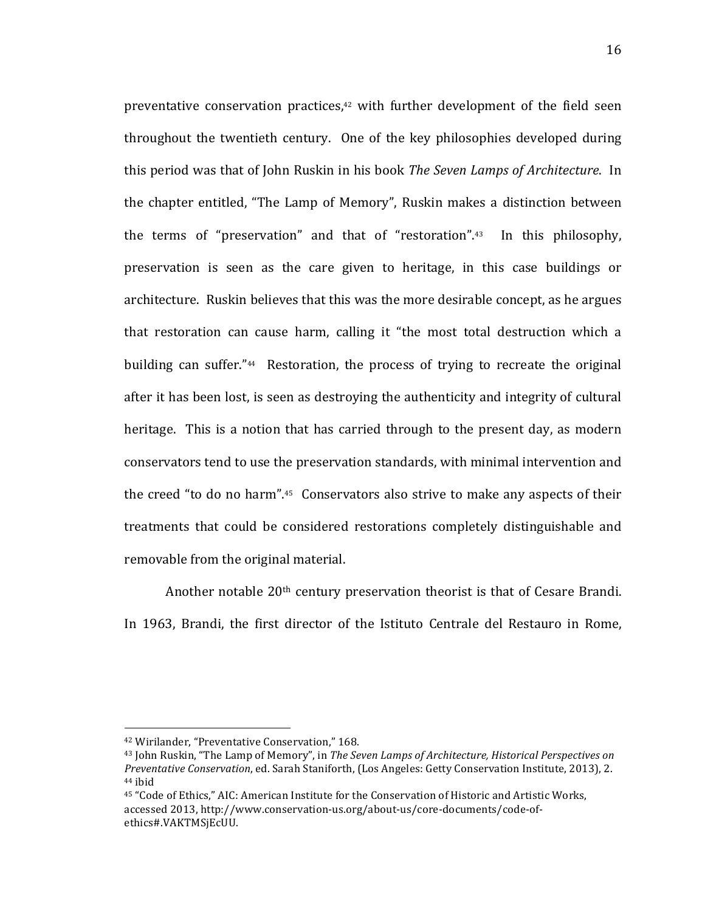preventative conservation practices,[42] with further development of the field seen throughout the twentieth century. One of the key philosophies developed during this period was that of John Ruskin in his book *The Seven Lamps of Architecture*. In the chapter entitled, "The Lamp of Memory", Ruskin makes a distinction between the terms of "preservation" and that of "restoration".[43] In this philosophy, preservation is seen as the care given to heritage, in this case buildings or architecture. Ruskin believes that this was the more desirable concept, as he argues that restoration can cause harm, calling it "the most total destruction which a building can suffer."[44] Restoration, the process of trying to recreate the original after it has been lost, is seen as destroying the authenticity and integrity of cultural heritage. This is a notion that has carried through to the present day, as modern conservators tend to use the preservation standards, with minimal intervention and the creed "to do no harm".[45] Conservators also strive to make any aspects of their treatments that could be considered restorations completely distinguishable and removable from the original material.

Another notable 20th century preservation theorist is that of Cesare Brandi. In 1963, Brandi, the first director of the Istituto Centrale del Restauro in Rome,

---

[42] Wirilander, "Preventative Conservation," 168.

[43] John Ruskin, "The Lamp of Memory", in *The Seven Lamps of Architecture, Historical Perspectives on Preventative Conservation*, ed. Sarah Staniforth, (Los Angeles: Getty Conservation Institute, 2013), 2.

[44] ibid

[45] "Code of Ethics," AIC: American Institute for the Conservation of Historic and Artistic Works, accessed 2013, http://www.conservation-us.org/about-us/core-documents/code-of-ethics#.VAKTMSjEcUU.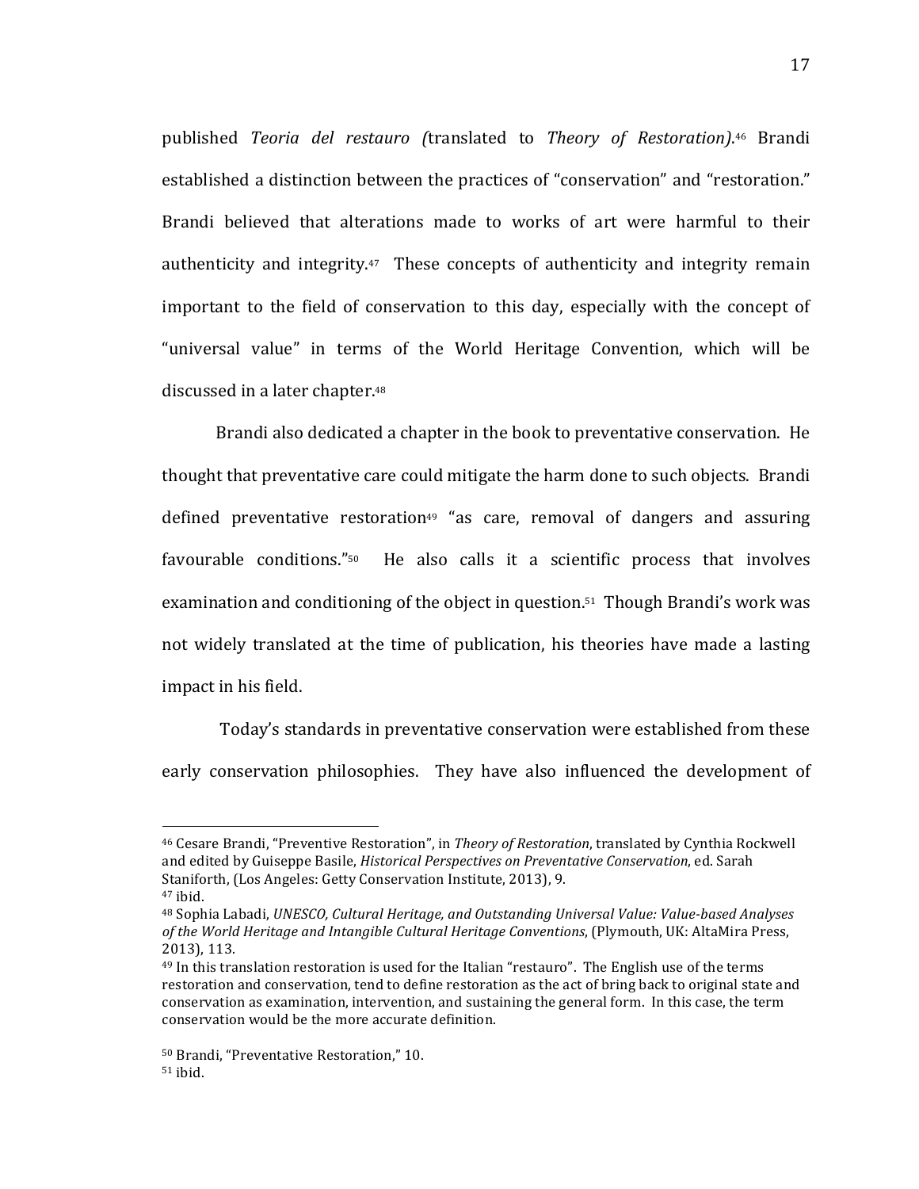published *Teoria del restauro (*translated to *Theory of Restoration)*.[46] Brandi established a distinction between the practices of "conservation" and "restoration." Brandi believed that alterations made to works of art were harmful to their authenticity and integrity.[47] These concepts of authenticity and integrity remain important to the field of conservation to this day, especially with the concept of "universal value" in terms of the World Heritage Convention, which will be discussed in a later chapter.[48]

Brandi also dedicated a chapter in the book to preventative conservation. He thought that preventative care could mitigate the harm done to such objects. Brandi defined preventative restoration[49] "as care, removal of dangers and assuring favourable conditions."[50] He also calls it a scientific process that involves examination and conditioning of the object in question.[51] Though Brandi's work was not widely translated at the time of publication, his theories have made a lasting impact in his field.

Today's standards in preventative conservation were established from these early conservation philosophies. They have also influenced the development of

---

[46] Cesare Brandi, "Preventive Restoration", in *Theory of Restoration*, translated by Cynthia Rockwell and edited by Guiseppe Basile, *Historical Perspectives on Preventative Conservation*, ed. Sarah Staniforth, (Los Angeles: Getty Conservation Institute, 2013), 9.

[47] ibid.

[48] Sophia Labadi, *UNESCO, Cultural Heritage, and Outstanding Universal Value: Value-based Analyses of the World Heritage and Intangible Cultural Heritage Conventions*, (Plymouth, UK: AltaMira Press, 2013), 113.

[49] In this translation restoration is used for the Italian "restauro". The English use of the terms restoration and conservation, tend to define restoration as the act of bring back to original state and conservation as examination, intervention, and sustaining the general form. In this case, the term conservation would be the more accurate definition.

[50] Brandi, "Preventative Restoration," 10.

[51] ibid.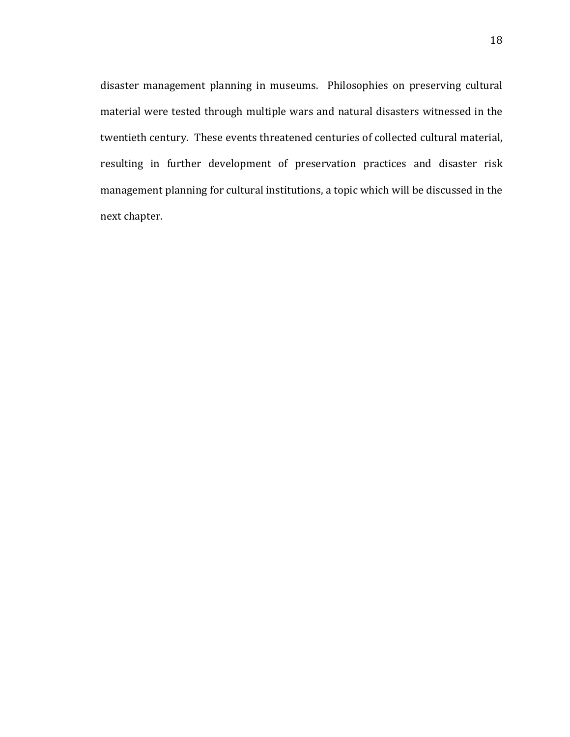disaster management planning in museums. Philosophies on preserving cultural material were tested through multiple wars and natural disasters witnessed in the twentieth century. These events threatened centuries of collected cultural material, resulting in further development of preservation practices and disaster risk management planning for cultural institutions, a topic which will be discussed in the next chapter.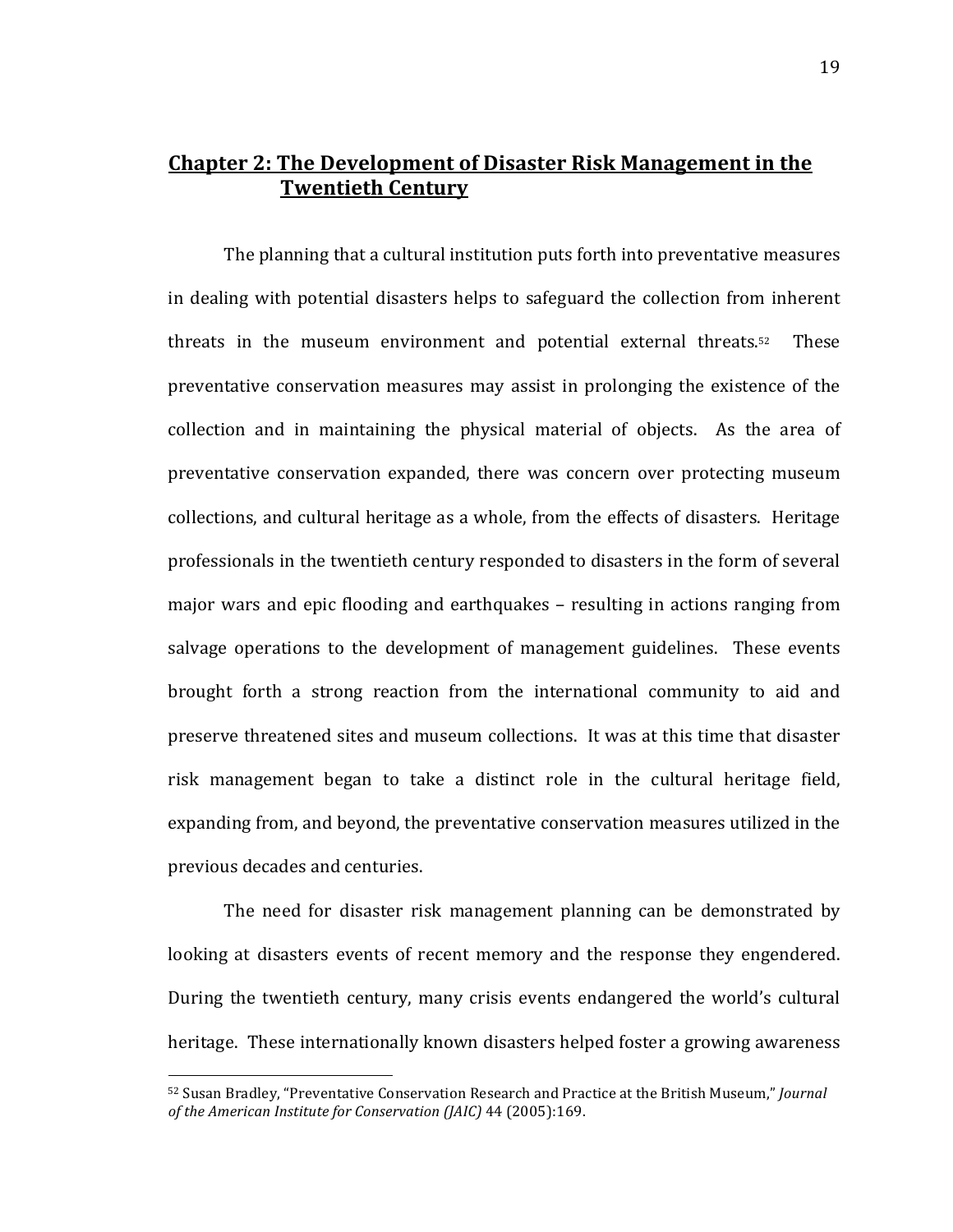## Chapter 2: The Development of Disaster Risk Management in the Twentieth Century

The planning that a cultural institution puts forth into preventative measures in dealing with potential disasters helps to safeguard the collection from inherent threats in the museum environment and potential external threats.[52] These preventative conservation measures may assist in prolonging the existence of the collection and in maintaining the physical material of objects. As the area of preventative conservation expanded, there was concern over protecting museum collections, and cultural heritage as a whole, from the effects of disasters. Heritage professionals in the twentieth century responded to disasters in the form of several major wars and epic flooding and earthquakes – resulting in actions ranging from salvage operations to the development of management guidelines. These events brought forth a strong reaction from the international community to aid and preserve threatened sites and museum collections. It was at this time that disaster risk management began to take a distinct role in the cultural heritage field, expanding from, and beyond, the preventative conservation measures utilized in the previous decades and centuries.

The need for disaster risk management planning can be demonstrated by looking at disasters events of recent memory and the response they engendered. During the twentieth century, many crisis events endangered the world's cultural heritage. These internationally known disasters helped foster a growing awareness

---

[52] Susan Bradley, "Preventative Conservation Research and Practice at the British Museum," *Journal of the American Institute for Conservation (JAIC)* 44 (2005):169.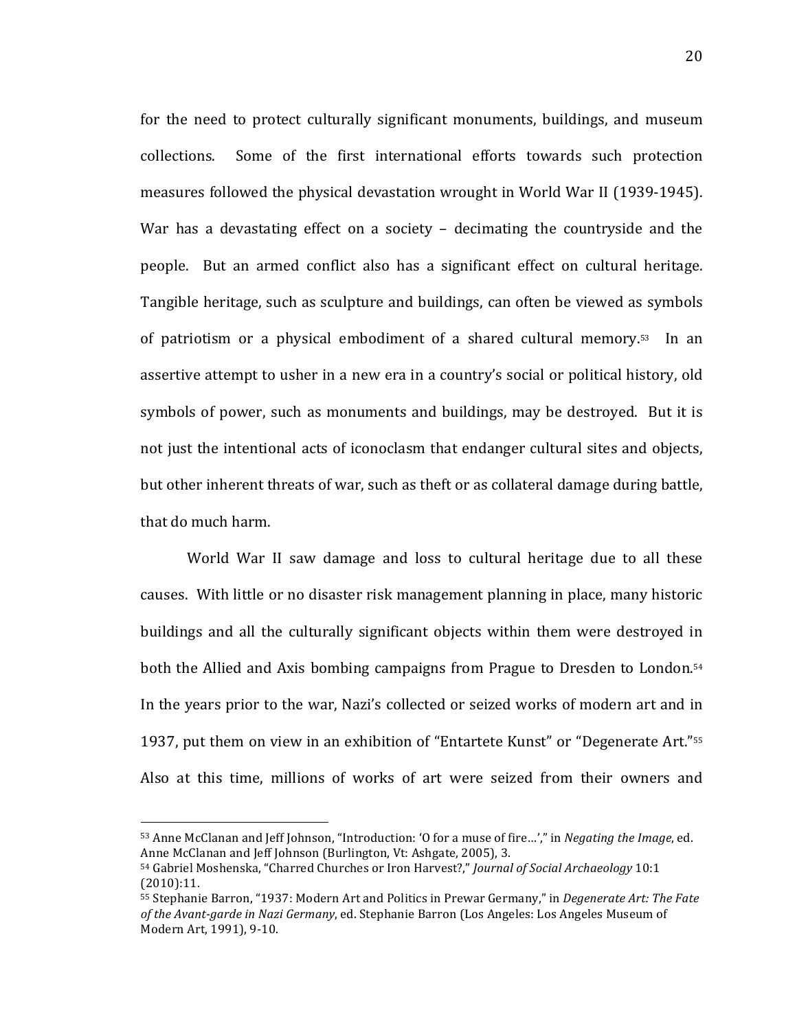for the need to protect culturally significant monuments, buildings, and museum collections. Some of the first international efforts towards such protection measures followed the physical devastation wrought in World War II (1939-1945). War has a devastating effect on a society – decimating the countryside and the people. But an armed conflict also has a significant effect on cultural heritage. Tangible heritage, such as sculpture and buildings, can often be viewed as symbols of patriotism or a physical embodiment of a shared cultural memory.[53] In an assertive attempt to usher in a new era in a country's social or political history, old symbols of power, such as monuments and buildings, may be destroyed. But it is not just the intentional acts of iconoclasm that endanger cultural sites and objects, but other inherent threats of war, such as theft or as collateral damage during battle, that do much harm.

World War II saw damage and loss to cultural heritage due to all these causes. With little or no disaster risk management planning in place, many historic buildings and all the culturally significant objects within them were destroyed in both the Allied and Axis bombing campaigns from Prague to Dresden to London.[54] In the years prior to the war, Nazi's collected or seized works of modern art and in 1937, put them on view in an exhibition of "Entartete Kunst" or "Degenerate Art."[55] Also at this time, millions of works of art were seized from their owners and

---

[53] Anne McClanan and Jeff Johnson, "Introduction: 'O for a muse of fire…'," in *Negating the Image*, ed. Anne McClanan and Jeff Johnson (Burlington, Vt: Ashgate, 2005), 3.

[54] Gabriel Moshenska, "Charred Churches or Iron Harvest?," *Journal of Social Archaeology* 10:1 (2010):11.

[55] Stephanie Barron, "1937: Modern Art and Politics in Prewar Germany," in *Degenerate Art: The Fate of the Avant-garde in Nazi Germany*, ed. Stephanie Barron (Los Angeles: Los Angeles Museum of Modern Art, 1991), 9-10.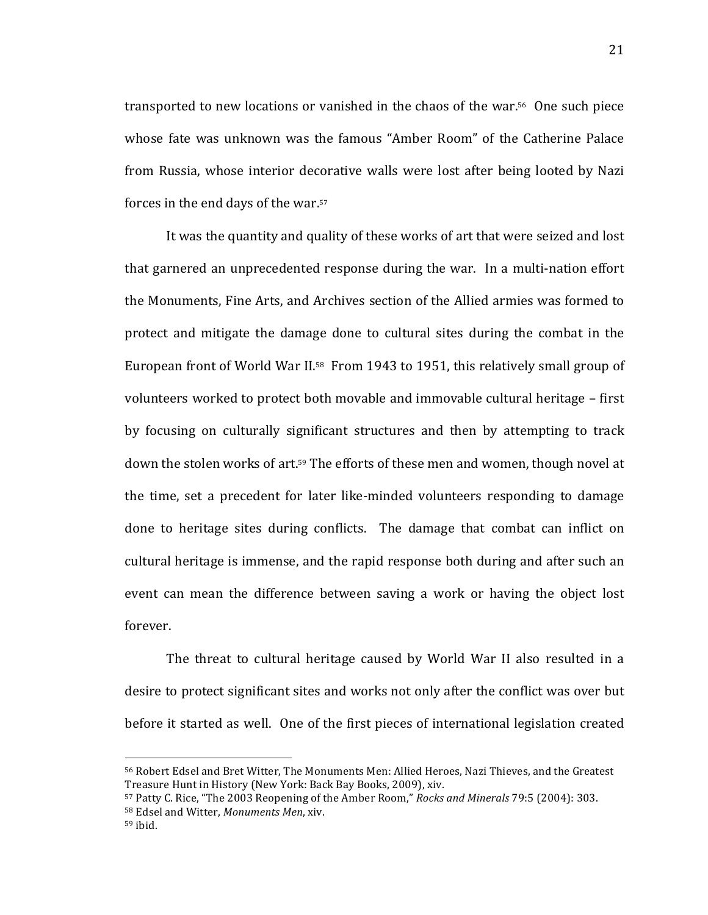transported to new locations or vanished in the chaos of the war.[56] One such piece whose fate was unknown was the famous "Amber Room" of the Catherine Palace from Russia, whose interior decorative walls were lost after being looted by Nazi forces in the end days of the war.[57]

It was the quantity and quality of these works of art that were seized and lost that garnered an unprecedented response during the war. In a multi-nation effort the Monuments, Fine Arts, and Archives section of the Allied armies was formed to protect and mitigate the damage done to cultural sites during the combat in the European front of World War II.[58] From 1943 to 1951, this relatively small group of volunteers worked to protect both movable and immovable cultural heritage – first by focusing on culturally significant structures and then by attempting to track down the stolen works of art.[59] The efforts of these men and women, though novel at the time, set a precedent for later like-minded volunteers responding to damage done to heritage sites during conflicts. The damage that combat can inflict on cultural heritage is immense, and the rapid response both during and after such an event can mean the difference between saving a work or having the object lost forever.

The threat to cultural heritage caused by World War II also resulted in a desire to protect significant sites and works not only after the conflict was over but before it started as well. One of the first pieces of international legislation created

---

[56] Robert Edsel and Bret Witter, The Monuments Men: Allied Heroes, Nazi Thieves, and the Greatest Treasure Hunt in History (New York: Back Bay Books, 2009), xiv.

[57] Patty C. Rice, "The 2003 Reopening of the Amber Room," *Rocks and Minerals* 79:5 (2004): 303.

[58] Edsel and Witter, *Monuments Men*, xiv.

[59] ibid.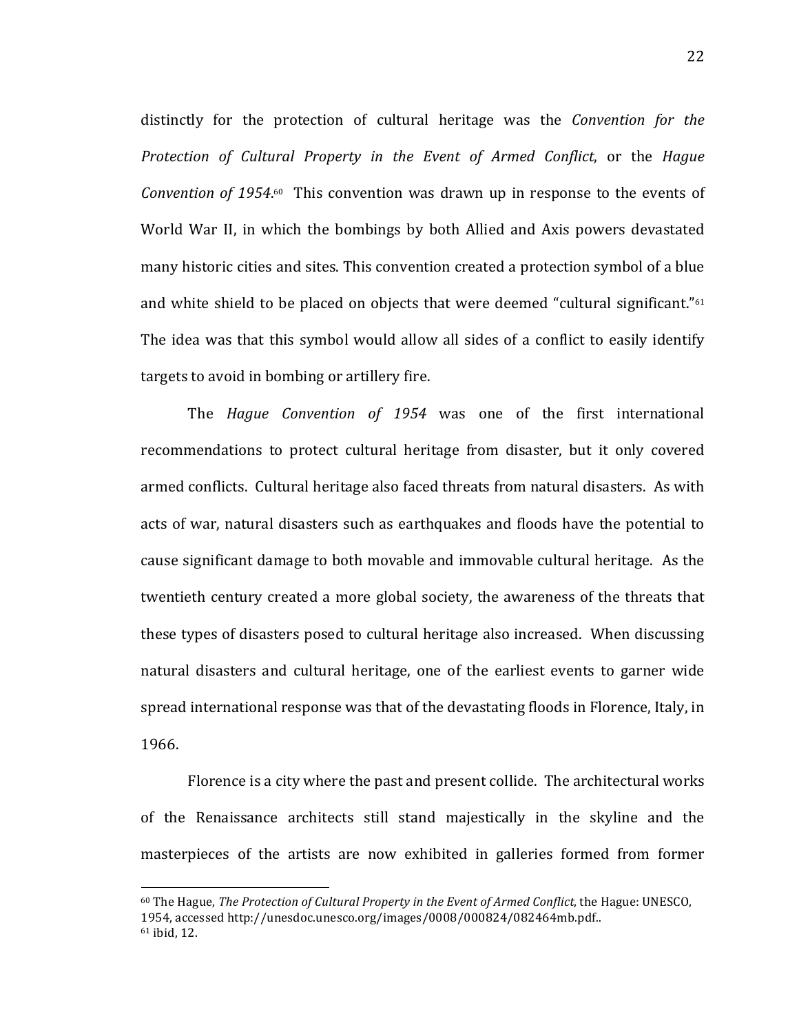distinctly for the protection of cultural heritage was the *Convention for the Protection of Cultural Property in the Event of Armed Conflict*, or the *Hague Convention of 1954*.[60] This convention was drawn up in response to the events of World War II, in which the bombings by both Allied and Axis powers devastated many historic cities and sites. This convention created a protection symbol of a blue and white shield to be placed on objects that were deemed "cultural significant."[61] The idea was that this symbol would allow all sides of a conflict to easily identify targets to avoid in bombing or artillery fire.

The *Hague Convention of 1954* was one of the first international recommendations to protect cultural heritage from disaster, but it only covered armed conflicts. Cultural heritage also faced threats from natural disasters. As with acts of war, natural disasters such as earthquakes and floods have the potential to cause significant damage to both movable and immovable cultural heritage. As the twentieth century created a more global society, the awareness of the threats that these types of disasters posed to cultural heritage also increased. When discussing natural disasters and cultural heritage, one of the earliest events to garner wide spread international response was that of the devastating floods in Florence, Italy, in 1966.

Florence is a city where the past and present collide. The architectural works of the Renaissance architects still stand majestically in the skyline and the masterpieces of the artists are now exhibited in galleries formed from former

---

[60] The Hague, *The Protection of Cultural Property in the Event of Armed Conflict*, the Hague: UNESCO, 1954, accessed http://unesdoc.unesco.org/images/0008/000824/082464mb.pdf..

[61] ibid, 12.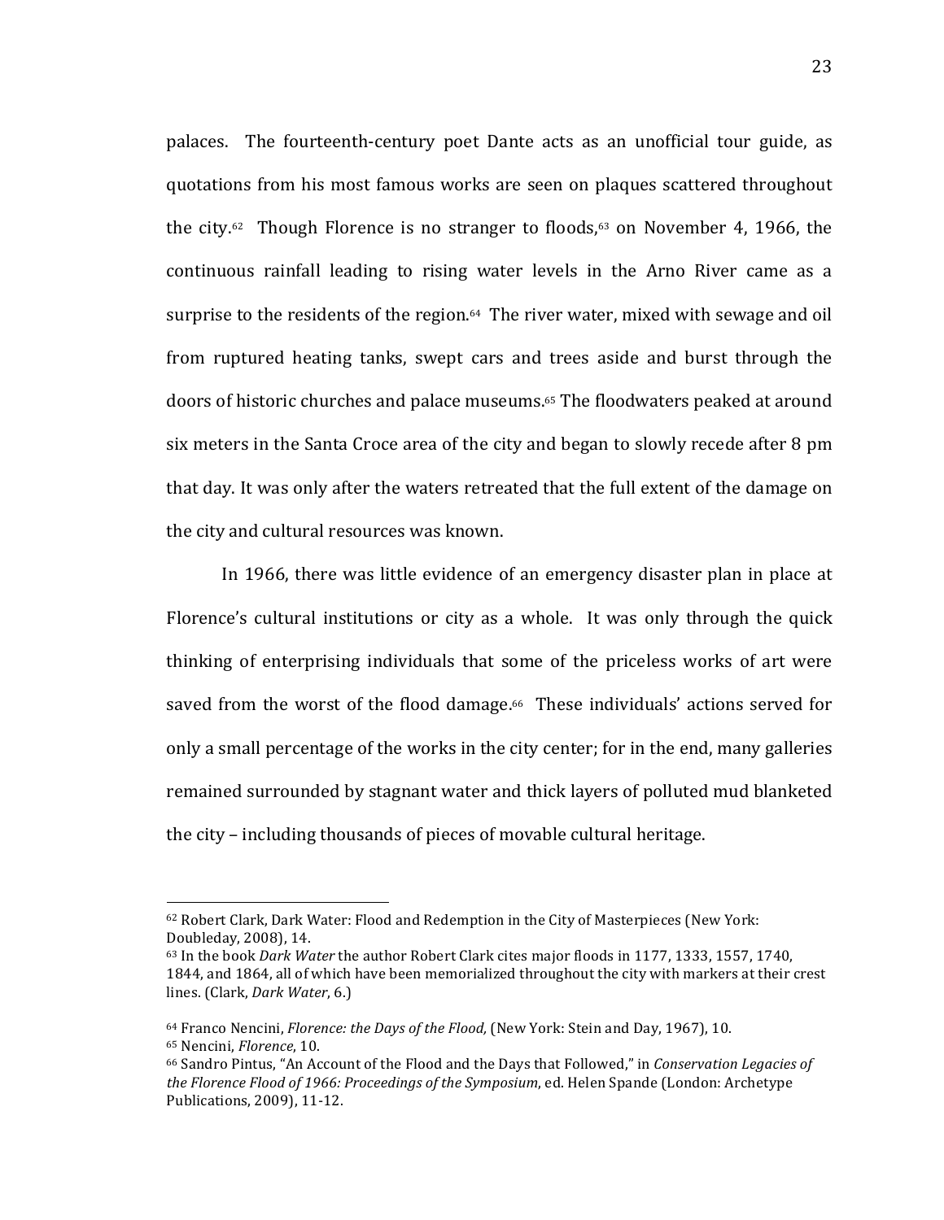palaces. The fourteenth-century poet Dante acts as an unofficial tour guide, as quotations from his most famous works are seen on plaques scattered throughout the city.[62] Though Florence is no stranger to floods,[63] on November 4, 1966, the continuous rainfall leading to rising water levels in the Arno River came as a surprise to the residents of the region.[64] The river water, mixed with sewage and oil from ruptured heating tanks, swept cars and trees aside and burst through the doors of historic churches and palace museums.[65] The floodwaters peaked at around six meters in the Santa Croce area of the city and began to slowly recede after 8 pm that day. It was only after the waters retreated that the full extent of the damage on the city and cultural resources was known.

In 1966, there was little evidence of an emergency disaster plan in place at Florence's cultural institutions or city as a whole. It was only through the quick thinking of enterprising individuals that some of the priceless works of art were saved from the worst of the flood damage.[66] These individuals' actions served for only a small percentage of the works in the city center; for in the end, many galleries remained surrounded by stagnant water and thick layers of polluted mud blanketed the city – including thousands of pieces of movable cultural heritage.

---

[62] Robert Clark, Dark Water: Flood and Redemption in the City of Masterpieces (New York: Doubleday, 2008), 14.

[63] In the book *Dark Water* the author Robert Clark cites major floods in 1177, 1333, 1557, 1740, 1844, and 1864, all of which have been memorialized throughout the city with markers at their crest lines. (Clark, *Dark Water*, 6.)

[64] Franco Nencini, *Florence: the Days of the Flood,* (New York: Stein and Day, 1967), 10.

[65] Nencini, *Florence*, 10.

[66] Sandro Pintus, "An Account of the Flood and the Days that Followed," in *Conservation Legacies of the Florence Flood of 1966: Proceedings of the Symposium*, ed. Helen Spande (London: Archetype Publications, 2009), 11-12.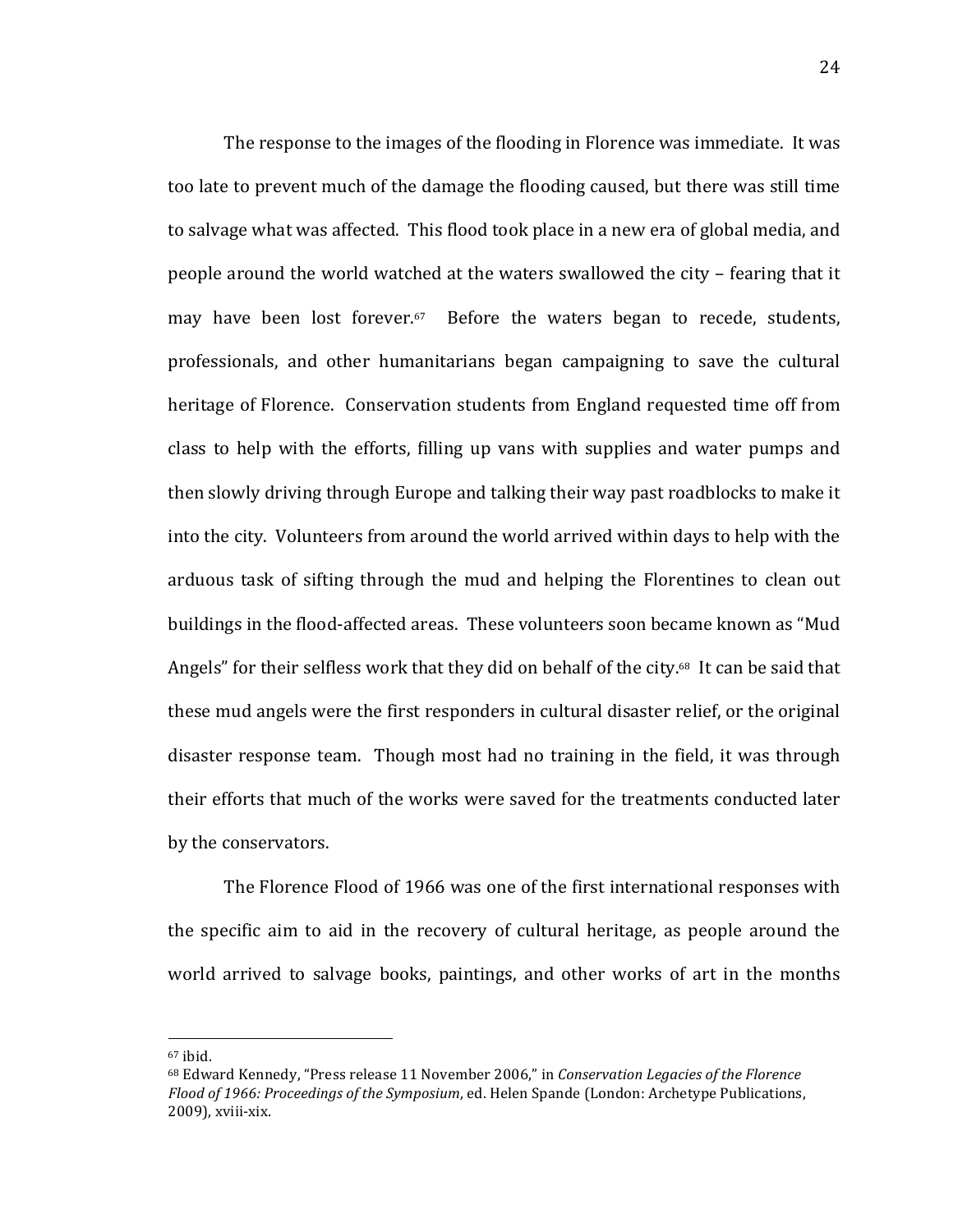The response to the images of the flooding in Florence was immediate. It was too late to prevent much of the damage the flooding caused, but there was still time to salvage what was affected. This flood took place in a new era of global media, and people around the world watched at the waters swallowed the city – fearing that it may have been lost forever.[67] Before the waters began to recede, students, professionals, and other humanitarians began campaigning to save the cultural heritage of Florence. Conservation students from England requested time off from class to help with the efforts, filling up vans with supplies and water pumps and then slowly driving through Europe and talking their way past roadblocks to make it into the city. Volunteers from around the world arrived within days to help with the arduous task of sifting through the mud and helping the Florentines to clean out buildings in the flood-affected areas. These volunteers soon became known as "Mud Angels" for their selfless work that they did on behalf of the city.[68] It can be said that these mud angels were the first responders in cultural disaster relief, or the original disaster response team. Though most had no training in the field, it was through their efforts that much of the works were saved for the treatments conducted later by the conservators.

The Florence Flood of 1966 was one of the first international responses with the specific aim to aid in the recovery of cultural heritage, as people around the world arrived to salvage books, paintings, and other works of art in the months

---

[67] ibid.

[68] Edward Kennedy, "Press release 11 November 2006," in *Conservation Legacies of the Florence Flood of 1966: Proceedings of the Symposium*, ed. Helen Spande (London: Archetype Publications, 2009), xviii-xix.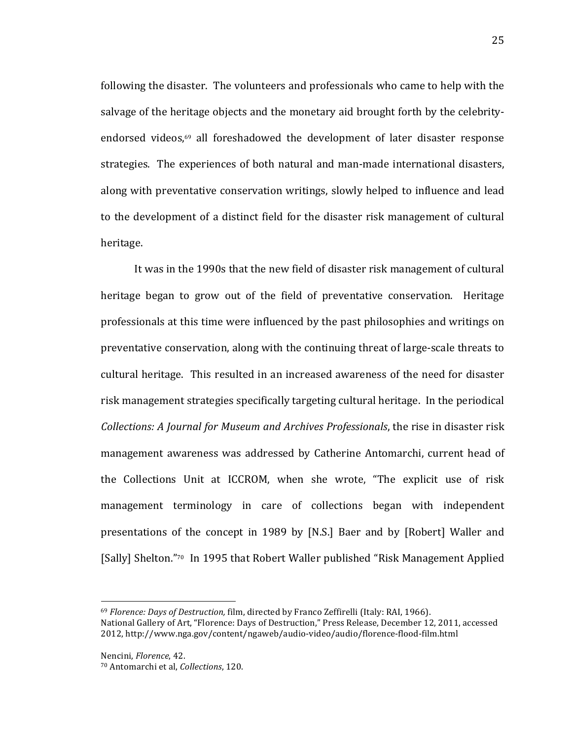following the disaster. The volunteers and professionals who came to help with the salvage of the heritage objects and the monetary aid brought forth by the celebrity-endorsed videos,[69] all foreshadowed the development of later disaster response strategies. The experiences of both natural and man-made international disasters, along with preventative conservation writings, slowly helped to influence and lead to the development of a distinct field for the disaster risk management of cultural heritage.

It was in the 1990s that the new field of disaster risk management of cultural heritage began to grow out of the field of preventative conservation. Heritage professionals at this time were influenced by the past philosophies and writings on preventative conservation, along with the continuing threat of large-scale threats to cultural heritage. This resulted in an increased awareness of the need for disaster risk management strategies specifically targeting cultural heritage. In the periodical *Collections: A Journal for Museum and Archives Professionals*, the rise in disaster risk management awareness was addressed by Catherine Antomarchi, current head of the Collections Unit at ICCROM, when she wrote, "The explicit use of risk management terminology in care of collections began with independent presentations of the concept in 1989 by [N.S.] Baer and by [Robert] Waller and [Sally] Shelton."[70] In 1995 that Robert Waller published "Risk Management Applied

---

[69] *Florence: Days of Destruction,* film, directed by Franco Zeffirelli (Italy: RAI, 1966).
National Gallery of Art, "Florence: Days of Destruction," Press Release, December 12, 2011, accessed 2012, http://www.nga.gov/content/ngaweb/audio-video/audio/florence-flood-film.html

Nencini, *Florence*, 42.

[70] Antomarchi et al, *Collections*, 120.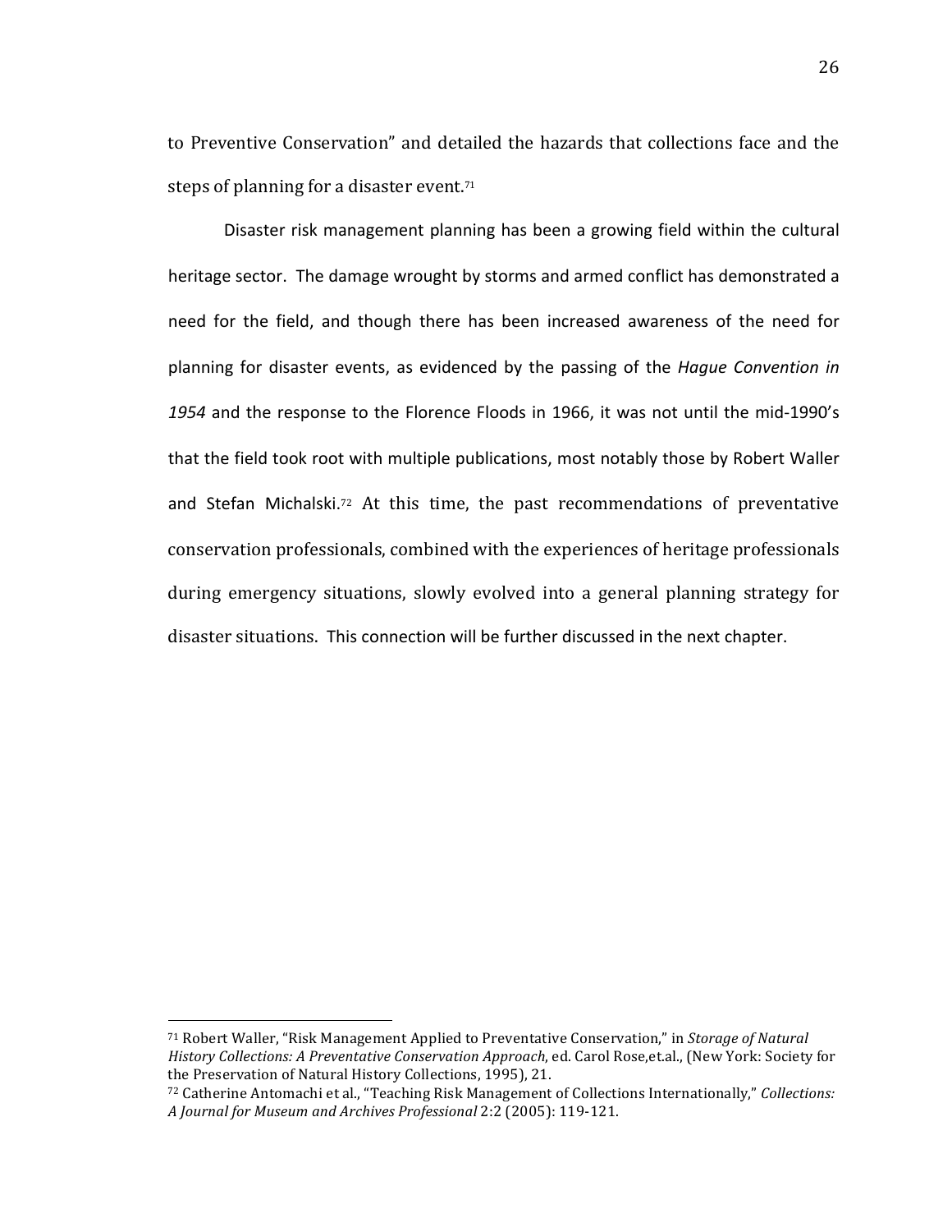to Preventive Conservation" and detailed the hazards that collections face and the steps of planning for a disaster event.[71]

Disaster risk management planning has been a growing field within the cultural heritage sector. The damage wrought by storms and armed conflict has demonstrated a need for the field, and though there has been increased awareness of the need for planning for disaster events, as evidenced by the passing of the *Hague Convention in 1954* and the response to the Florence Floods in 1966, it was not until the mid-1990's that the field took root with multiple publications, most notably those by Robert Waller and Stefan Michalski.[72] At this time, the past recommendations of preventative conservation professionals, combined with the experiences of heritage professionals during emergency situations, slowly evolved into a general planning strategy for disaster situations. This connection will be further discussed in the next chapter.

---

[71] Robert Waller, "Risk Management Applied to Preventative Conservation," in *Storage of Natural History Collections: A Preventative Conservation Approach*, ed. Carol Rose,et.al., (New York: Society for the Preservation of Natural History Collections, 1995), 21.

[72] Catherine Antomachi et al., "Teaching Risk Management of Collections Internationally," *Collections: A Journal for Museum and Archives Professional* 2:2 (2005): 119-121.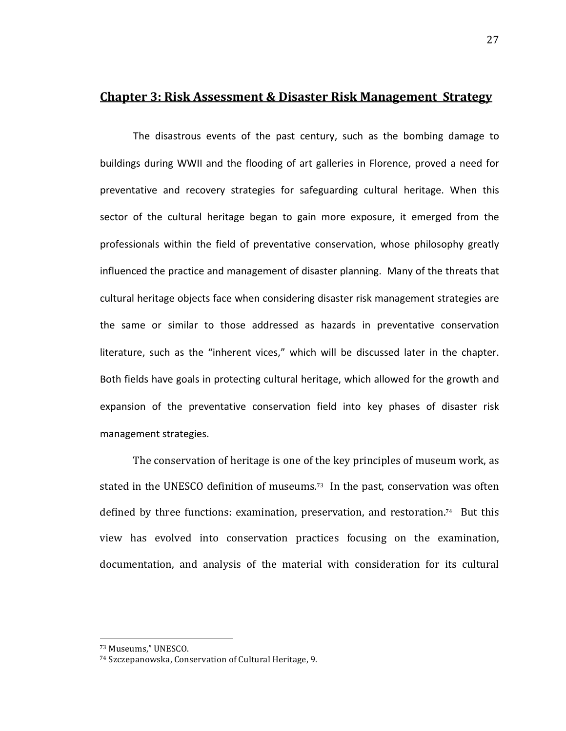## **Chapter 3: Risk Assessment & Disaster Risk Management Strategy**

The disastrous events of the past century, such as the bombing damage to buildings during WWII and the flooding of art galleries in Florence, proved a need for preventative and recovery strategies for safeguarding cultural heritage. When this sector of the cultural heritage began to gain more exposure, it emerged from the professionals within the field of preventative conservation, whose philosophy greatly influenced the practice and management of disaster planning. Many of the threats that cultural heritage objects face when considering disaster risk management strategies are the same or similar to those addressed as hazards in preventative conservation literature, such as the "inherent vices," which will be discussed later in the chapter. Both fields have goals in protecting cultural heritage, which allowed for the growth and expansion of the preventative conservation field into key phases of disaster risk management strategies.

The conservation of heritage is one of the key principles of museum work, as stated in the UNESCO definition of museums.[73] In the past, conservation was often defined by three functions: examination, preservation, and restoration.[74] But this view has evolved into conservation practices focusing on the examination, documentation, and analysis of the material with consideration for its cultural

---

[73] Museums," UNESCO.

[74] Szczepanowska, Conservation of Cultural Heritage, 9.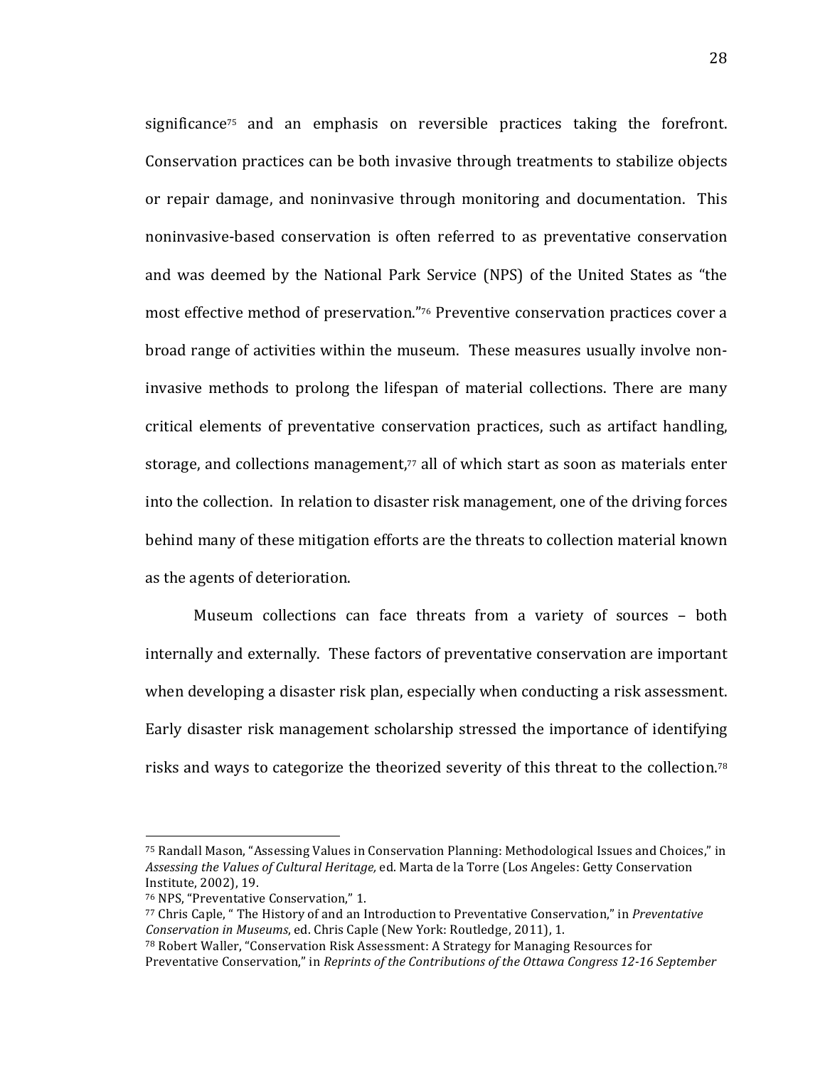significance[75] and an emphasis on reversible practices taking the forefront. Conservation practices can be both invasive through treatments to stabilize objects or repair damage, and noninvasive through monitoring and documentation. This noninvasive-based conservation is often referred to as preventative conservation and was deemed by the National Park Service (NPS) of the United States as "the most effective method of preservation."[76] Preventive conservation practices cover a broad range of activities within the museum. These measures usually involve non-invasive methods to prolong the lifespan of material collections. There are many critical elements of preventative conservation practices, such as artifact handling, storage, and collections management,[77] all of which start as soon as materials enter into the collection. In relation to disaster risk management, one of the driving forces behind many of these mitigation efforts are the threats to collection material known as the agents of deterioration.

Museum collections can face threats from a variety of sources – both internally and externally. These factors of preventative conservation are important when developing a disaster risk plan, especially when conducting a risk assessment. Early disaster risk management scholarship stressed the importance of identifying risks and ways to categorize the theorized severity of this threat to the collection.[78]

---

[75] Randall Mason, "Assessing Values in Conservation Planning: Methodological Issues and Choices," in *Assessing the Values of Cultural Heritage,* ed. Marta de la Torre (Los Angeles: Getty Conservation Institute, 2002), 19.

[76] NPS, "Preventative Conservation," 1.

[77] Chris Caple, " The History of and an Introduction to Preventative Conservation," in *Preventative Conservation in Museums*, ed. Chris Caple (New York: Routledge, 2011), 1.

[78] Robert Waller, "Conservation Risk Assessment: A Strategy for Managing Resources for Preventative Conservation," in *Reprints of the Contributions of the Ottawa Congress 12-16 September*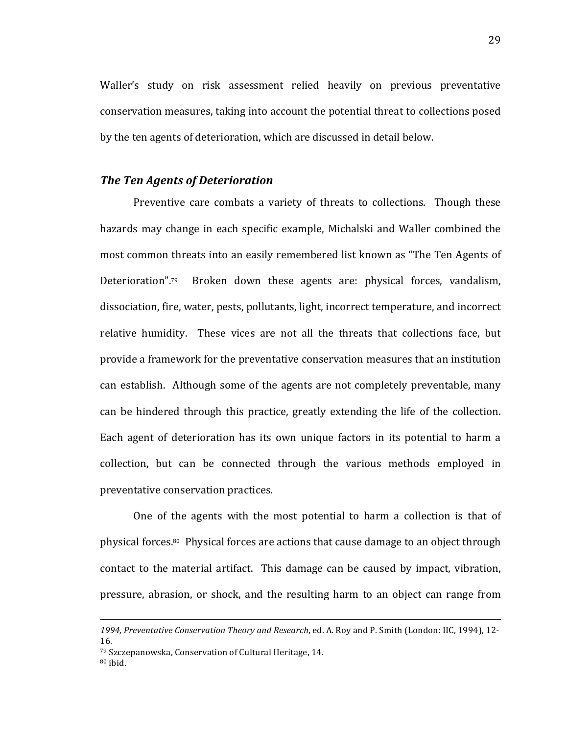Waller's study on risk assessment relied heavily on previous preventative conservation measures, taking into account the potential threat to collections posed by the ten agents of deterioration, which are discussed in detail below.

### *The Ten Agents of Deterioration*

Preventive care combats a variety of threats to collections. Though these hazards may change in each specific example, Michalski and Waller combined the most common threats into an easily remembered list known as "The Ten Agents of Deterioration".[79] Broken down these agents are: physical forces, vandalism, dissociation, fire, water, pests, pollutants, light, incorrect temperature, and incorrect relative humidity. These vices are not all the threats that collections face, but provide a framework for the preventative conservation measures that an institution can establish. Although some of the agents are not completely preventable, many can be hindered through this practice, greatly extending the life of the collection. Each agent of deterioration has its own unique factors in its potential to harm a collection, but can be connected through the various methods employed in preventative conservation practices.

One of the agents with the most potential to harm a collection is that of physical forces.[80] Physical forces are actions that cause damage to an object through contact to the material artifact. This damage can be caused by impact, vibration, pressure, abrasion, or shock, and the resulting harm to an object can range from

---

*1994, Preventative Conservation Theory and Research*, ed. A. Roy and P. Smith (London: IIC, 1994), 12-16.

[79] Szczepanowska, Conservation of Cultural Heritage, 14.

[80] ibid.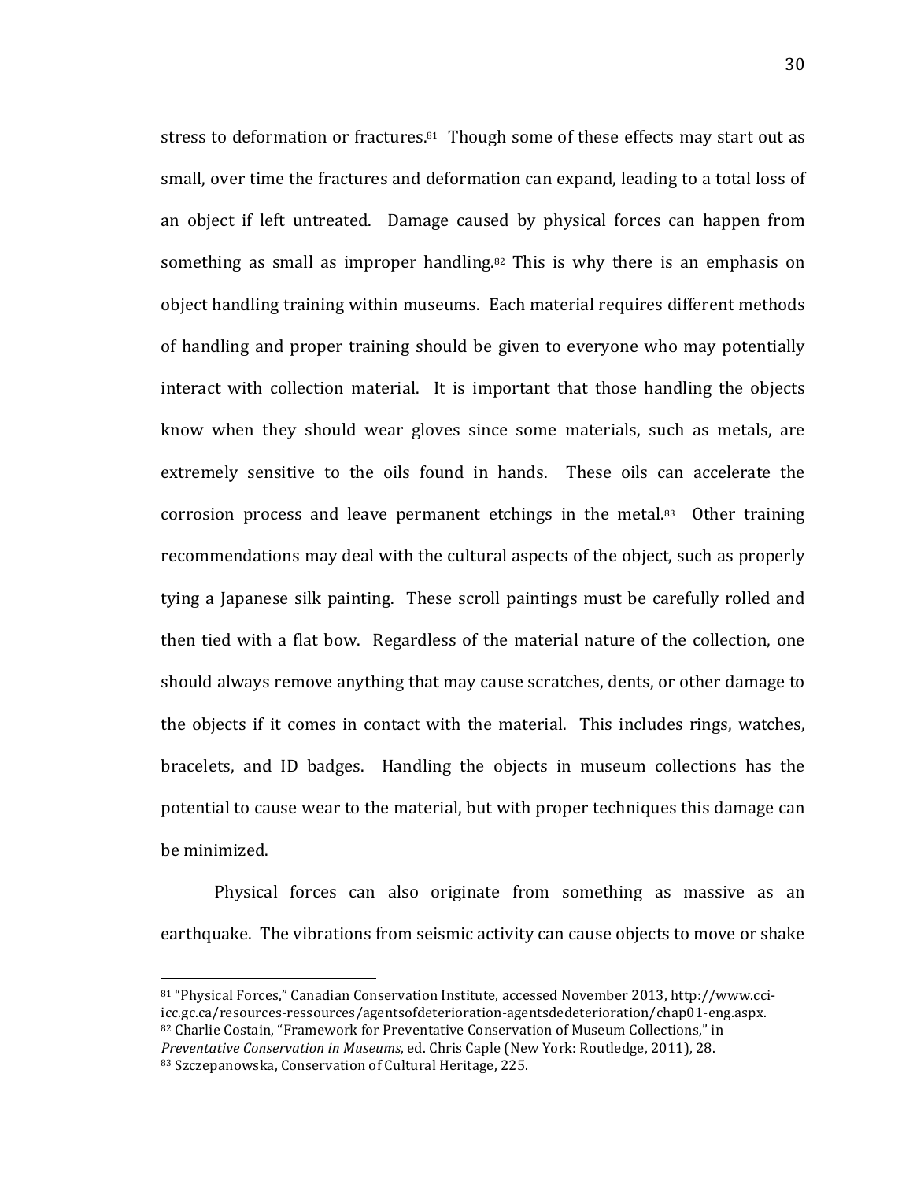stress to deformation or fractures.[81] Though some of these effects may start out as small, over time the fractures and deformation can expand, leading to a total loss of an object if left untreated. Damage caused by physical forces can happen from something as small as improper handling.[82] This is why there is an emphasis on object handling training within museums. Each material requires different methods of handling and proper training should be given to everyone who may potentially interact with collection material. It is important that those handling the objects know when they should wear gloves since some materials, such as metals, are extremely sensitive to the oils found in hands. These oils can accelerate the corrosion process and leave permanent etchings in the metal.[83] Other training recommendations may deal with the cultural aspects of the object, such as properly tying a Japanese silk painting. These scroll paintings must be carefully rolled and then tied with a flat bow. Regardless of the material nature of the collection, one should always remove anything that may cause scratches, dents, or other damage to the objects if it comes in contact with the material. This includes rings, watches, bracelets, and ID badges. Handling the objects in museum collections has the potential to cause wear to the material, but with proper techniques this damage can be minimized.

Physical forces can also originate from something as massive as an earthquake. The vibrations from seismic activity can cause objects to move or shake

---

[81] "Physical Forces," Canadian Conservation Institute, accessed November 2013, http://www.cci-icc.gc.ca/resources-ressources/agentsofdeterioration-agentsdedeterioration/chap01-eng.aspx.

[82] Charlie Costain, "Framework for Preventative Conservation of Museum Collections," in *Preventative Conservation in Museums*, ed. Chris Caple (New York: Routledge, 2011), 28.

[83] Szczepanowska, Conservation of Cultural Heritage, 225.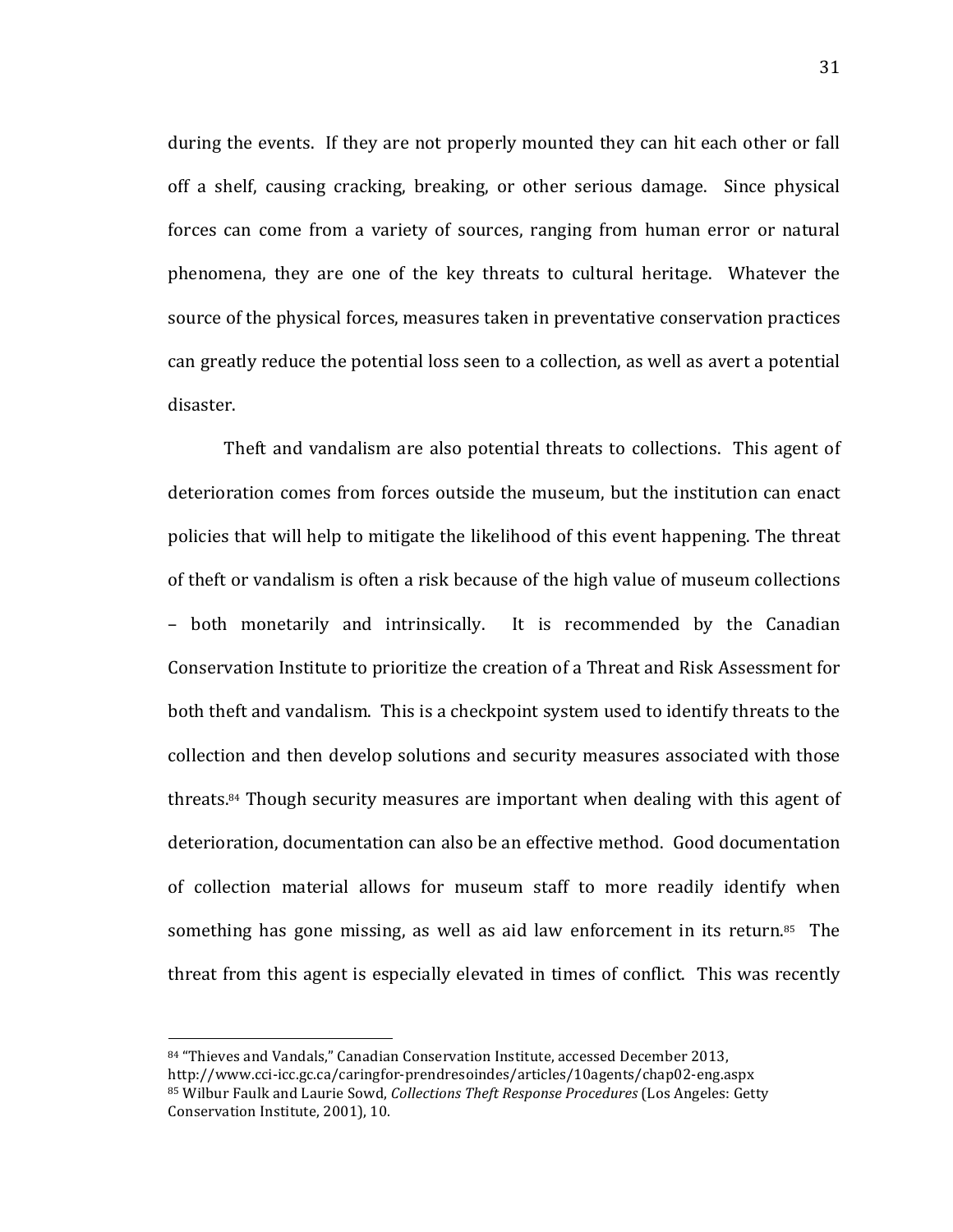during the events. If they are not properly mounted they can hit each other or fall off a shelf, causing cracking, breaking, or other serious damage. Since physical forces can come from a variety of sources, ranging from human error or natural phenomena, they are one of the key threats to cultural heritage. Whatever the source of the physical forces, measures taken in preventative conservation practices can greatly reduce the potential loss seen to a collection, as well as avert a potential disaster.

Theft and vandalism are also potential threats to collections. This agent of deterioration comes from forces outside the museum, but the institution can enact policies that will help to mitigate the likelihood of this event happening. The threat of theft or vandalism is often a risk because of the high value of museum collections – both monetarily and intrinsically. It is recommended by the Canadian Conservation Institute to prioritize the creation of a Threat and Risk Assessment for both theft and vandalism. This is a checkpoint system used to identify threats to the collection and then develop solutions and security measures associated with those threats.[84] Though security measures are important when dealing with this agent of deterioration, documentation can also be an effective method. Good documentation of collection material allows for museum staff to more readily identify when something has gone missing, as well as aid law enforcement in its return.[85] The threat from this agent is especially elevated in times of conflict. This was recently

---

[84] "Thieves and Vandals," Canadian Conservation Institute, accessed December 2013, http://www.cci-icc.gc.ca/caringfor-prendresoindes/articles/10agents/chap02-eng.aspx

[85] Wilbur Faulk and Laurie Sowd, *Collections Theft Response Procedures* (Los Angeles: Getty Conservation Institute, 2001), 10.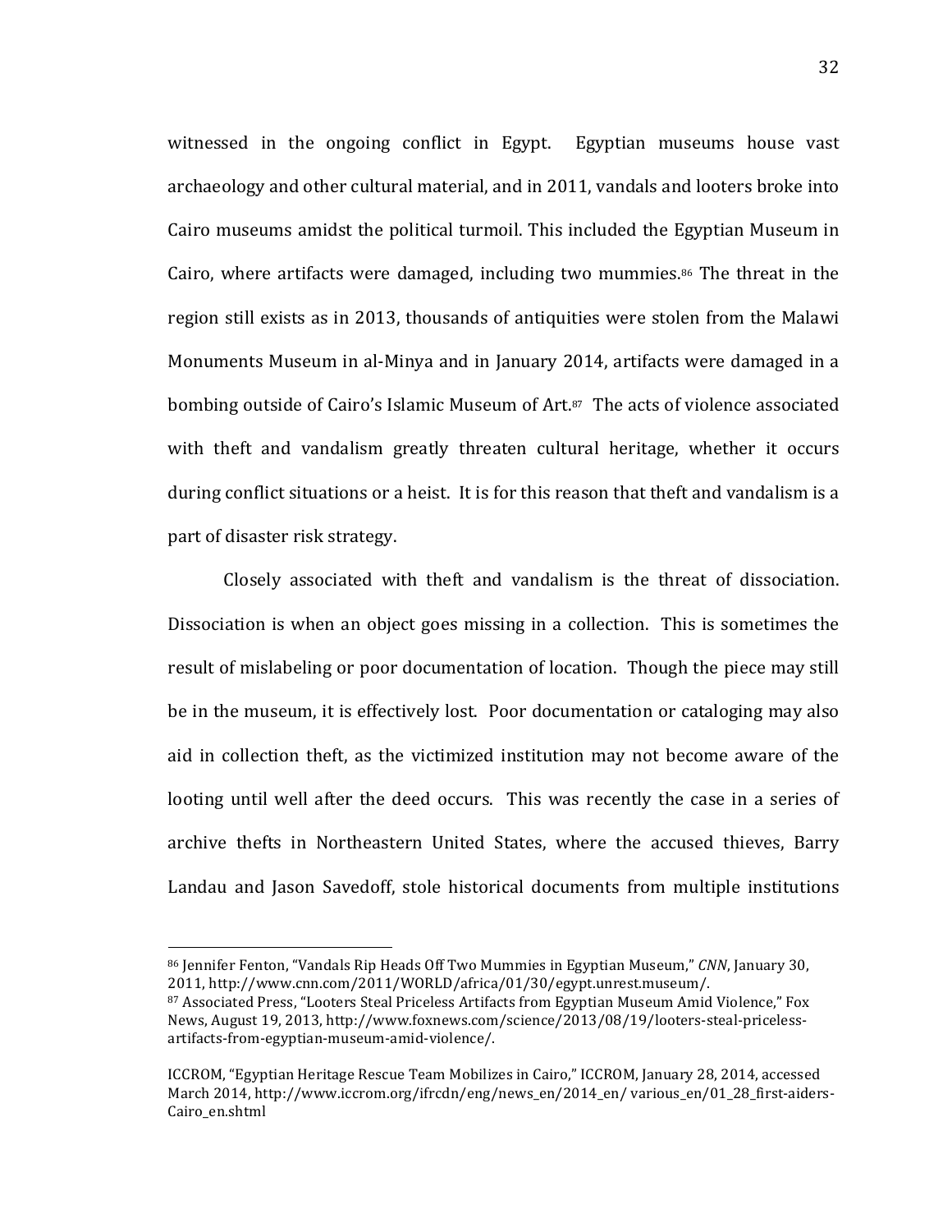witnessed in the ongoing conflict in Egypt. Egyptian museums house vast archaeology and other cultural material, and in 2011, vandals and looters broke into Cairo museums amidst the political turmoil. This included the Egyptian Museum in Cairo, where artifacts were damaged, including two mummies.[86] The threat in the region still exists as in 2013, thousands of antiquities were stolen from the Malawi Monuments Museum in al-Minya and in January 2014, artifacts were damaged in a bombing outside of Cairo's Islamic Museum of Art.[87] The acts of violence associated with theft and vandalism greatly threaten cultural heritage, whether it occurs during conflict situations or a heist. It is for this reason that theft and vandalism is a part of disaster risk strategy.

Closely associated with theft and vandalism is the threat of dissociation. Dissociation is when an object goes missing in a collection. This is sometimes the result of mislabeling or poor documentation of location. Though the piece may still be in the museum, it is effectively lost. Poor documentation or cataloging may also aid in collection theft, as the victimized institution may not become aware of the looting until well after the deed occurs. This was recently the case in a series of archive thefts in Northeastern United States, where the accused thieves, Barry Landau and Jason Savedoff, stole historical documents from multiple institutions

---

[86] Jennifer Fenton, "Vandals Rip Heads Off Two Mummies in Egyptian Museum," *CNN*, January 30, 2011, http://www.cnn.com/2011/WORLD/africa/01/30/egypt.unrest.museum/.

[87] Associated Press, "Looters Steal Priceless Artifacts from Egyptian Museum Amid Violence," Fox News, August 19, 2013, http://www.foxnews.com/science/2013/08/19/looters-steal-priceless-artifacts-from-egyptian-museum-amid-violence/.

ICCROM, "Egyptian Heritage Rescue Team Mobilizes in Cairo," ICCROM, January 28, 2014, accessed March 2014, http://www.iccrom.org/ifrcdn/eng/news_en/2014_en/ various_en/01_28_first-aiders-Cairo_en.shtml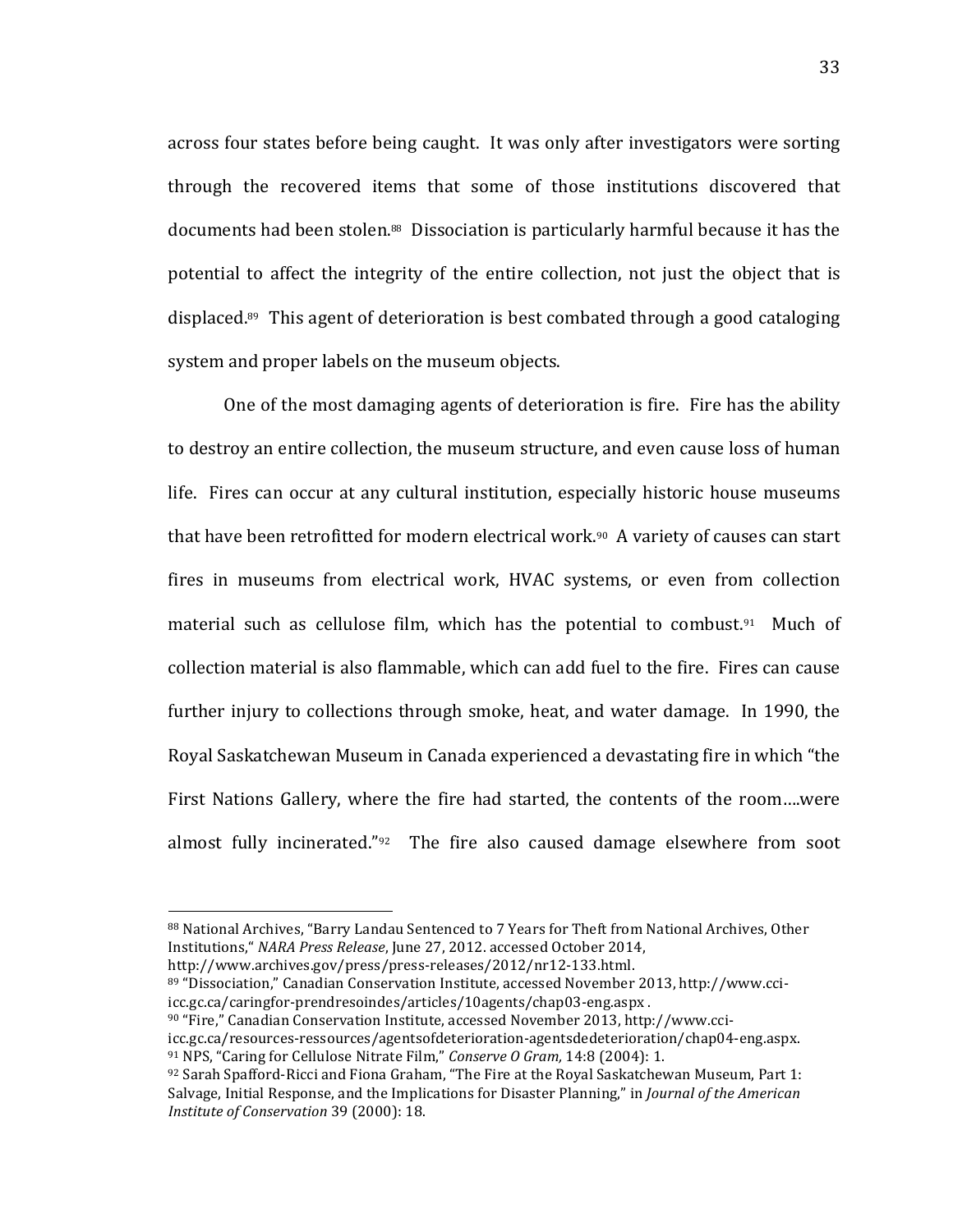across four states before being caught. It was only after investigators were sorting through the recovered items that some of those institutions discovered that documents had been stolen.[88] Dissociation is particularly harmful because it has the potential to affect the integrity of the entire collection, not just the object that is displaced.[89] This agent of deterioration is best combated through a good cataloging system and proper labels on the museum objects.

One of the most damaging agents of deterioration is fire. Fire has the ability to destroy an entire collection, the museum structure, and even cause loss of human life. Fires can occur at any cultural institution, especially historic house museums that have been retrofitted for modern electrical work.[90] A variety of causes can start fires in museums from electrical work, HVAC systems, or even from collection material such as cellulose film, which has the potential to combust.[91] Much of collection material is also flammable, which can add fuel to the fire. Fires can cause further injury to collections through smoke, heat, and water damage. In 1990, the Royal Saskatchewan Museum in Canada experienced a devastating fire in which "the First Nations Gallery, where the fire had started, the contents of the room….were almost fully incinerated."[92] The fire also caused damage elsewhere from soot

---

[88] National Archives, "Barry Landau Sentenced to 7 Years for Theft from National Archives, Other Institutions," *NARA Press Release*, June 27, 2012. accessed October 2014, http://www.archives.gov/press/press-releases/2012/nr12-133.html.

[89] "Dissociation," Canadian Conservation Institute, accessed November 2013, http://www.cci-icc.gc.ca/caringfor-prendresoindes/articles/10agents/chap03-eng.aspx .

[90] "Fire," Canadian Conservation Institute, accessed November 2013, http://www.cci-icc.gc.ca/resources-ressources/agentsofdeterioration-agentsdedeterioration/chap04-eng.aspx.

[91] NPS, "Caring for Cellulose Nitrate Film," *Conserve O Gram,* 14:8 (2004): 1.

[92] Sarah Spafford-Ricci and Fiona Graham, "The Fire at the Royal Saskatchewan Museum, Part 1: Salvage, Initial Response, and the Implications for Disaster Planning," in *Journal of the American Institute of Conservation* 39 (2000): 18.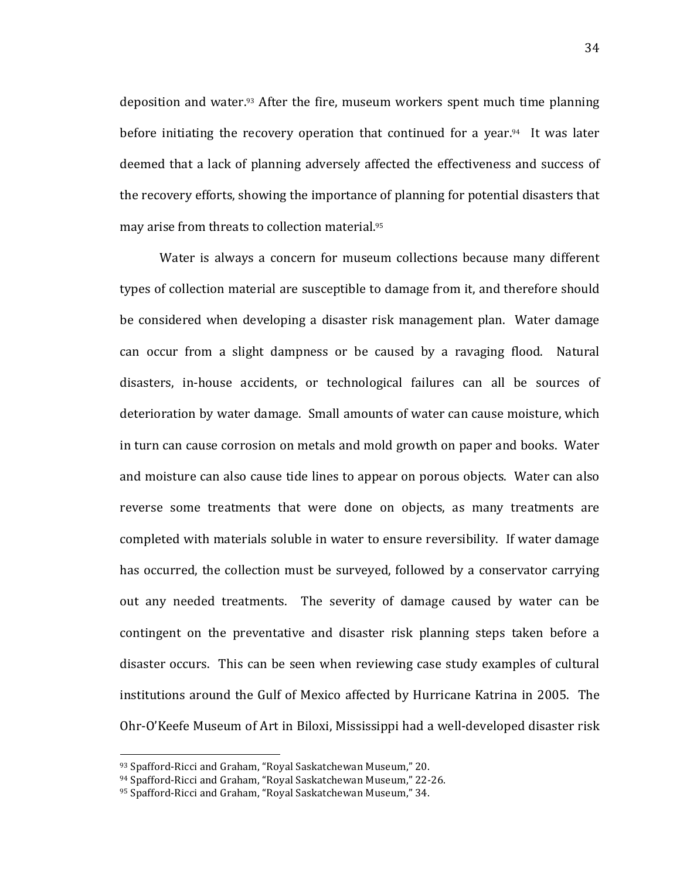deposition and water.[93] After the fire, museum workers spent much time planning before initiating the recovery operation that continued for a year.[94] It was later deemed that a lack of planning adversely affected the effectiveness and success of the recovery efforts, showing the importance of planning for potential disasters that may arise from threats to collection material.[95]

Water is always a concern for museum collections because many different types of collection material are susceptible to damage from it, and therefore should be considered when developing a disaster risk management plan. Water damage can occur from a slight dampness or be caused by a ravaging flood. Natural disasters, in-house accidents, or technological failures can all be sources of deterioration by water damage. Small amounts of water can cause moisture, which in turn can cause corrosion on metals and mold growth on paper and books. Water and moisture can also cause tide lines to appear on porous objects. Water can also reverse some treatments that were done on objects, as many treatments are completed with materials soluble in water to ensure reversibility. If water damage has occurred, the collection must be surveyed, followed by a conservator carrying out any needed treatments. The severity of damage caused by water can be contingent on the preventative and disaster risk planning steps taken before a disaster occurs. This can be seen when reviewing case study examples of cultural institutions around the Gulf of Mexico affected by Hurricane Katrina in 2005. The Ohr-O'Keefe Museum of Art in Biloxi, Mississippi had a well-developed disaster risk

---

[93] Spafford-Ricci and Graham, "Royal Saskatchewan Museum," 20.

[94] Spafford-Ricci and Graham, "Royal Saskatchewan Museum," 22-26.

[95] Spafford-Ricci and Graham, "Royal Saskatchewan Museum," 34.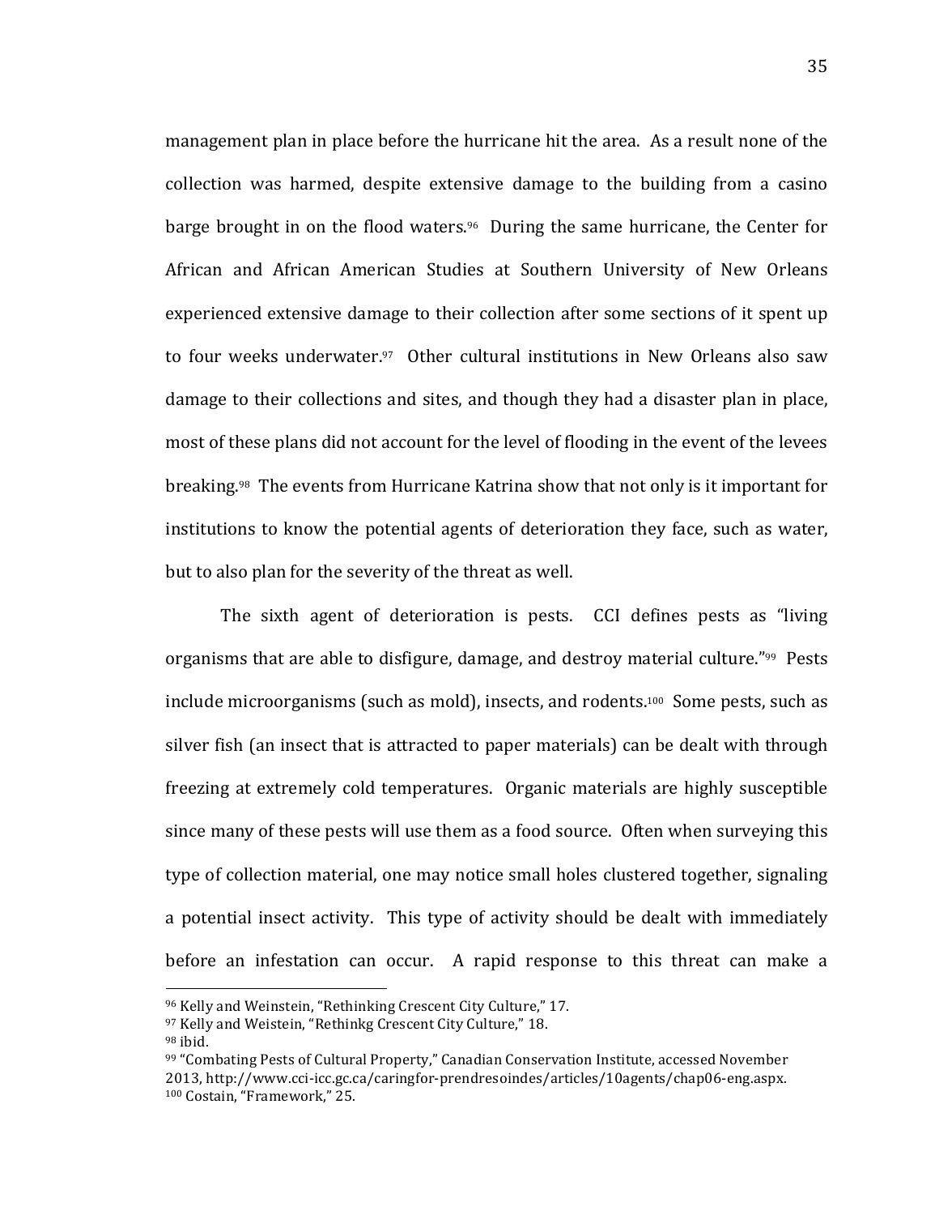management plan in place before the hurricane hit the area. As a result none of the collection was harmed, despite extensive damage to the building from a casino barge brought in on the flood waters.[96] During the same hurricane, the Center for African and African American Studies at Southern University of New Orleans experienced extensive damage to their collection after some sections of it spent up to four weeks underwater.[97] Other cultural institutions in New Orleans also saw damage to their collections and sites, and though they had a disaster plan in place, most of these plans did not account for the level of flooding in the event of the levees breaking.[98] The events from Hurricane Katrina show that not only is it important for institutions to know the potential agents of deterioration they face, such as water, but to also plan for the severity of the threat as well.

The sixth agent of deterioration is pests. CCI defines pests as "living organisms that are able to disfigure, damage, and destroy material culture."[99] Pests include microorganisms (such as mold), insects, and rodents.[100] Some pests, such as silver fish (an insect that is attracted to paper materials) can be dealt with through freezing at extremely cold temperatures. Organic materials are highly susceptible since many of these pests will use them as a food source. Often when surveying this type of collection material, one may notice small holes clustered together, signaling a potential insect activity. This type of activity should be dealt with immediately before an infestation can occur. A rapid response to this threat can make a

---

[96] Kelly and Weinstein, "Rethinking Crescent City Culture," 17.
[97] Kelly and Weistein, "Rethinkg Crescent City Culture," 18.
[98] ibid.
[99] "Combating Pests of Cultural Property," Canadian Conservation Institute, accessed November 2013, http://www.cci-icc.gc.ca/caringfor-prendresoindes/articles/10agents/chap06-eng.aspx.
[100] Costain, "Framework," 25.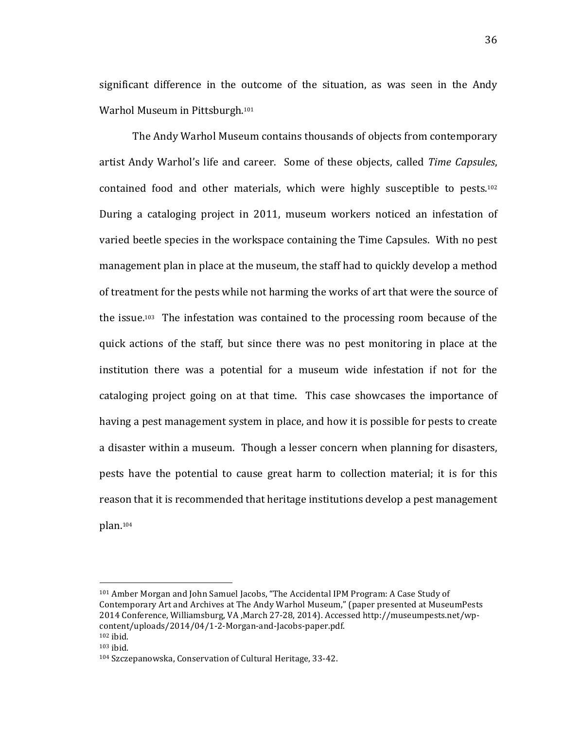significant difference in the outcome of the situation, as was seen in the Andy Warhol Museum in Pittsburgh.[101]

The Andy Warhol Museum contains thousands of objects from contemporary artist Andy Warhol's life and career. Some of these objects, called *Time Capsules*, contained food and other materials, which were highly susceptible to pests.[102] During a cataloging project in 2011, museum workers noticed an infestation of varied beetle species in the workspace containing the Time Capsules. With no pest management plan in place at the museum, the staff had to quickly develop a method of treatment for the pests while not harming the works of art that were the source of the issue.[103] The infestation was contained to the processing room because of the quick actions of the staff, but since there was no pest monitoring in place at the institution there was a potential for a museum wide infestation if not for the cataloging project going on at that time. This case showcases the importance of having a pest management system in place, and how it is possible for pests to create a disaster within a museum. Though a lesser concern when planning for disasters, pests have the potential to cause great harm to collection material; it is for this reason that it is recommended that heritage institutions develop a pest management plan.[104]

---

[101] Amber Morgan and John Samuel Jacobs, "The Accidental IPM Program: A Case Study of Contemporary Art and Archives at The Andy Warhol Museum," (paper presented at MuseumPests 2014 Conference, Williamsburg, VA ,March 27-28, 2014). Accessed http://museumpests.net/wp-content/uploads/2014/04/1-2-Morgan-and-Jacobs-paper.pdf.

[102] ibid.

[103] ibid.

[104] Szczepanowska, Conservation of Cultural Heritage, 33-42.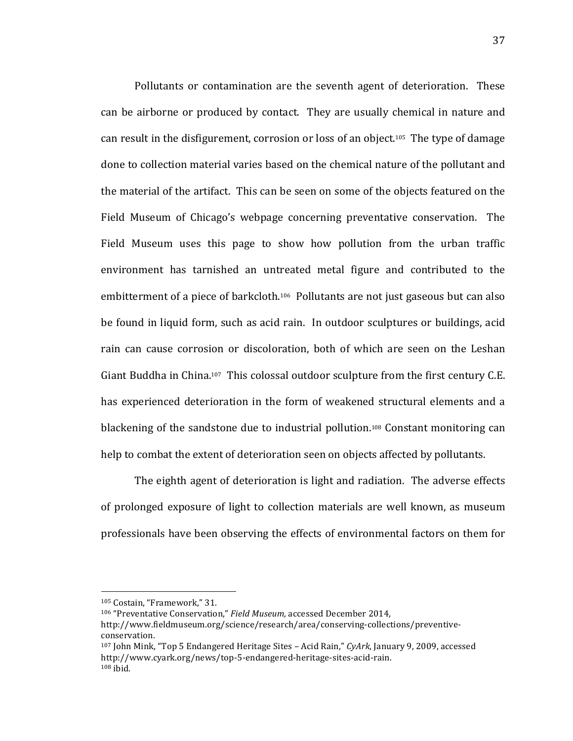Pollutants or contamination are the seventh agent of deterioration. These can be airborne or produced by contact. They are usually chemical in nature and can result in the disfigurement, corrosion or loss of an object.[105] The type of damage done to collection material varies based on the chemical nature of the pollutant and the material of the artifact. This can be seen on some of the objects featured on the Field Museum of Chicago's webpage concerning preventative conservation. The Field Museum uses this page to show how pollution from the urban traffic environment has tarnished an untreated metal figure and contributed to the embitterment of a piece of barkcloth.[106] Pollutants are not just gaseous but can also be found in liquid form, such as acid rain. In outdoor sculptures or buildings, acid rain can cause corrosion or discoloration, both of which are seen on the Leshan Giant Buddha in China.[107] This colossal outdoor sculpture from the first century C.E. has experienced deterioration in the form of weakened structural elements and a blackening of the sandstone due to industrial pollution.[108] Constant monitoring can help to combat the extent of deterioration seen on objects affected by pollutants.

The eighth agent of deterioration is light and radiation. The adverse effects of prolonged exposure of light to collection materials are well known, as museum professionals have been observing the effects of environmental factors on them for

---

[105] Costain, "Framework," 31.

[106] "Preventative Conservation," *Field Museum,* accessed December 2014, http://www.fieldmuseum.org/science/research/area/conserving-collections/preventive-conservation.

[107] John Mink, "Top 5 Endangered Heritage Sites – Acid Rain," *CyArk*, January 9, 2009, accessed http://www.cyark.org/news/top-5-endangered-heritage-sites-acid-rain.

[108] ibid.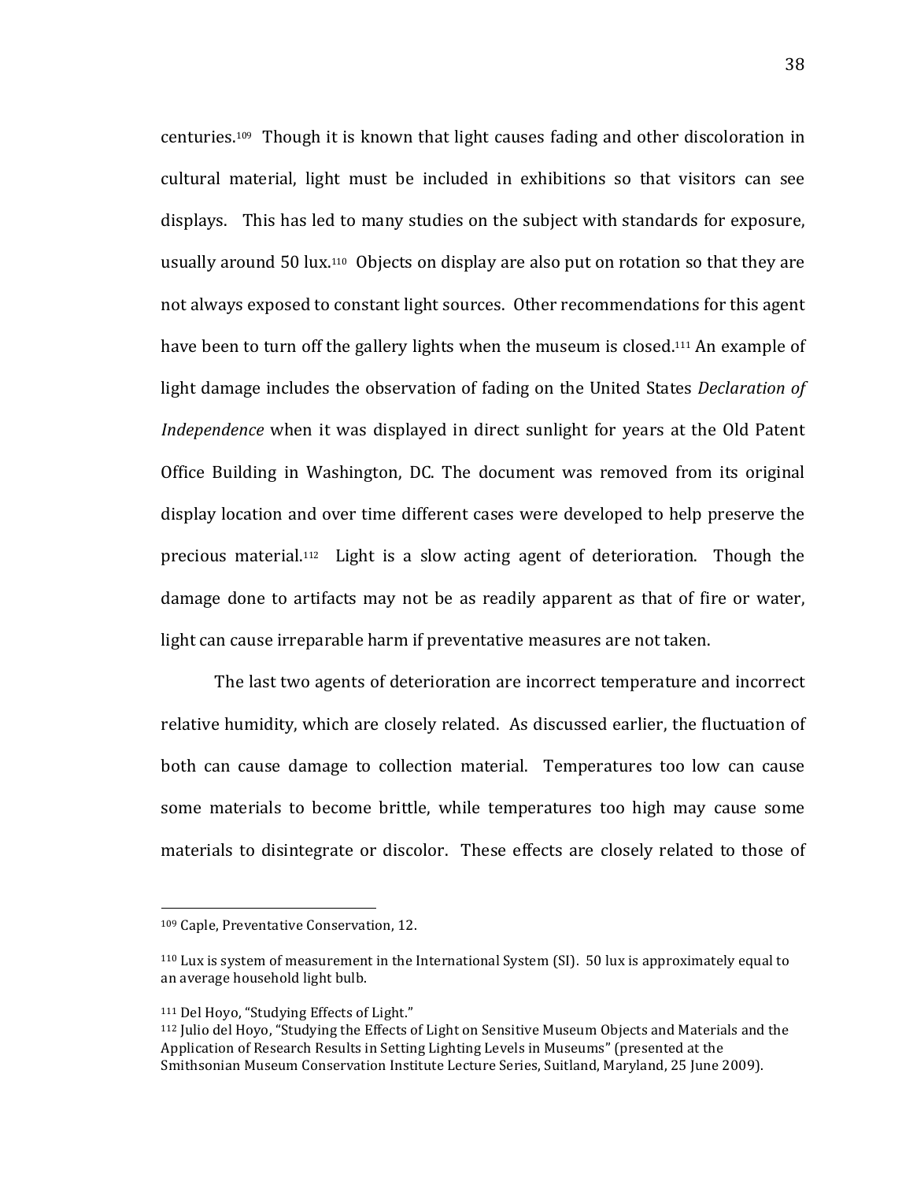centuries.[109] Though it is known that light causes fading and other discoloration in cultural material, light must be included in exhibitions so that visitors can see displays. This has led to many studies on the subject with standards for exposure, usually around 50 lux.[110] Objects on display are also put on rotation so that they are not always exposed to constant light sources. Other recommendations for this agent have been to turn off the gallery lights when the museum is closed.[111] An example of light damage includes the observation of fading on the United States *Declaration of Independence* when it was displayed in direct sunlight for years at the Old Patent Office Building in Washington, DC. The document was removed from its original display location and over time different cases were developed to help preserve the precious material.[112] Light is a slow acting agent of deterioration. Though the damage done to artifacts may not be as readily apparent as that of fire or water, light can cause irreparable harm if preventative measures are not taken.

The last two agents of deterioration are incorrect temperature and incorrect relative humidity, which are closely related. As discussed earlier, the fluctuation of both can cause damage to collection material. Temperatures too low can cause some materials to become brittle, while temperatures too high may cause some materials to disintegrate or discolor. These effects are closely related to those of

---

[109] Caple, Preventative Conservation, 12.

[110] Lux is system of measurement in the International System (SI). 50 lux is approximately equal to an average household light bulb.

[111] Del Hoyo, "Studying Effects of Light."

[112] Julio del Hoyo, "Studying the Effects of Light on Sensitive Museum Objects and Materials and the Application of Research Results in Setting Lighting Levels in Museums" (presented at the Smithsonian Museum Conservation Institute Lecture Series, Suitland, Maryland, 25 June 2009).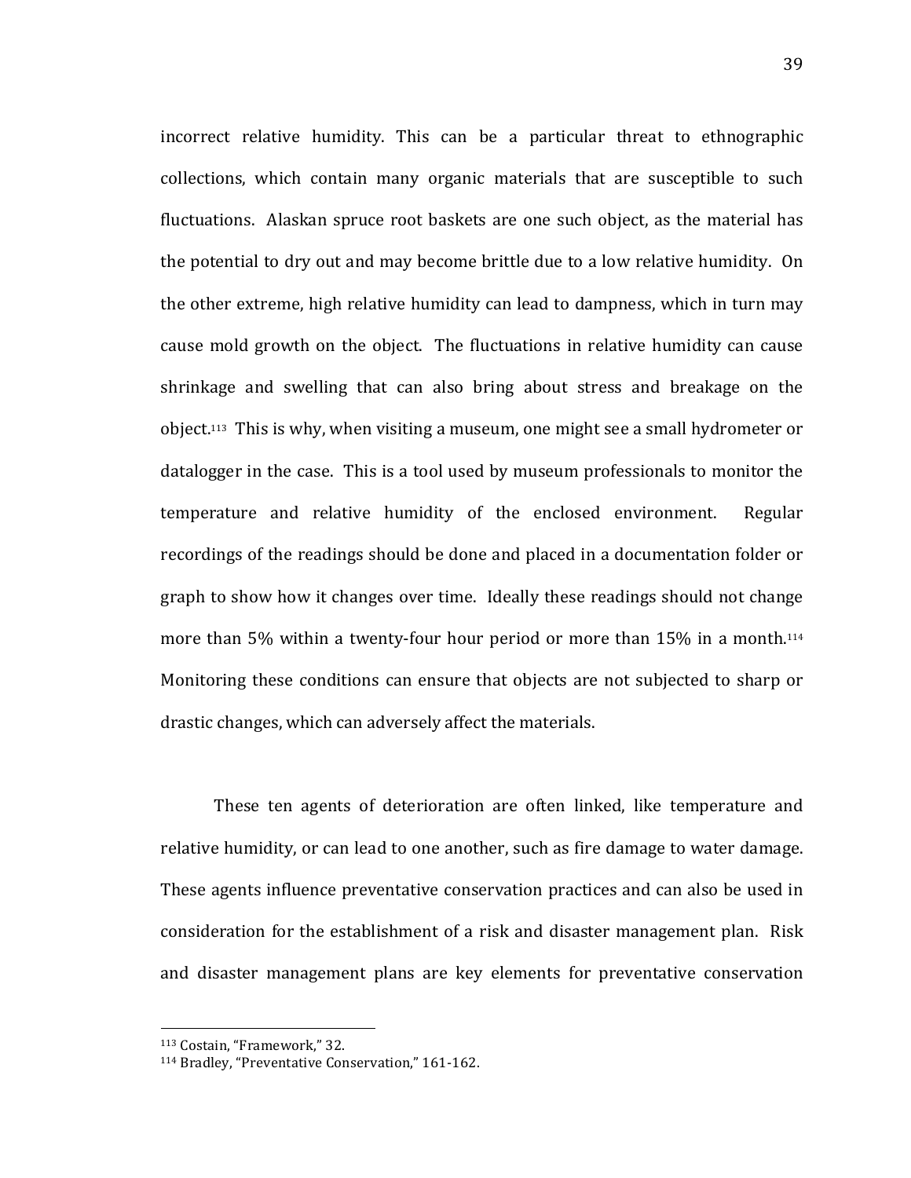incorrect relative humidity. This can be a particular threat to ethnographic collections, which contain many organic materials that are susceptible to such fluctuations. Alaskan spruce root baskets are one such object, as the material has the potential to dry out and may become brittle due to a low relative humidity. On the other extreme, high relative humidity can lead to dampness, which in turn may cause mold growth on the object. The fluctuations in relative humidity can cause shrinkage and swelling that can also bring about stress and breakage on the object.[113] This is why, when visiting a museum, one might see a small hydrometer or datalogger in the case. This is a tool used by museum professionals to monitor the temperature and relative humidity of the enclosed environment. Regular recordings of the readings should be done and placed in a documentation folder or graph to show how it changes over time. Ideally these readings should not change more than 5% within a twenty-four hour period or more than 15% in a month.[114] Monitoring these conditions can ensure that objects are not subjected to sharp or drastic changes, which can adversely affect the materials.

These ten agents of deterioration are often linked, like temperature and relative humidity, or can lead to one another, such as fire damage to water damage. These agents influence preventative conservation practices and can also be used in consideration for the establishment of a risk and disaster management plan. Risk and disaster management plans are key elements for preventative conservation

---

[113] Costain, "Framework," 32.

[114] Bradley, "Preventative Conservation," 161-162.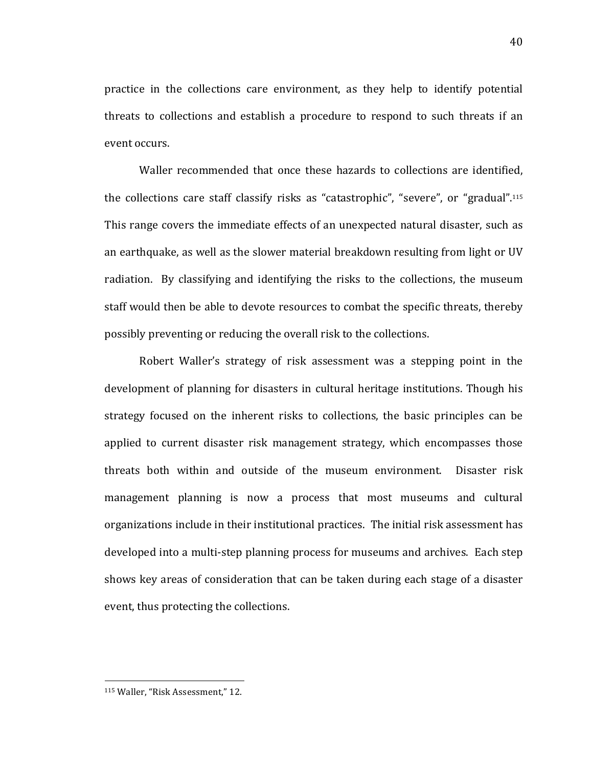practice in the collections care environment, as they help to identify potential threats to collections and establish a procedure to respond to such threats if an event occurs.

Waller recommended that once these hazards to collections are identified, the collections care staff classify risks as "catastrophic", "severe", or "gradual".[115] This range covers the immediate effects of an unexpected natural disaster, such as an earthquake, as well as the slower material breakdown resulting from light or UV radiation. By classifying and identifying the risks to the collections, the museum staff would then be able to devote resources to combat the specific threats, thereby possibly preventing or reducing the overall risk to the collections.

Robert Waller's strategy of risk assessment was a stepping point in the development of planning for disasters in cultural heritage institutions. Though his strategy focused on the inherent risks to collections, the basic principles can be applied to current disaster risk management strategy, which encompasses those threats both within and outside of the museum environment. Disaster risk management planning is now a process that most museums and cultural organizations include in their institutional practices. The initial risk assessment has developed into a multi-step planning process for museums and archives. Each step shows key areas of consideration that can be taken during each stage of a disaster event, thus protecting the collections.

---

[115] Waller, "Risk Assessment," 12.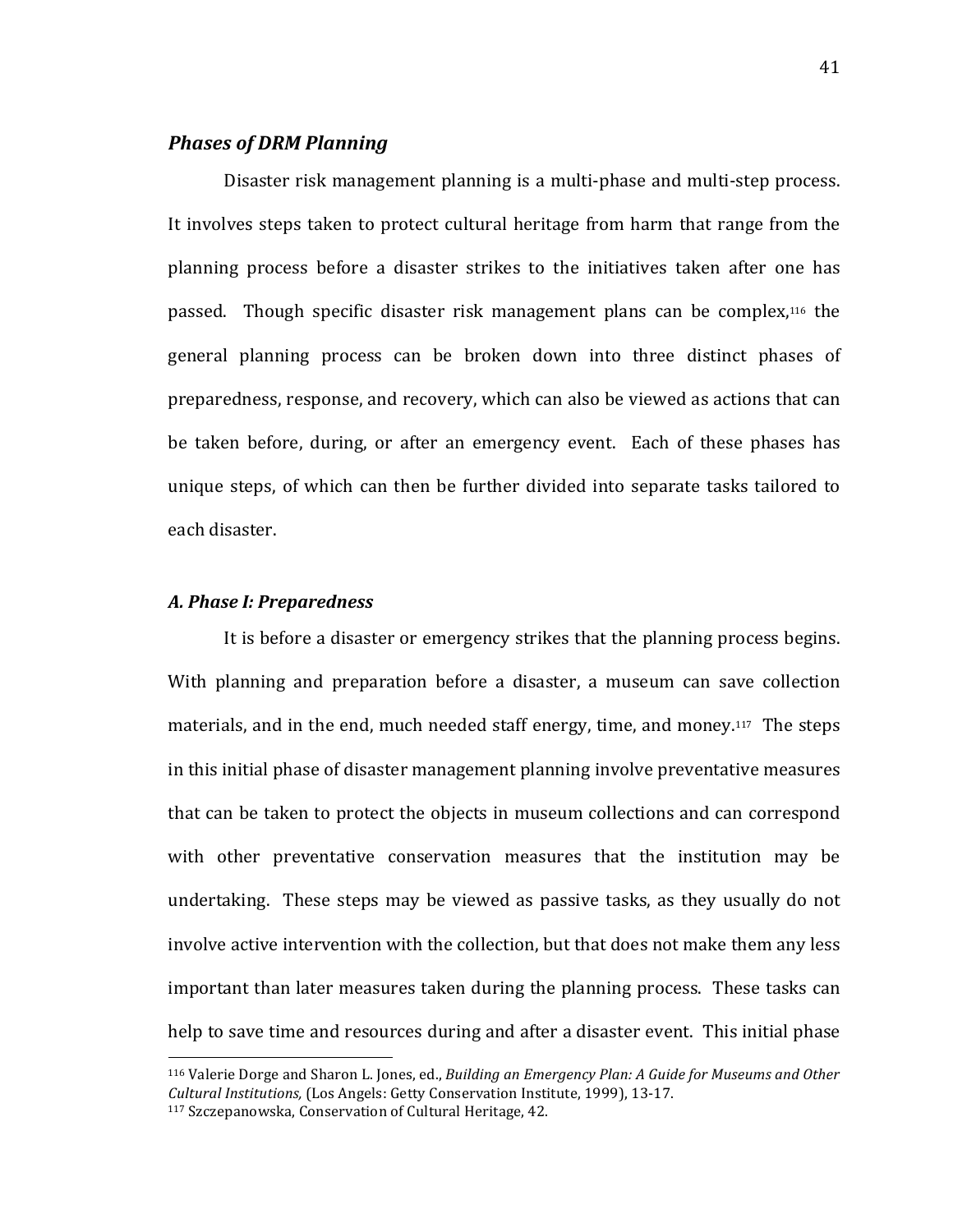### *Phases of DRM Planning*

Disaster risk management planning is a multi-phase and multi-step process. It involves steps taken to protect cultural heritage from harm that range from the planning process before a disaster strikes to the initiatives taken after one has passed. Though specific disaster risk management plans can be complex,[116] the general planning process can be broken down into three distinct phases of preparedness, response, and recovery, which can also be viewed as actions that can be taken before, during, or after an emergency event. Each of these phases has unique steps, of which can then be further divided into separate tasks tailored to each disaster.

### *A. Phase I: Preparedness*

It is before a disaster or emergency strikes that the planning process begins. With planning and preparation before a disaster, a museum can save collection materials, and in the end, much needed staff energy, time, and money.[117] The steps in this initial phase of disaster management planning involve preventative measures that can be taken to protect the objects in museum collections and can correspond with other preventative conservation measures that the institution may be undertaking. These steps may be viewed as passive tasks, as they usually do not involve active intervention with the collection, but that does not make them any less important than later measures taken during the planning process. These tasks can help to save time and resources during and after a disaster event. This initial phase

---

[116] Valerie Dorge and Sharon L. Jones, ed., *Building an Emergency Plan: A Guide for Museums and Other Cultural Institutions,* (Los Angels: Getty Conservation Institute, 1999), 13-17.

[117] Szczepanowska, Conservation of Cultural Heritage, 42.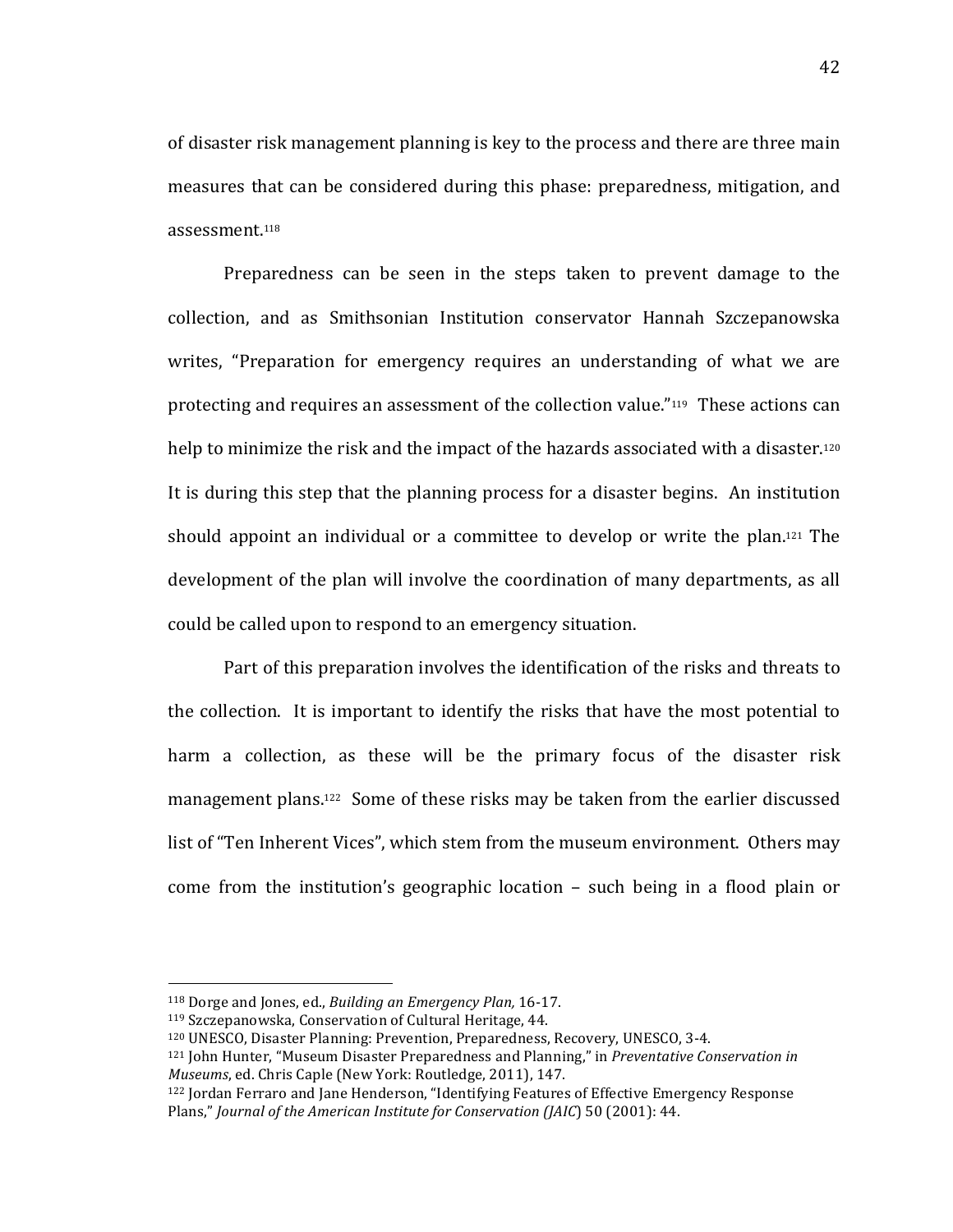of disaster risk management planning is key to the process and there are three main measures that can be considered during this phase: preparedness, mitigation, and assessment.[118]

Preparedness can be seen in the steps taken to prevent damage to the collection, and as Smithsonian Institution conservator Hannah Szczepanowska writes, "Preparation for emergency requires an understanding of what we are protecting and requires an assessment of the collection value."[119] These actions can help to minimize the risk and the impact of the hazards associated with a disaster.[120] It is during this step that the planning process for a disaster begins. An institution should appoint an individual or a committee to develop or write the plan.[121] The development of the plan will involve the coordination of many departments, as all could be called upon to respond to an emergency situation.

Part of this preparation involves the identification of the risks and threats to the collection. It is important to identify the risks that have the most potential to harm a collection, as these will be the primary focus of the disaster risk management plans.[122] Some of these risks may be taken from the earlier discussed list of "Ten Inherent Vices", which stem from the museum environment. Others may come from the institution's geographic location – such being in a flood plain or

---

[118] Dorge and Jones, ed., *Building an Emergency Plan,* 16-17.

[119] Szczepanowska, Conservation of Cultural Heritage, 44.

[120] UNESCO, Disaster Planning: Prevention, Preparedness, Recovery, UNESCO, 3-4.

[121] John Hunter, "Museum Disaster Preparedness and Planning," in *Preventative Conservation in Museums*, ed. Chris Caple (New York: Routledge, 2011), 147.

[122] Jordan Ferraro and Jane Henderson, "Identifying Features of Effective Emergency Response Plans," *Journal of the American Institute for Conservation (JAIC*) 50 (2001): 44.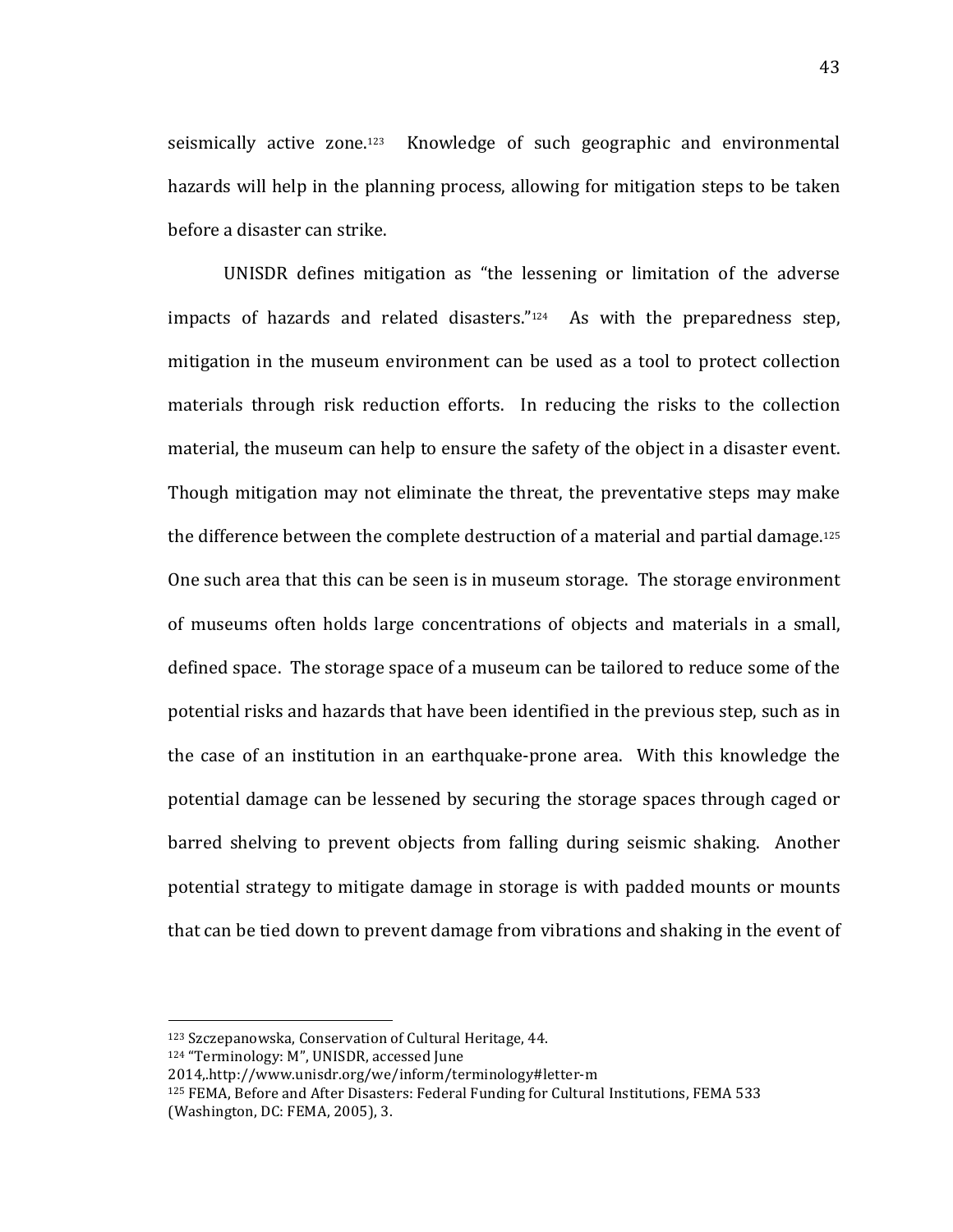seismically active zone.[123] Knowledge of such geographic and environmental hazards will help in the planning process, allowing for mitigation steps to be taken before a disaster can strike.

UNISDR defines mitigation as "the lessening or limitation of the adverse impacts of hazards and related disasters."[124] As with the preparedness step, mitigation in the museum environment can be used as a tool to protect collection materials through risk reduction efforts. In reducing the risks to the collection material, the museum can help to ensure the safety of the object in a disaster event. Though mitigation may not eliminate the threat, the preventative steps may make the difference between the complete destruction of a material and partial damage.[125] One such area that this can be seen is in museum storage. The storage environment of museums often holds large concentrations of objects and materials in a small, defined space. The storage space of a museum can be tailored to reduce some of the potential risks and hazards that have been identified in the previous step, such as in the case of an institution in an earthquake-prone area. With this knowledge the potential damage can be lessened by securing the storage spaces through caged or barred shelving to prevent objects from falling during seismic shaking. Another potential strategy to mitigate damage in storage is with padded mounts or mounts that can be tied down to prevent damage from vibrations and shaking in the event of

---

[123] Szczepanowska, Conservation of Cultural Heritage, 44.

[124] "Terminology: M", UNISDR, accessed June 2014,.http://www.unisdr.org/we/inform/terminology#letter-m

[125] FEMA, Before and After Disasters: Federal Funding for Cultural Institutions, FEMA 533 (Washington, DC: FEMA, 2005), 3.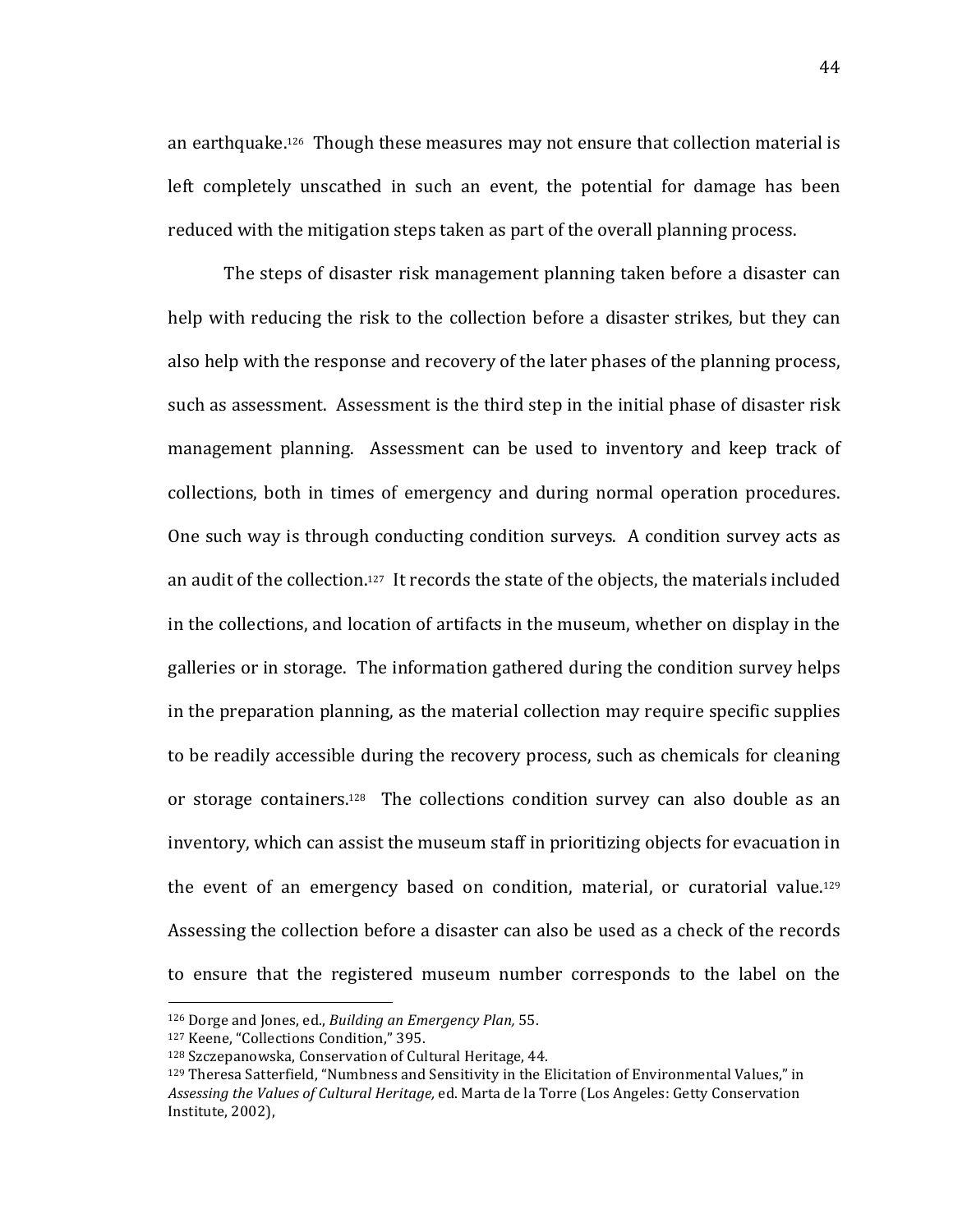an earthquake.[126] Though these measures may not ensure that collection material is left completely unscathed in such an event, the potential for damage has been reduced with the mitigation steps taken as part of the overall planning process.

The steps of disaster risk management planning taken before a disaster can help with reducing the risk to the collection before a disaster strikes, but they can also help with the response and recovery of the later phases of the planning process, such as assessment. Assessment is the third step in the initial phase of disaster risk management planning. Assessment can be used to inventory and keep track of collections, both in times of emergency and during normal operation procedures. One such way is through conducting condition surveys. A condition survey acts as an audit of the collection.[127] It records the state of the objects, the materials included in the collections, and location of artifacts in the museum, whether on display in the galleries or in storage. The information gathered during the condition survey helps in the preparation planning, as the material collection may require specific supplies to be readily accessible during the recovery process, such as chemicals for cleaning or storage containers.[128] The collections condition survey can also double as an inventory, which can assist the museum staff in prioritizing objects for evacuation in the event of an emergency based on condition, material, or curatorial value.[129] Assessing the collection before a disaster can also be used as a check of the records to ensure that the registered museum number corresponds to the label on the

---

[126] Dorge and Jones, ed., *Building an Emergency Plan,* 55.

[127] Keene, "Collections Condition," 395.

[128] Szczepanowska, Conservation of Cultural Heritage, 44.

[129] Theresa Satterfield, "Numbness and Sensitivity in the Elicitation of Environmental Values," in *Assessing the Values of Cultural Heritage,* ed. Marta de la Torre (Los Angeles: Getty Conservation Institute, 2002),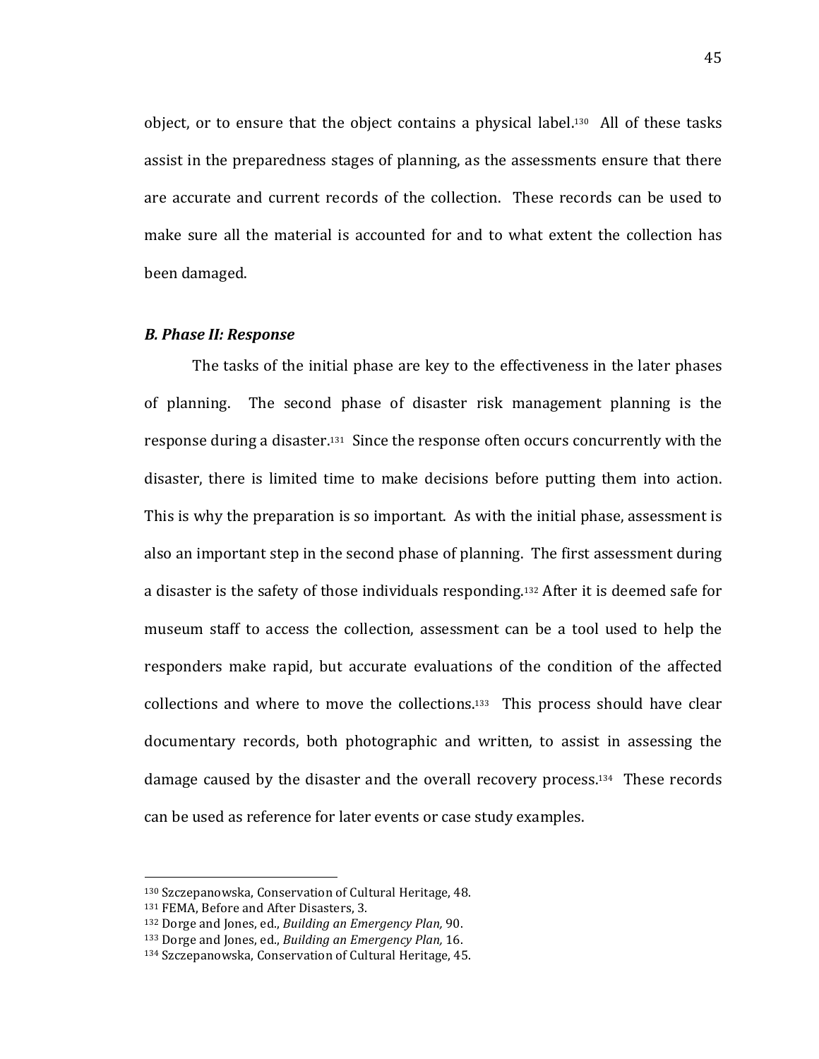object, or to ensure that the object contains a physical label.[130] All of these tasks assist in the preparedness stages of planning, as the assessments ensure that there are accurate and current records of the collection. These records can be used to make sure all the material is accounted for and to what extent the collection has been damaged.

### *B. Phase II: Response*

The tasks of the initial phase are key to the effectiveness in the later phases of planning. The second phase of disaster risk management planning is the response during a disaster.[131] Since the response often occurs concurrently with the disaster, there is limited time to make decisions before putting them into action. This is why the preparation is so important. As with the initial phase, assessment is also an important step in the second phase of planning. The first assessment during a disaster is the safety of those individuals responding.[132] After it is deemed safe for museum staff to access the collection, assessment can be a tool used to help the responders make rapid, but accurate evaluations of the condition of the affected collections and where to move the collections.[133] This process should have clear documentary records, both photographic and written, to assist in assessing the damage caused by the disaster and the overall recovery process.[134] These records can be used as reference for later events or case study examples.

---

[130] Szczepanowska, Conservation of Cultural Heritage, 48.
[131] FEMA, Before and After Disasters, 3.
[132] Dorge and Jones, ed., *Building an Emergency Plan,* 90.
[133] Dorge and Jones, ed., *Building an Emergency Plan,* 16.
[134] Szczepanowska, Conservation of Cultural Heritage, 45.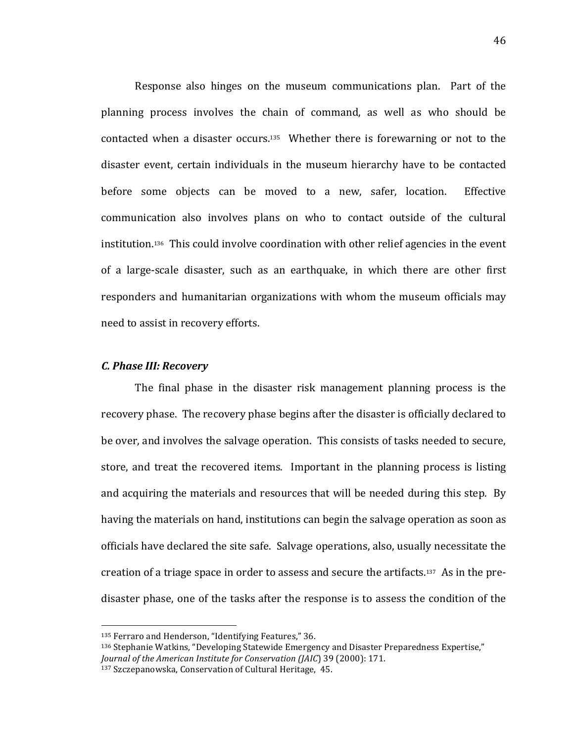Response also hinges on the museum communications plan. Part of the planning process involves the chain of command, as well as who should be contacted when a disaster occurs.[135] Whether there is forewarning or not to the disaster event, certain individuals in the museum hierarchy have to be contacted before some objects can be moved to a new, safer, location. Effective communication also involves plans on who to contact outside of the cultural institution.[136] This could involve coordination with other relief agencies in the event of a large-scale disaster, such as an earthquake, in which there are other first responders and humanitarian organizations with whom the museum officials may need to assist in recovery efforts.

### *C. Phase III: Recovery*

The final phase in the disaster risk management planning process is the recovery phase. The recovery phase begins after the disaster is officially declared to be over, and involves the salvage operation. This consists of tasks needed to secure, store, and treat the recovered items. Important in the planning process is listing and acquiring the materials and resources that will be needed during this step. By having the materials on hand, institutions can begin the salvage operation as soon as officials have declared the site safe. Salvage operations, also, usually necessitate the creation of a triage space in order to assess and secure the artifacts.[137] As in the pre-disaster phase, one of the tasks after the response is to assess the condition of the

---

[135] Ferraro and Henderson, "Identifying Features," 36.

[136] Stephanie Watkins, "Developing Statewide Emergency and Disaster Preparedness Expertise," *Journal of the American Institute for Conservation (JAIC)* 39 (2000): 171.

[137] Szczepanowska, Conservation of Cultural Heritage, 45.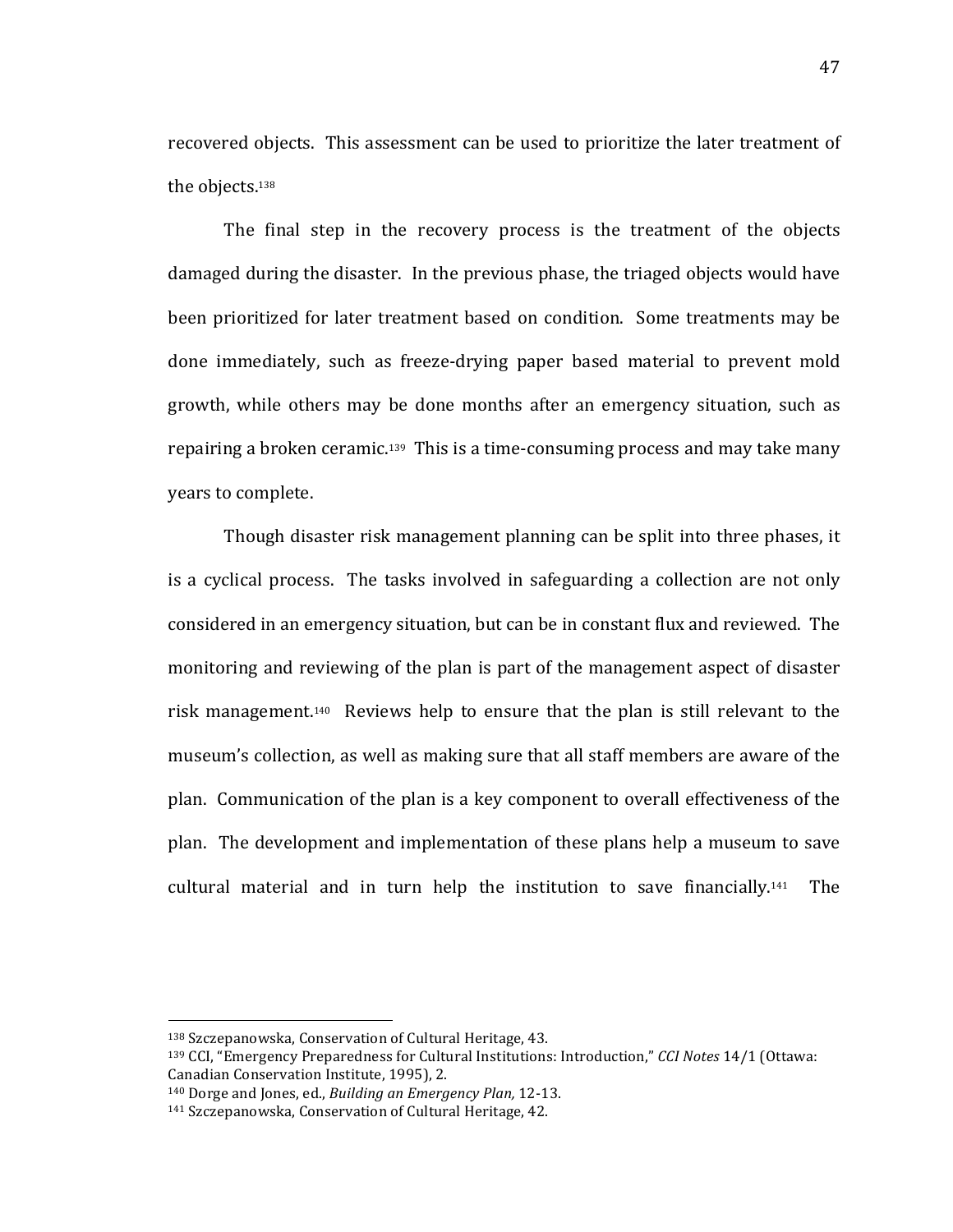recovered objects. This assessment can be used to prioritize the later treatment of the objects.[138]

The final step in the recovery process is the treatment of the objects damaged during the disaster. In the previous phase, the triaged objects would have been prioritized for later treatment based on condition. Some treatments may be done immediately, such as freeze-drying paper based material to prevent mold growth, while others may be done months after an emergency situation, such as repairing a broken ceramic.[139] This is a time-consuming process and may take many years to complete.

Though disaster risk management planning can be split into three phases, it is a cyclical process. The tasks involved in safeguarding a collection are not only considered in an emergency situation, but can be in constant flux and reviewed. The monitoring and reviewing of the plan is part of the management aspect of disaster risk management.[140] Reviews help to ensure that the plan is still relevant to the museum's collection, as well as making sure that all staff members are aware of the plan. Communication of the plan is a key component to overall effectiveness of the plan. The development and implementation of these plans help a museum to save cultural material and in turn help the institution to save financially.[141] The

---

[138] Szczepanowska, Conservation of Cultural Heritage, 43.

[139] CCI, "Emergency Preparedness for Cultural Institutions: Introduction," *CCI Notes* 14/1 (Ottawa: Canadian Conservation Institute, 1995), 2.

[140] Dorge and Jones, ed., *Building an Emergency Plan,* 12-13.

[141] Szczepanowska, Conservation of Cultural Heritage, 42.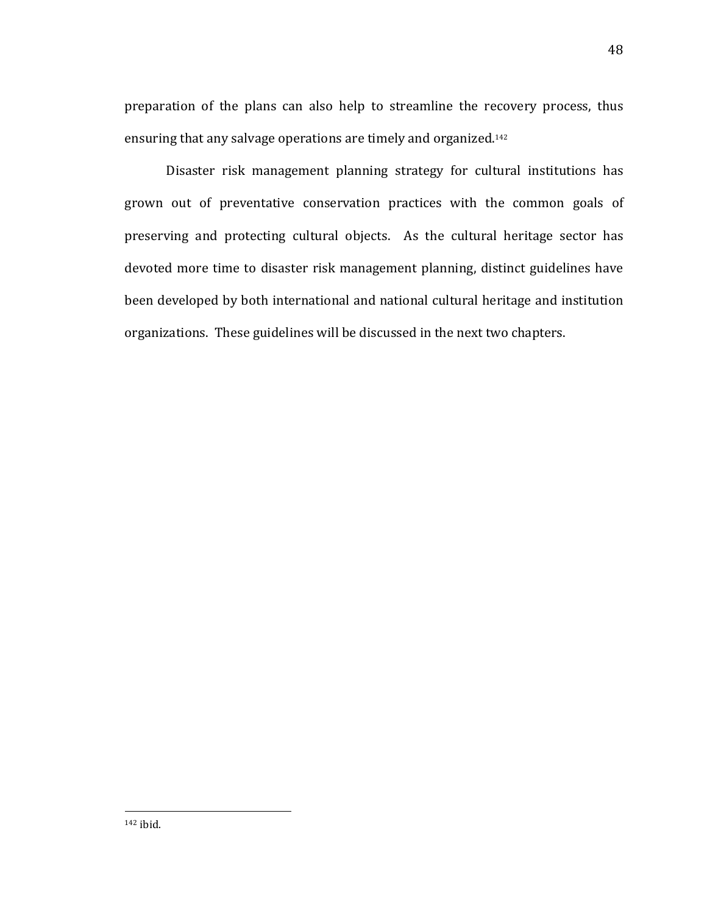preparation of the plans can also help to streamline the recovery process, thus ensuring that any salvage operations are timely and organized.[142]

Disaster risk management planning strategy for cultural institutions has grown out of preventative conservation practices with the common goals of preserving and protecting cultural objects. As the cultural heritage sector has devoted more time to disaster risk management planning, distinct guidelines have been developed by both international and national cultural heritage and institution organizations. These guidelines will be discussed in the next two chapters.

---

[142] ibid.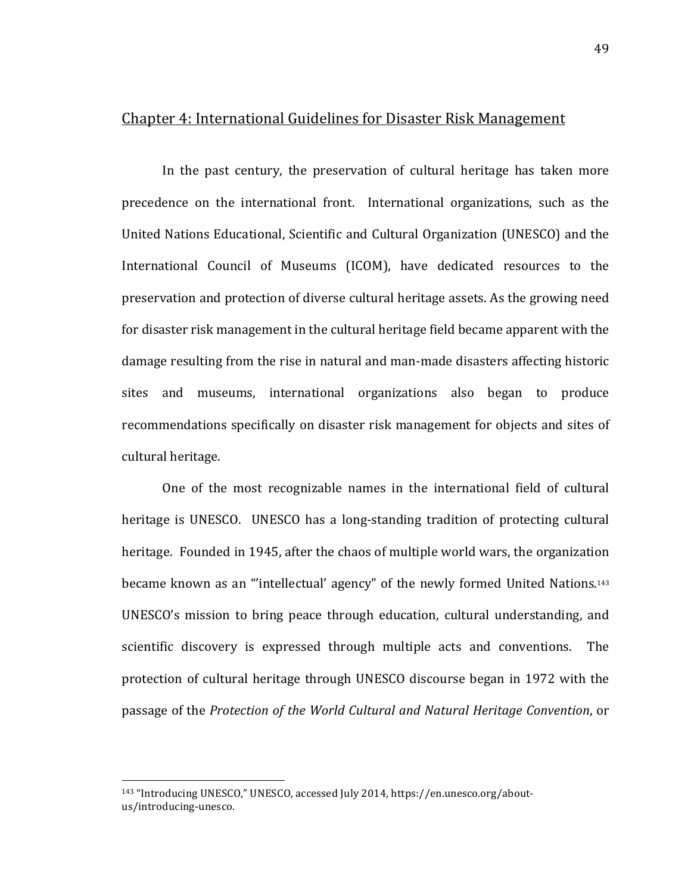## Chapter 4: International Guidelines for Disaster Risk Management

In the past century, the preservation of cultural heritage has taken more precedence on the international front. International organizations, such as the United Nations Educational, Scientific and Cultural Organization (UNESCO) and the International Council of Museums (ICOM), have dedicated resources to the preservation and protection of diverse cultural heritage assets. As the growing need for disaster risk management in the cultural heritage field became apparent with the damage resulting from the rise in natural and man-made disasters affecting historic sites and museums, international organizations also began to produce recommendations specifically on disaster risk management for objects and sites of cultural heritage.

One of the most recognizable names in the international field of cultural heritage is UNESCO. UNESCO has a long-standing tradition of protecting cultural heritage. Founded in 1945, after the chaos of multiple world wars, the organization became known as an "'intellectual' agency" of the newly formed United Nations.[143] UNESCO's mission to bring peace through education, cultural understanding, and scientific discovery is expressed through multiple acts and conventions. The protection of cultural heritage through UNESCO discourse began in 1972 with the passage of the *Protection of the World Cultural and Natural Heritage Convention*, or

---

[143] "Introducing UNESCO," UNESCO, accessed July 2014, https://en.unesco.org/about-us/introducing-unesco.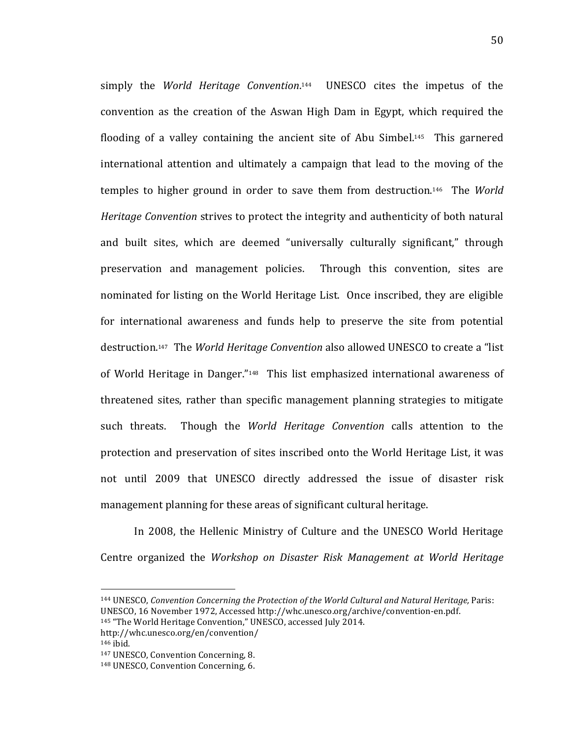simply the *World Heritage Convention*.[144] UNESCO cites the impetus of the convention as the creation of the Aswan High Dam in Egypt, which required the flooding of a valley containing the ancient site of Abu Simbel.[145] This garnered international attention and ultimately a campaign that lead to the moving of the temples to higher ground in order to save them from destruction.[146] The *World Heritage Convention* strives to protect the integrity and authenticity of both natural and built sites, which are deemed "universally culturally significant," through preservation and management policies. Through this convention, sites are nominated for listing on the World Heritage List. Once inscribed, they are eligible for international awareness and funds help to preserve the site from potential destruction.[147] The *World Heritage Convention* also allowed UNESCO to create a "list of World Heritage in Danger."[148] This list emphasized international awareness of threatened sites, rather than specific management planning strategies to mitigate such threats. Though the *World Heritage Convention* calls attention to the protection and preservation of sites inscribed onto the World Heritage List, it was not until 2009 that UNESCO directly addressed the issue of disaster risk management planning for these areas of significant cultural heritage.

In 2008, the Hellenic Ministry of Culture and the UNESCO World Heritage Centre organized the *Workshop on Disaster Risk Management at World Heritage*

---

[144] UNESCO, *Convention Concerning the Protection of the World Cultural and Natural Heritage,* Paris: UNESCO, 16 November 1972, Accessed http://whc.unesco.org/archive/convention-en.pdf.

[145] "The World Heritage Convention," UNESCO, accessed July 2014. http://whc.unesco.org/en/convention/

[146] ibid.

[147] UNESCO, Convention Concerning, 8.

[148] UNESCO, Convention Concerning, 6.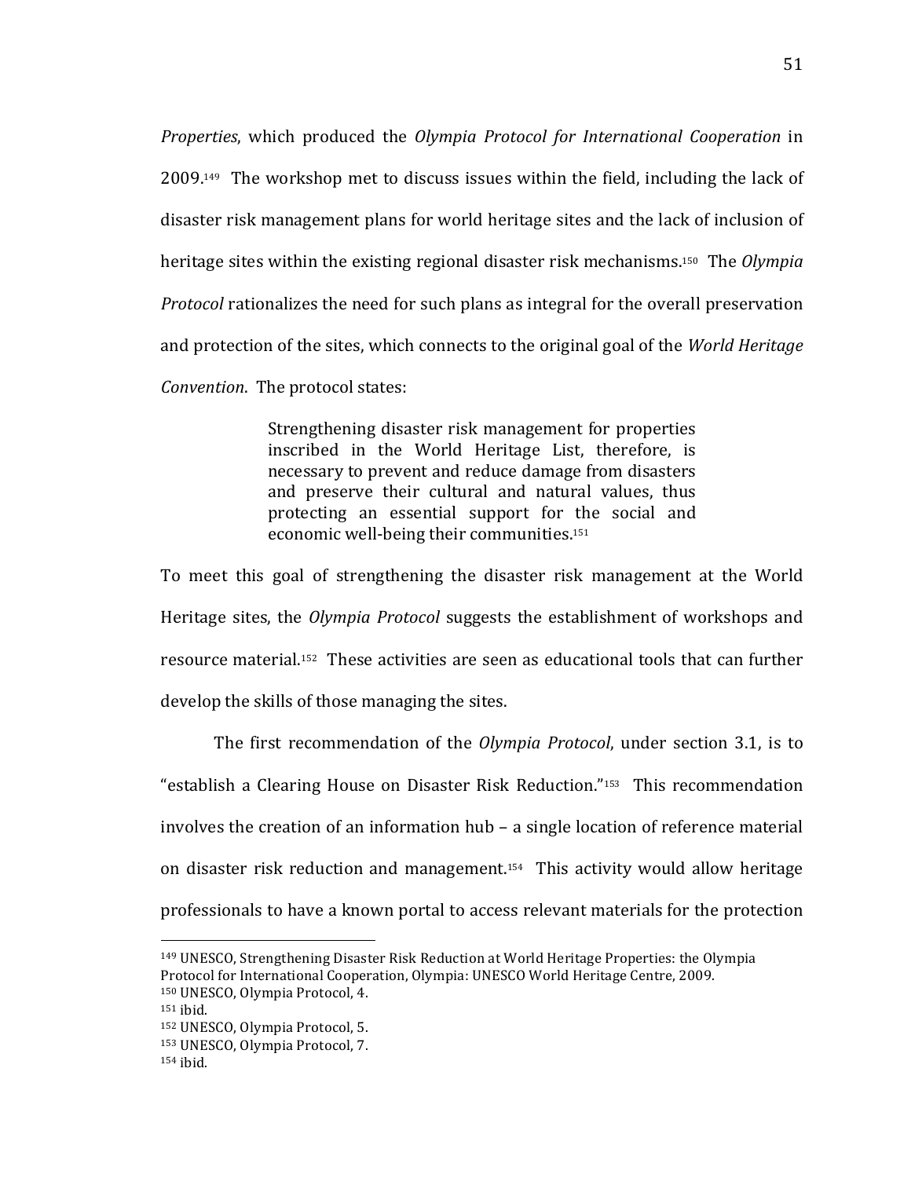*Properties*, which produced the *Olympia Protocol for International Cooperation* in 2009.[149] The workshop met to discuss issues within the field, including the lack of disaster risk management plans for world heritage sites and the lack of inclusion of heritage sites within the existing regional disaster risk mechanisms.[150] The *Olympia Protocol* rationalizes the need for such plans as integral for the overall preservation and protection of the sites, which connects to the original goal of the *World Heritage Convention*. The protocol states:

> Strengthening disaster risk management for properties inscribed in the World Heritage List, therefore, is necessary to prevent and reduce damage from disasters and preserve their cultural and natural values, thus protecting an essential support for the social and economic well-being their communities.[151]

To meet this goal of strengthening the disaster risk management at the World Heritage sites, the *Olympia Protocol* suggests the establishment of workshops and resource material.[152] These activities are seen as educational tools that can further develop the skills of those managing the sites.

The first recommendation of the *Olympia Protocol*, under section 3.1, is to "establish a Clearing House on Disaster Risk Reduction."[153] This recommendation involves the creation of an information hub – a single location of reference material on disaster risk reduction and management.[154] This activity would allow heritage professionals to have a known portal to access relevant materials for the protection

---

[149] UNESCO, Strengthening Disaster Risk Reduction at World Heritage Properties: the Olympia Protocol for International Cooperation, Olympia: UNESCO World Heritage Centre, 2009.
[150] UNESCO, Olympia Protocol, 4.
[151] ibid.
[152] UNESCO, Olympia Protocol, 5.
[153] UNESCO, Olympia Protocol, 7.
[154] ibid.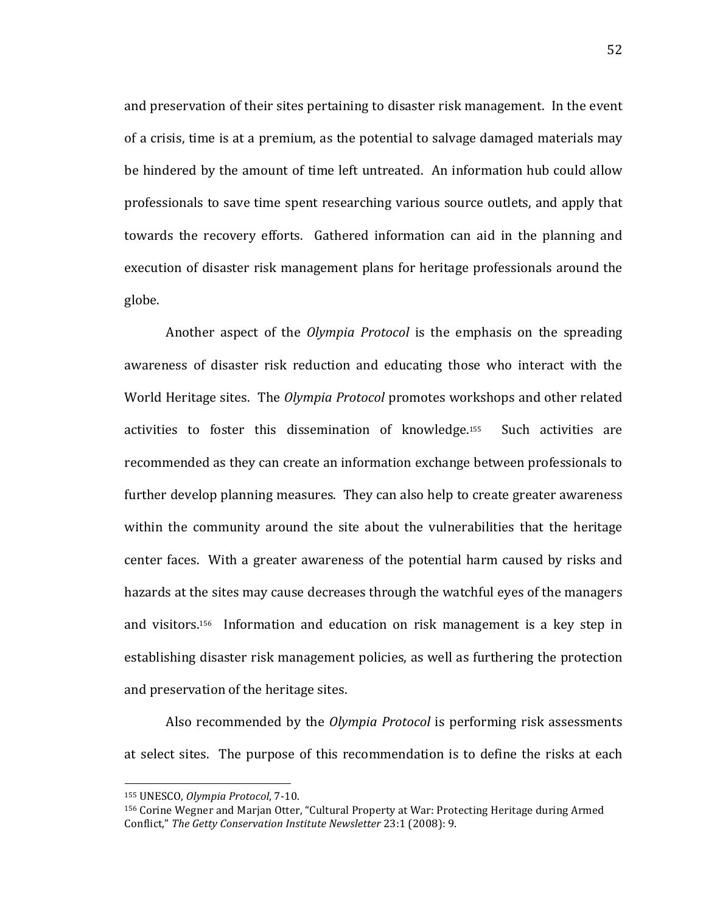and preservation of their sites pertaining to disaster risk management. In the event of a crisis, time is at a premium, as the potential to salvage damaged materials may be hindered by the amount of time left untreated. An information hub could allow professionals to save time spent researching various source outlets, and apply that towards the recovery efforts. Gathered information can aid in the planning and execution of disaster risk management plans for heritage professionals around the globe.

Another aspect of the *Olympia Protocol* is the emphasis on the spreading awareness of disaster risk reduction and educating those who interact with the World Heritage sites. The *Olympia Protocol* promotes workshops and other related activities to foster this dissemination of knowledge.[155] Such activities are recommended as they can create an information exchange between professionals to further develop planning measures. They can also help to create greater awareness within the community around the site about the vulnerabilities that the heritage center faces. With a greater awareness of the potential harm caused by risks and hazards at the sites may cause decreases through the watchful eyes of the managers and visitors.[156] Information and education on risk management is a key step in establishing disaster risk management policies, as well as furthering the protection and preservation of the heritage sites.

Also recommended by the *Olympia Protocol* is performing risk assessments at select sites. The purpose of this recommendation is to define the risks at each

---

[155] UNESCO, *Olympia Protocol*, 7-10.

[156] Corine Wegner and Marjan Otter, "Cultural Property at War: Protecting Heritage during Armed Conflict," *The Getty Conservation Institute Newsletter* 23:1 (2008): 9.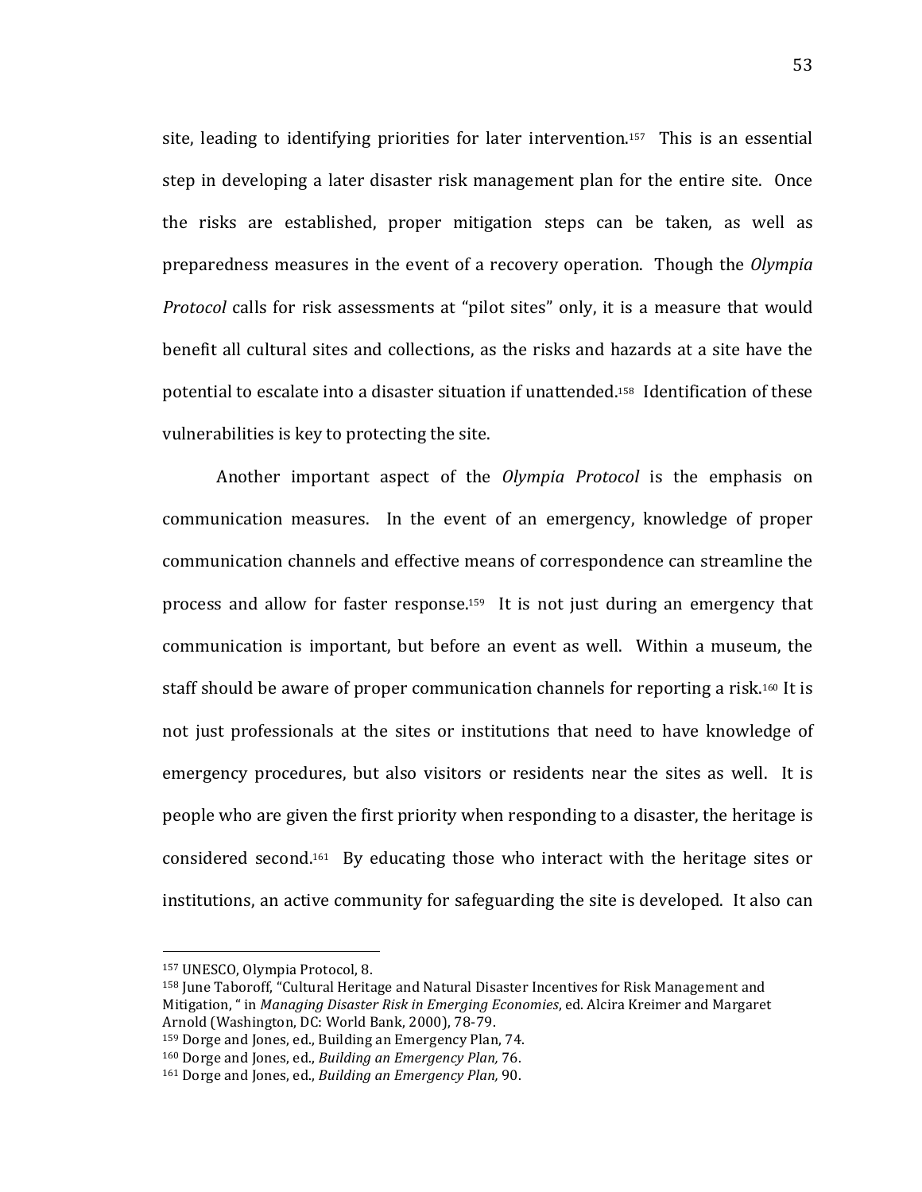site, leading to identifying priorities for later intervention.[157] This is an essential step in developing a later disaster risk management plan for the entire site. Once the risks are established, proper mitigation steps can be taken, as well as preparedness measures in the event of a recovery operation. Though the *Olympia Protocol* calls for risk assessments at "pilot sites" only, it is a measure that would benefit all cultural sites and collections, as the risks and hazards at a site have the potential to escalate into a disaster situation if unattended.[158] Identification of these vulnerabilities is key to protecting the site.

Another important aspect of the *Olympia Protocol* is the emphasis on communication measures. In the event of an emergency, knowledge of proper communication channels and effective means of correspondence can streamline the process and allow for faster response.[159] It is not just during an emergency that communication is important, but before an event as well. Within a museum, the staff should be aware of proper communication channels for reporting a risk.[160] It is not just professionals at the sites or institutions that need to have knowledge of emergency procedures, but also visitors or residents near the sites as well. It is people who are given the first priority when responding to a disaster, the heritage is considered second.[161] By educating those who interact with the heritage sites or institutions, an active community for safeguarding the site is developed. It also can

---

[157] UNESCO, Olympia Protocol, 8.

[158] June Taboroff, "Cultural Heritage and Natural Disaster Incentives for Risk Management and Mitigation, " in *Managing Disaster Risk in Emerging Economies*, ed. Alcira Kreimer and Margaret Arnold (Washington, DC: World Bank, 2000), 78-79.

[159] Dorge and Jones, ed., Building an Emergency Plan, 74.

[160] Dorge and Jones, ed., *Building an Emergency Plan,* 76.

[161] Dorge and Jones, ed., *Building an Emergency Plan,* 90.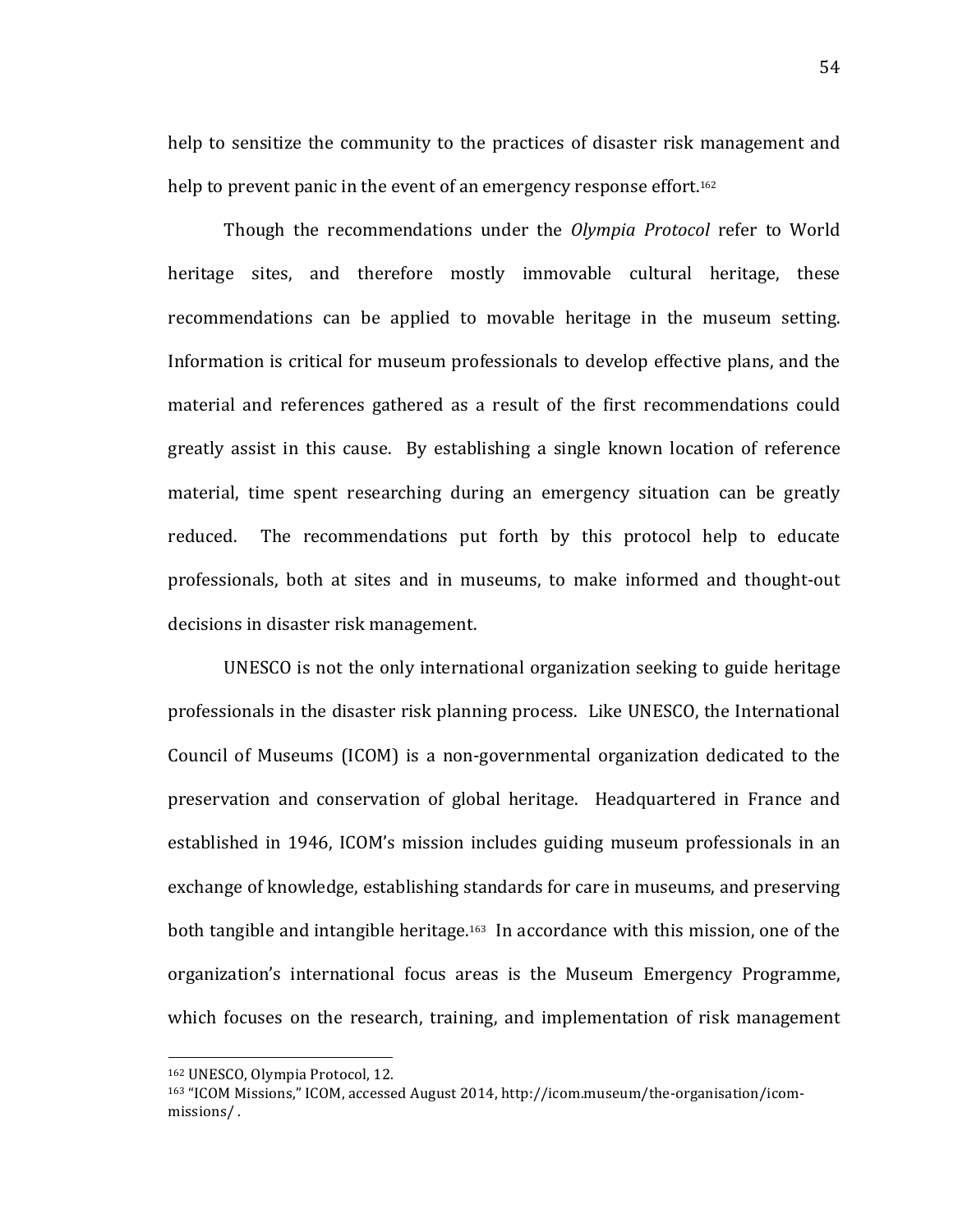help to sensitize the community to the practices of disaster risk management and help to prevent panic in the event of an emergency response effort.[162]

Though the recommendations under the *Olympia Protocol* refer to World heritage sites, and therefore mostly immovable cultural heritage, these recommendations can be applied to movable heritage in the museum setting. Information is critical for museum professionals to develop effective plans, and the material and references gathered as a result of the first recommendations could greatly assist in this cause. By establishing a single known location of reference material, time spent researching during an emergency situation can be greatly reduced. The recommendations put forth by this protocol help to educate professionals, both at sites and in museums, to make informed and thought-out decisions in disaster risk management.

UNESCO is not the only international organization seeking to guide heritage professionals in the disaster risk planning process. Like UNESCO, the International Council of Museums (ICOM) is a non-governmental organization dedicated to the preservation and conservation of global heritage. Headquartered in France and established in 1946, ICOM's mission includes guiding museum professionals in an exchange of knowledge, establishing standards for care in museums, and preserving both tangible and intangible heritage.[163] In accordance with this mission, one of the organization's international focus areas is the Museum Emergency Programme, which focuses on the research, training, and implementation of risk management

---

[162] UNESCO, Olympia Protocol, 12.

[163] "ICOM Missions," ICOM, accessed August 2014, http://icom.museum/the-organisation/icom-missions/ .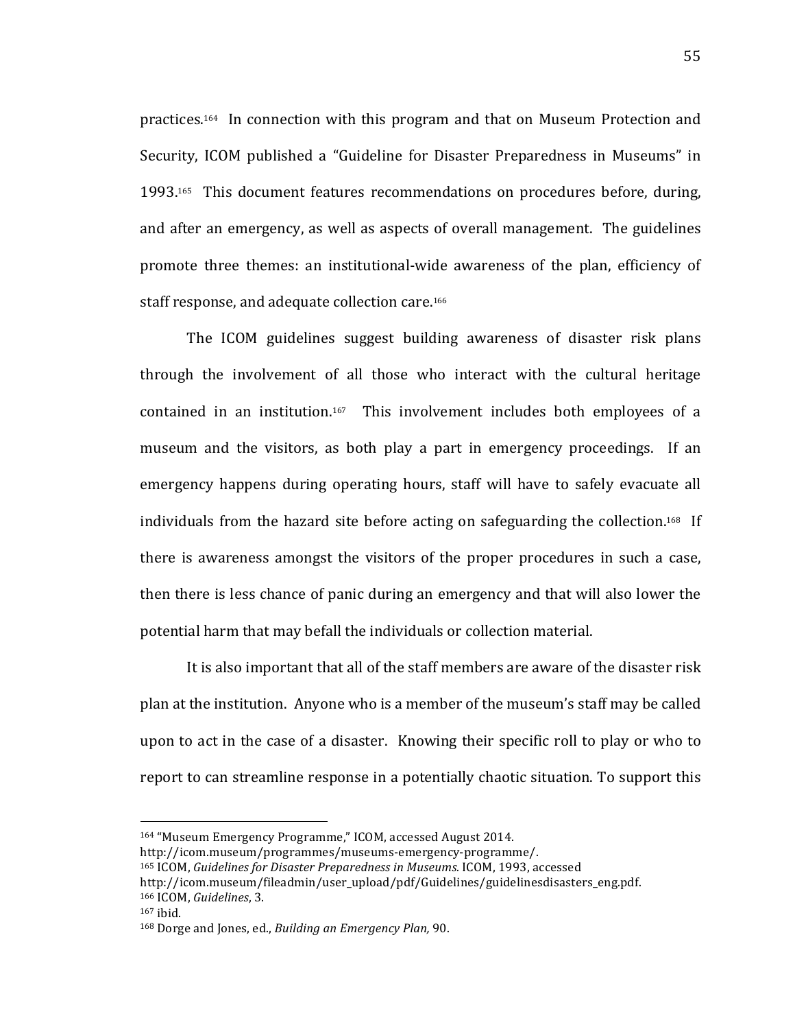practices.[164] In connection with this program and that on Museum Protection and Security, ICOM published a "Guideline for Disaster Preparedness in Museums" in 1993.[165] This document features recommendations on procedures before, during, and after an emergency, as well as aspects of overall management. The guidelines promote three themes: an institutional-wide awareness of the plan, efficiency of staff response, and adequate collection care.[166]

The ICOM guidelines suggest building awareness of disaster risk plans through the involvement of all those who interact with the cultural heritage contained in an institution.[167] This involvement includes both employees of a museum and the visitors, as both play a part in emergency proceedings. If an emergency happens during operating hours, staff will have to safely evacuate all individuals from the hazard site before acting on safeguarding the collection.[168] If there is awareness amongst the visitors of the proper procedures in such a case, then there is less chance of panic during an emergency and that will also lower the potential harm that may befall the individuals or collection material.

It is also important that all of the staff members are aware of the disaster risk plan at the institution. Anyone who is a member of the museum's staff may be called upon to act in the case of a disaster. Knowing their specific roll to play or who to report to can streamline response in a potentially chaotic situation. To support this

---

[164] "Museum Emergency Programme," ICOM, accessed August 2014. http://icom.museum/programmes/museums-emergency-programme/.

[165] ICOM, *Guidelines for Disaster Preparedness in Museums.* ICOM, 1993, accessed http://icom.museum/fileadmin/user_upload/pdf/Guidelines/guidelinesdisasters_eng.pdf.

[166] ICOM, *Guidelines*, 3.

[167] ibid.

[168] Dorge and Jones, ed., *Building an Emergency Plan,* 90.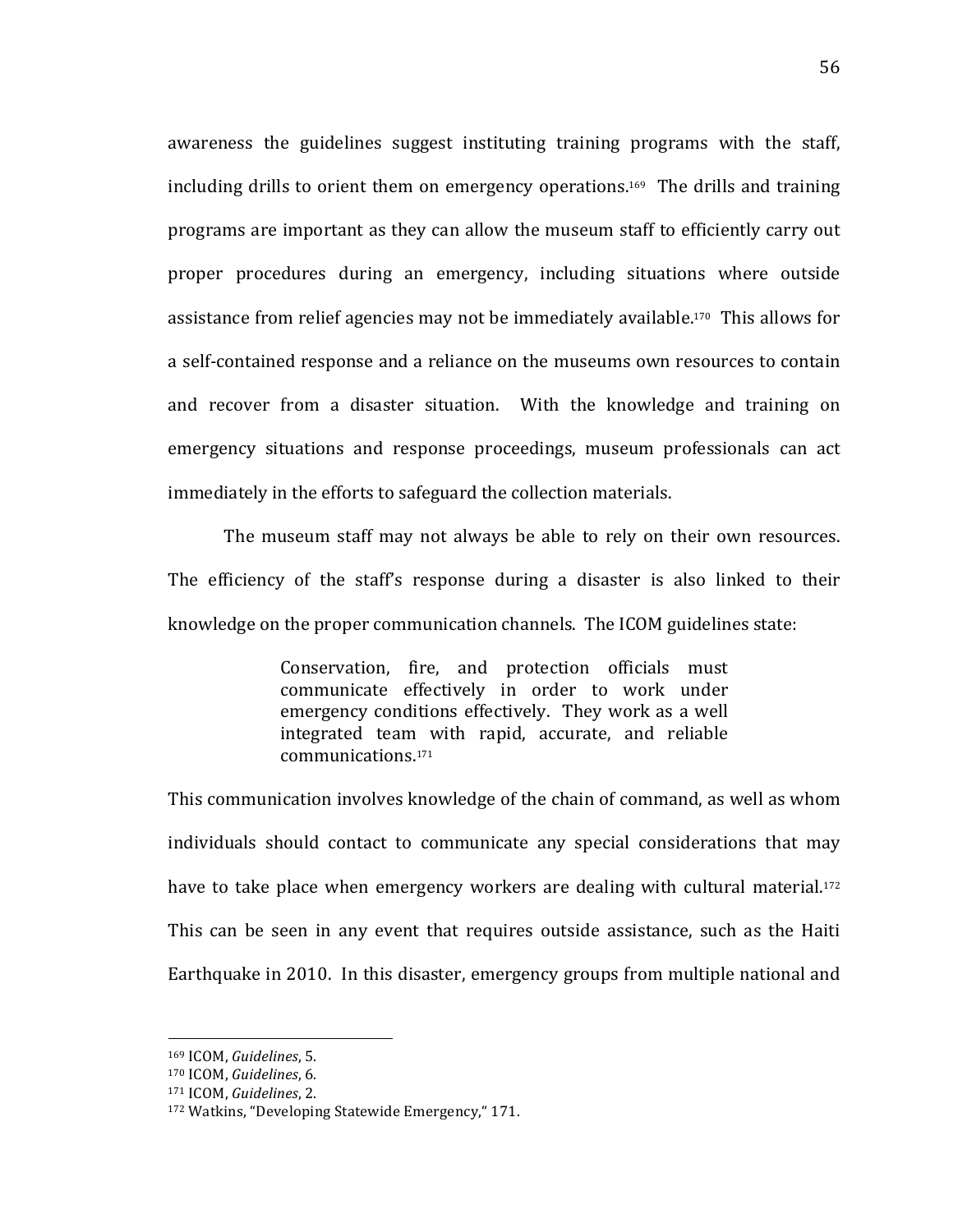awareness the guidelines suggest instituting training programs with the staff, including drills to orient them on emergency operations.[169] The drills and training programs are important as they can allow the museum staff to efficiently carry out proper procedures during an emergency, including situations where outside assistance from relief agencies may not be immediately available.[170] This allows for a self-contained response and a reliance on the museums own resources to contain and recover from a disaster situation. With the knowledge and training on emergency situations and response proceedings, museum professionals can act immediately in the efforts to safeguard the collection materials.

The museum staff may not always be able to rely on their own resources. The efficiency of the staff's response during a disaster is also linked to their knowledge on the proper communication channels. The ICOM guidelines state:

> Conservation, fire, and protection officials must communicate effectively in order to work under emergency conditions effectively. They work as a well integrated team with rapid, accurate, and reliable communications.[171]

This communication involves knowledge of the chain of command, as well as whom individuals should contact to communicate any special considerations that may have to take place when emergency workers are dealing with cultural material.[172] This can be seen in any event that requires outside assistance, such as the Haiti Earthquake in 2010. In this disaster, emergency groups from multiple national and

---

[169] ICOM, *Guidelines*, 5.
[170] ICOM, *Guidelines*, 6.
[171] ICOM, *Guidelines*, 2.
[172] Watkins, "Developing Statewide Emergency," 171.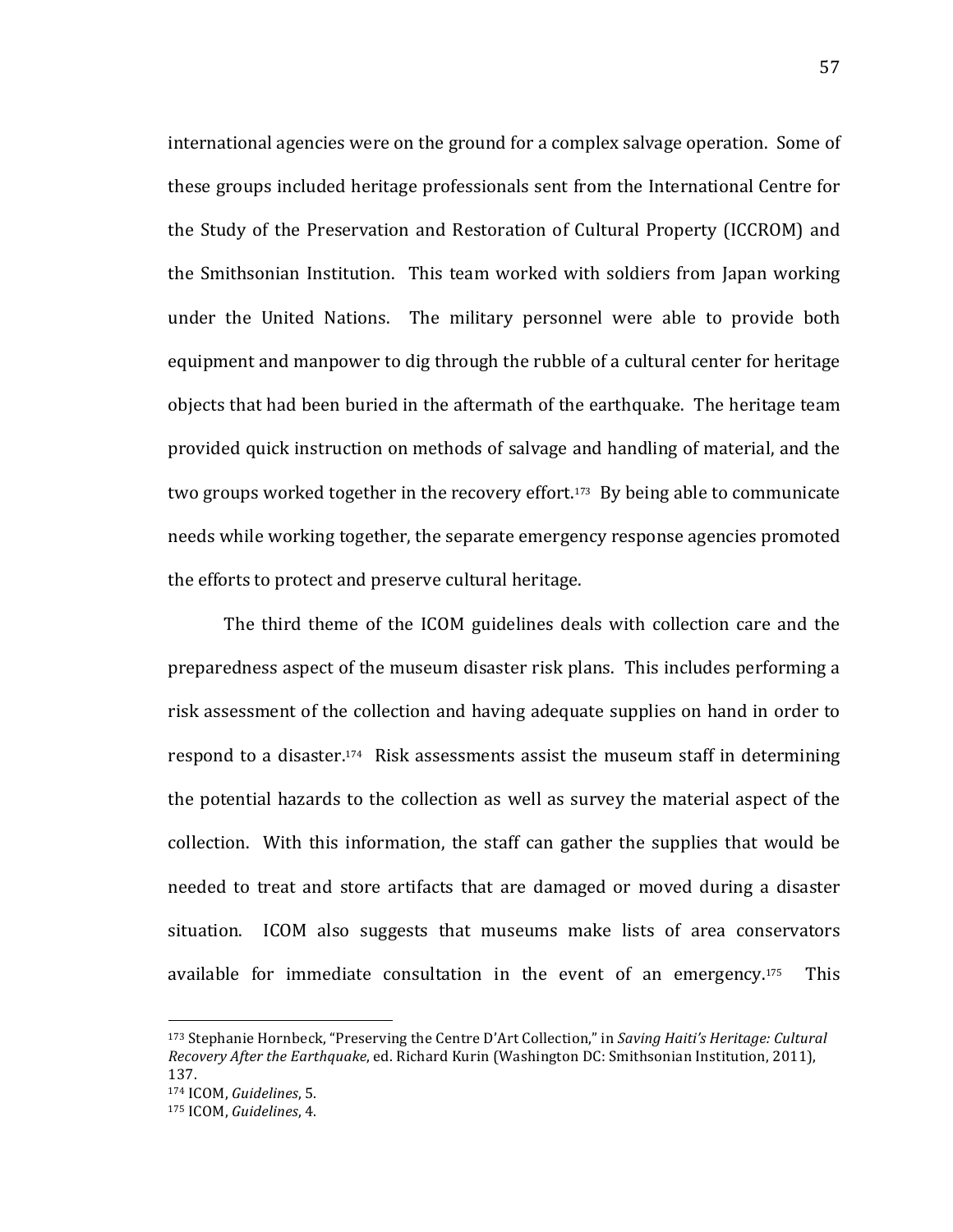international agencies were on the ground for a complex salvage operation. Some of these groups included heritage professionals sent from the International Centre for the Study of the Preservation and Restoration of Cultural Property (ICCROM) and the Smithsonian Institution. This team worked with soldiers from Japan working under the United Nations. The military personnel were able to provide both equipment and manpower to dig through the rubble of a cultural center for heritage objects that had been buried in the aftermath of the earthquake. The heritage team provided quick instruction on methods of salvage and handling of material, and the two groups worked together in the recovery effort.[173] By being able to communicate needs while working together, the separate emergency response agencies promoted the efforts to protect and preserve cultural heritage.

The third theme of the ICOM guidelines deals with collection care and the preparedness aspect of the museum disaster risk plans. This includes performing a risk assessment of the collection and having adequate supplies on hand in order to respond to a disaster.[174] Risk assessments assist the museum staff in determining the potential hazards to the collection as well as survey the material aspect of the collection. With this information, the staff can gather the supplies that would be needed to treat and store artifacts that are damaged or moved during a disaster situation. ICOM also suggests that museums make lists of area conservators available for immediate consultation in the event of an emergency.[175] This

---

[173] Stephanie Hornbeck, "Preserving the Centre D'Art Collection," in *Saving Haiti's Heritage: Cultural Recovery After the Earthquake*, ed. Richard Kurin (Washington DC: Smithsonian Institution, 2011), 137.

[174] ICOM, *Guidelines*, 5.

[175] ICOM, *Guidelines*, 4.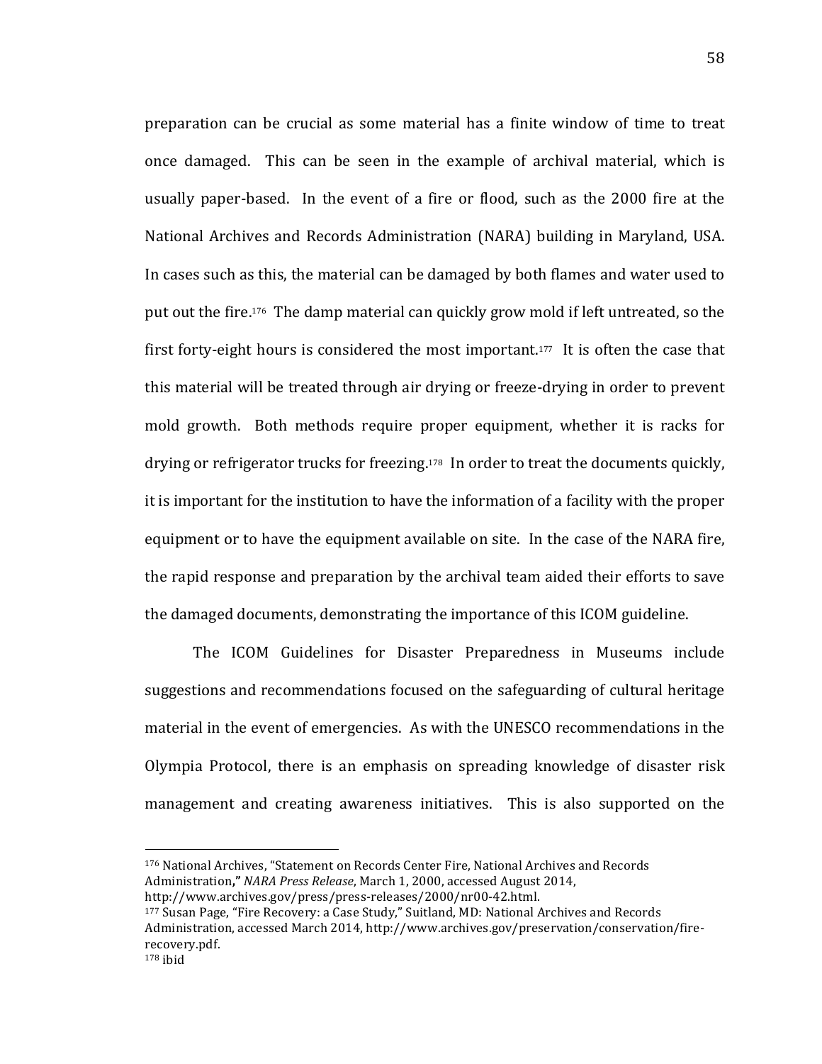preparation can be crucial as some material has a finite window of time to treat once damaged. This can be seen in the example of archival material, which is usually paper-based. In the event of a fire or flood, such as the 2000 fire at the National Archives and Records Administration (NARA) building in Maryland, USA. In cases such as this, the material can be damaged by both flames and water used to put out the fire.[176] The damp material can quickly grow mold if left untreated, so the first forty-eight hours is considered the most important.[177] It is often the case that this material will be treated through air drying or freeze-drying in order to prevent mold growth. Both methods require proper equipment, whether it is racks for drying or refrigerator trucks for freezing.[178] In order to treat the documents quickly, it is important for the institution to have the information of a facility with the proper equipment or to have the equipment available on site. In the case of the NARA fire, the rapid response and preparation by the archival team aided their efforts to save the damaged documents, demonstrating the importance of this ICOM guideline.

The ICOM Guidelines for Disaster Preparedness in Museums include suggestions and recommendations focused on the safeguarding of cultural heritage material in the event of emergencies. As with the UNESCO recommendations in the Olympia Protocol, there is an emphasis on spreading knowledge of disaster risk management and creating awareness initiatives. This is also supported on the

---

[176] National Archives, "Statement on Records Center Fire, National Archives and Records Administration**,"** *NARA Press Release*, March 1, 2000, accessed August 2014, http://www.archives.gov/press/press-releases/2000/nr00-42.html.

[177] Susan Page, "Fire Recovery: a Case Study," Suitland, MD: National Archives and Records Administration, accessed March 2014, http://www.archives.gov/preservation/conservation/fire-recovery.pdf.

[178] ibid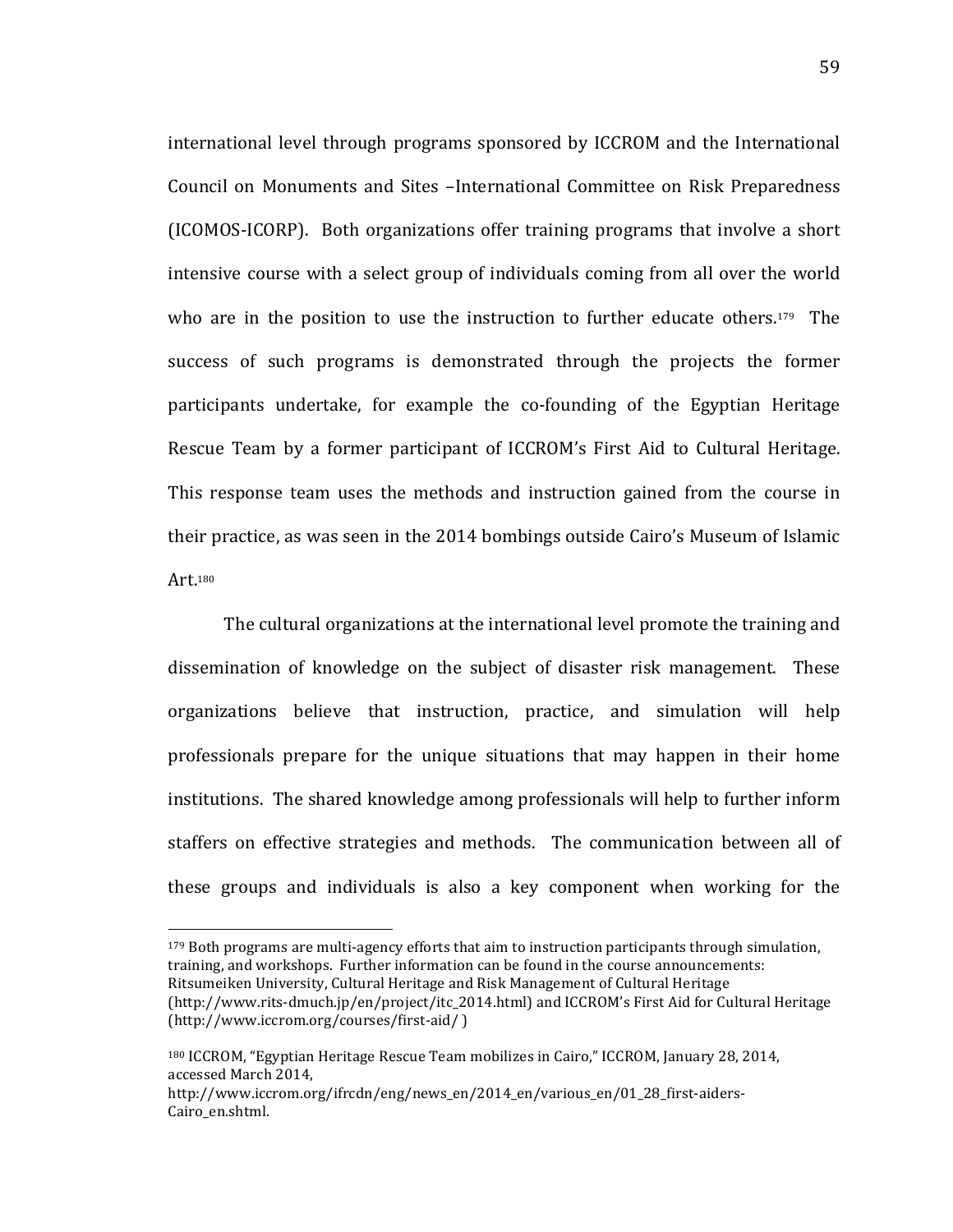international level through programs sponsored by ICCROM and the International Council on Monuments and Sites –International Committee on Risk Preparedness (ICOMOS-ICORP). Both organizations offer training programs that involve a short intensive course with a select group of individuals coming from all over the world who are in the position to use the instruction to further educate others.[179] The success of such programs is demonstrated through the projects the former participants undertake, for example the co-founding of the Egyptian Heritage Rescue Team by a former participant of ICCROM's First Aid to Cultural Heritage. This response team uses the methods and instruction gained from the course in their practice, as was seen in the 2014 bombings outside Cairo's Museum of Islamic Art.[180]

The cultural organizations at the international level promote the training and dissemination of knowledge on the subject of disaster risk management. These organizations believe that instruction, practice, and simulation will help professionals prepare for the unique situations that may happen in their home institutions. The shared knowledge among professionals will help to further inform staffers on effective strategies and methods. The communication between all of these groups and individuals is also a key component when working for the

---

[179] Both programs are multi-agency efforts that aim to instruction participants through simulation, training, and workshops. Further information can be found in the course announcements: Ritsumeiken University, Cultural Heritage and Risk Management of Cultural Heritage (http://www.rits-dmuch.jp/en/project/itc_2014.html) and ICCROM's First Aid for Cultural Heritage (http://www.iccrom.org/courses/first-aid/ )

[180] ICCROM, "Egyptian Heritage Rescue Team mobilizes in Cairo," ICCROM, January 28, 2014, accessed March 2014, http://www.iccrom.org/ifrcdn/eng/news_en/2014_en/various_en/01_28_first-aiders-Cairo_en.shtml.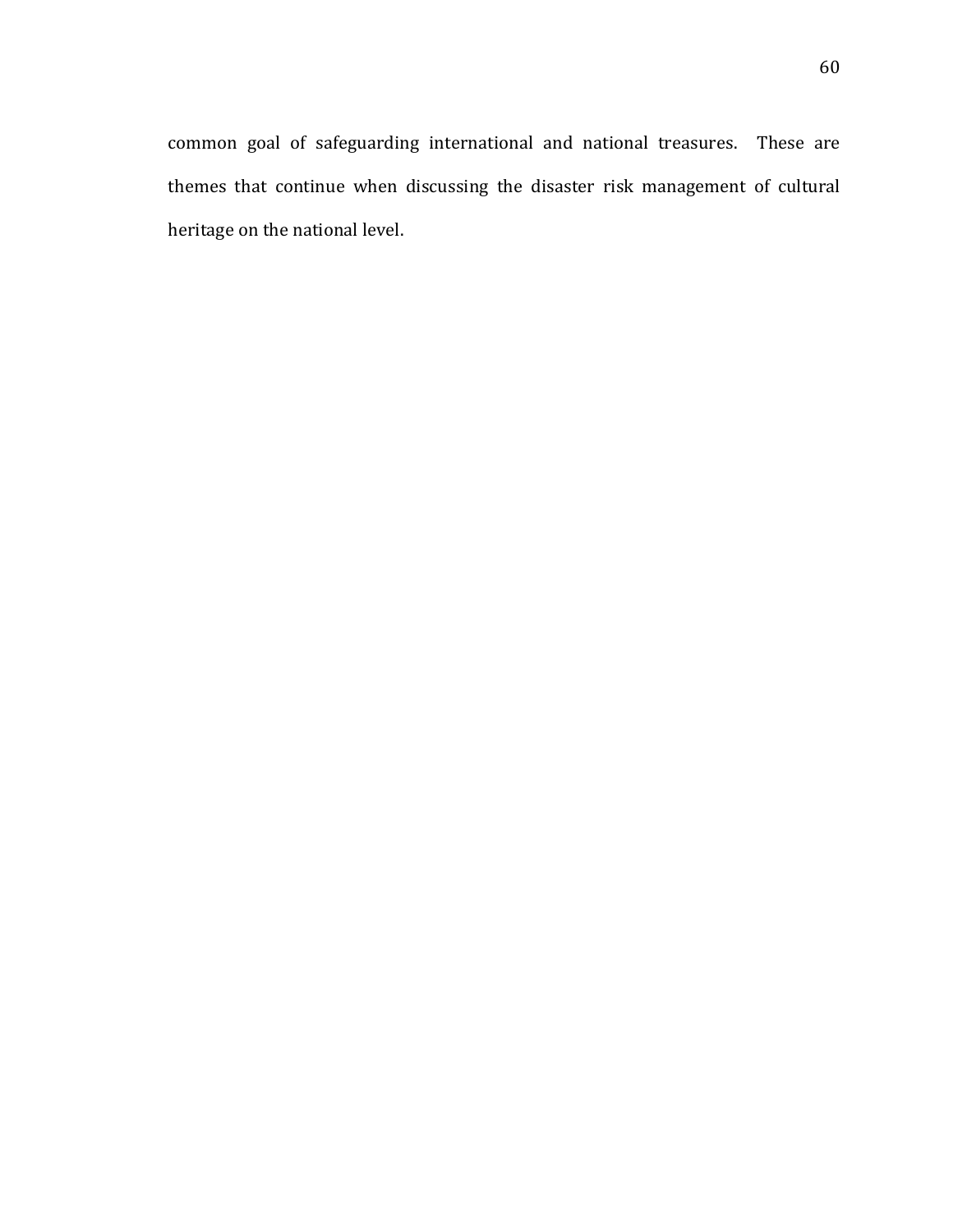common goal of safeguarding international and national treasures. These are themes that continue when discussing the disaster risk management of cultural heritage on the national level.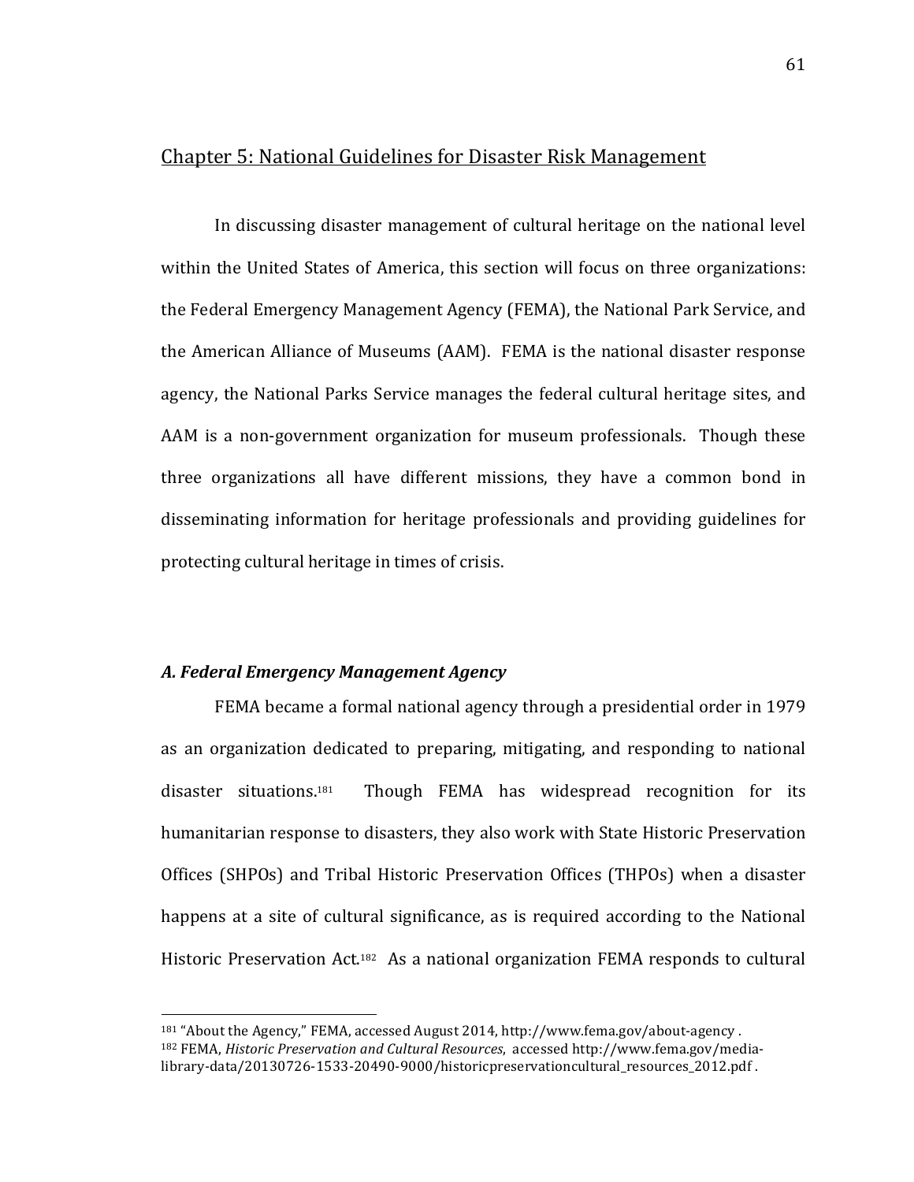## Chapter 5: National Guidelines for Disaster Risk Management

In discussing disaster management of cultural heritage on the national level within the United States of America, this section will focus on three organizations: the Federal Emergency Management Agency (FEMA), the National Park Service, and the American Alliance of Museums (AAM). FEMA is the national disaster response agency, the National Parks Service manages the federal cultural heritage sites, and AAM is a non-government organization for museum professionals. Though these three organizations all have different missions, they have a common bond in disseminating information for heritage professionals and providing guidelines for protecting cultural heritage in times of crisis.

### *A. Federal Emergency Management Agency*

FEMA became a formal national agency through a presidential order in 1979 as an organization dedicated to preparing, mitigating, and responding to national disaster situations.[181] Though FEMA has widespread recognition for its humanitarian response to disasters, they also work with State Historic Preservation Offices (SHPOs) and Tribal Historic Preservation Offices (THPOs) when a disaster happens at a site of cultural significance, as is required according to the National Historic Preservation Act.[182] As a national organization FEMA responds to cultural

---

[181] "About the Agency," FEMA, accessed August 2014, http://www.fema.gov/about-agency .

[182] FEMA, *Historic Preservation and Cultural Resources*, accessed http://www.fema.gov/media-library-data/20130726-1533-20490-9000/historicpreservationcultural_resources_2012.pdf .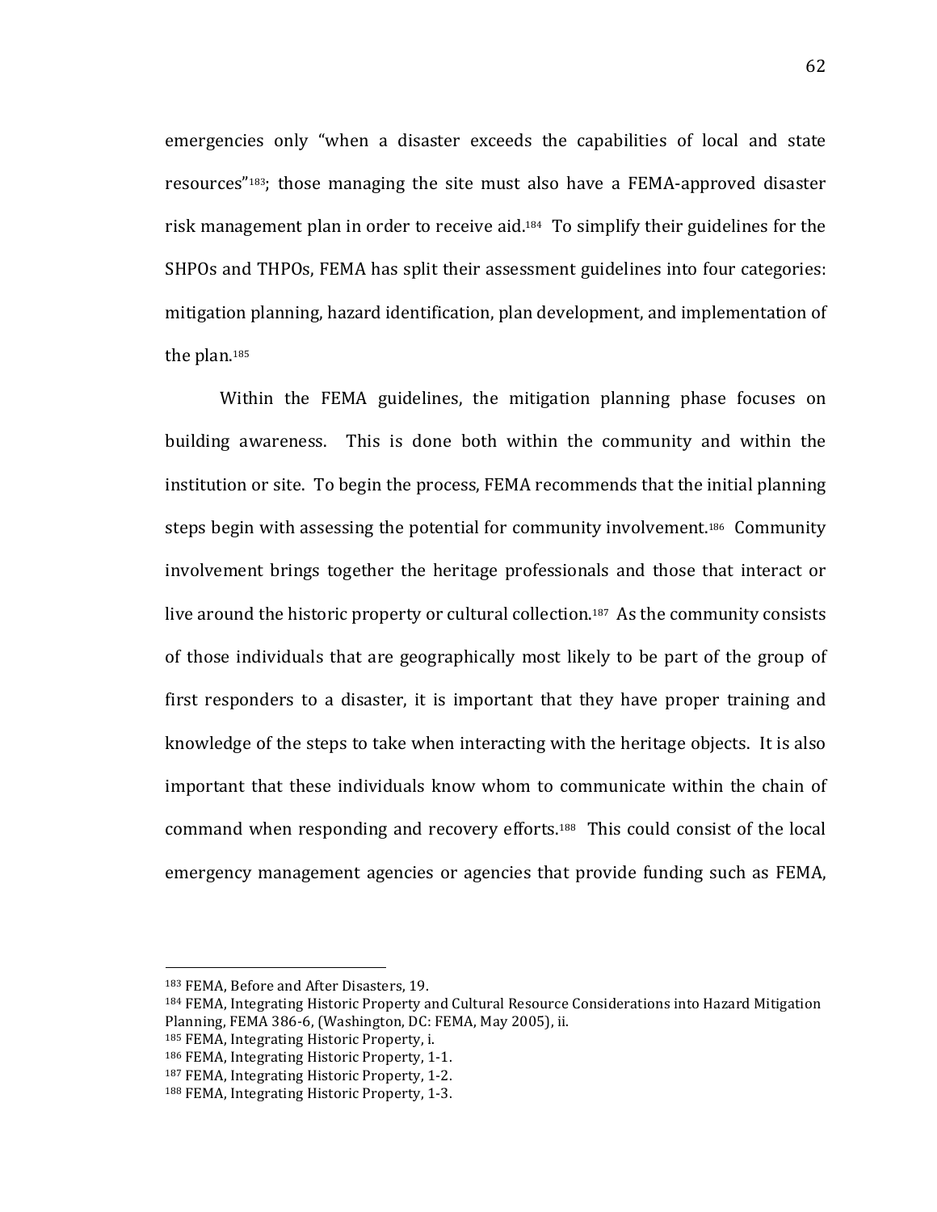emergencies only "when a disaster exceeds the capabilities of local and state resources"[183]; those managing the site must also have a FEMA-approved disaster risk management plan in order to receive aid.[184] To simplify their guidelines for the SHPOs and THPOs, FEMA has split their assessment guidelines into four categories: mitigation planning, hazard identification, plan development, and implementation of the plan.[185]

Within the FEMA guidelines, the mitigation planning phase focuses on building awareness. This is done both within the community and within the institution or site. To begin the process, FEMA recommends that the initial planning steps begin with assessing the potential for community involvement.[186] Community involvement brings together the heritage professionals and those that interact or live around the historic property or cultural collection.[187] As the community consists of those individuals that are geographically most likely to be part of the group of first responders to a disaster, it is important that they have proper training and knowledge of the steps to take when interacting with the heritage objects. It is also important that these individuals know whom to communicate within the chain of command when responding and recovery efforts.[188] This could consist of the local emergency management agencies or agencies that provide funding such as FEMA,

---

[183] FEMA, Before and After Disasters, 19.

[184] FEMA, Integrating Historic Property and Cultural Resource Considerations into Hazard Mitigation Planning, FEMA 386-6, (Washington, DC: FEMA, May 2005), ii.

[185] FEMA, Integrating Historic Property, i.

[186] FEMA, Integrating Historic Property, 1-1.

[187] FEMA, Integrating Historic Property, 1-2.

[188] FEMA, Integrating Historic Property, 1-3.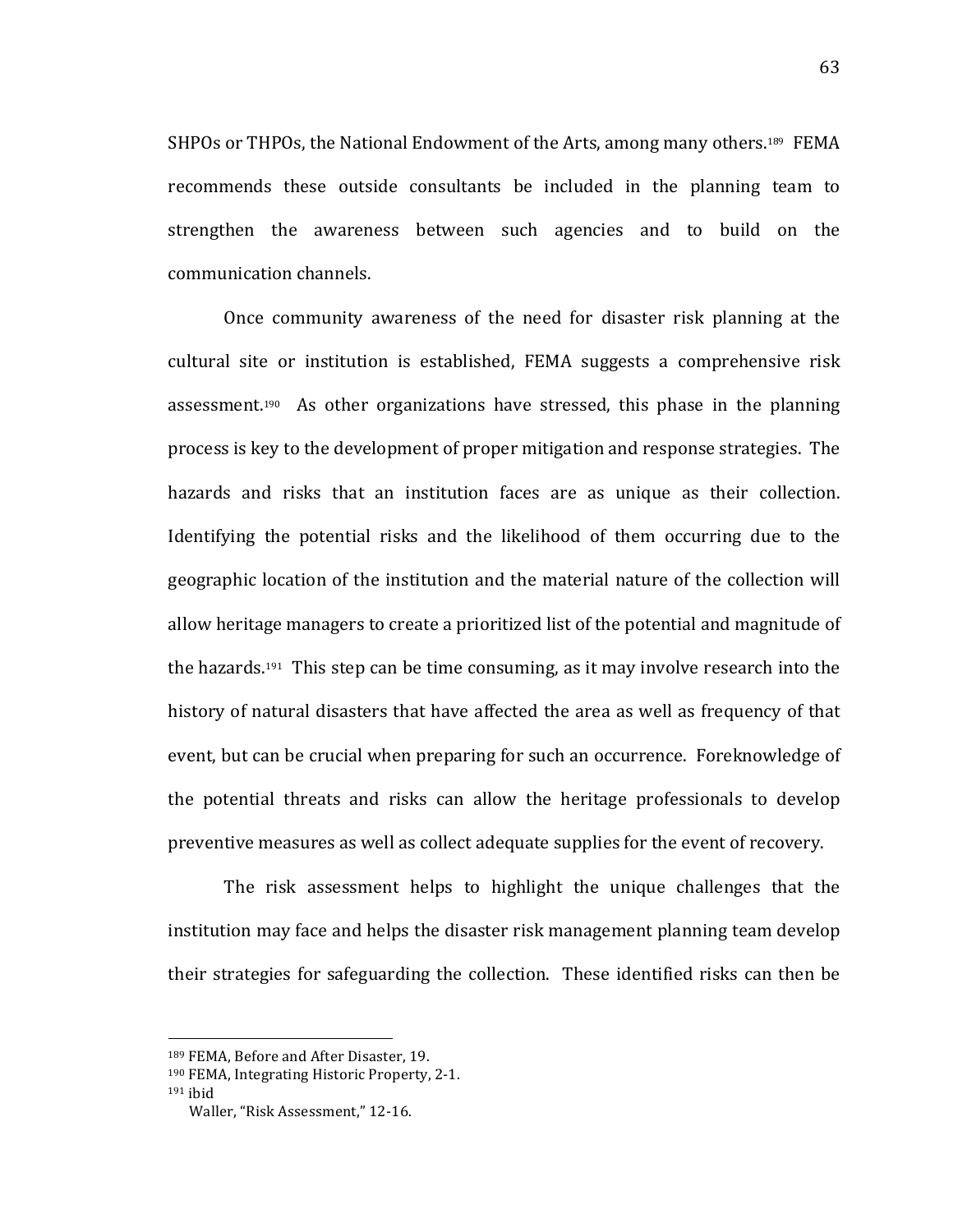SHPOs or THPOs, the National Endowment of the Arts, among many others.[189] FEMA recommends these outside consultants be included in the planning team to strengthen the awareness between such agencies and to build on the communication channels.

Once community awareness of the need for disaster risk planning at the cultural site or institution is established, FEMA suggests a comprehensive risk assessment.[190] As other organizations have stressed, this phase in the planning process is key to the development of proper mitigation and response strategies. The hazards and risks that an institution faces are as unique as their collection. Identifying the potential risks and the likelihood of them occurring due to the geographic location of the institution and the material nature of the collection will allow heritage managers to create a prioritized list of the potential and magnitude of the hazards.[191] This step can be time consuming, as it may involve research into the history of natural disasters that have affected the area as well as frequency of that event, but can be crucial when preparing for such an occurrence. Foreknowledge of the potential threats and risks can allow the heritage professionals to develop preventive measures as well as collect adequate supplies for the event of recovery.

The risk assessment helps to highlight the unique challenges that the institution may face and helps the disaster risk management planning team develop their strategies for safeguarding the collection. These identified risks can then be

---

[189] FEMA, Before and After Disaster, 19.

[190] FEMA, Integrating Historic Property, 2-1.

[191] ibid
Waller, "Risk Assessment," 12-16.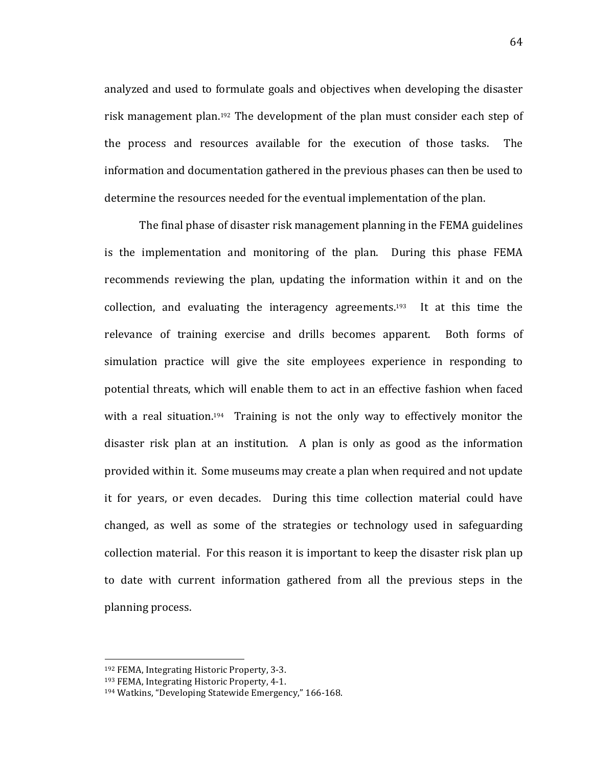analyzed and used to formulate goals and objectives when developing the disaster risk management plan.[192] The development of the plan must consider each step of the process and resources available for the execution of those tasks. The information and documentation gathered in the previous phases can then be used to determine the resources needed for the eventual implementation of the plan.

The final phase of disaster risk management planning in the FEMA guidelines is the implementation and monitoring of the plan. During this phase FEMA recommends reviewing the plan, updating the information within it and on the collection, and evaluating the interagency agreements.[193] It at this time the relevance of training exercise and drills becomes apparent. Both forms of simulation practice will give the site employees experience in responding to potential threats, which will enable them to act in an effective fashion when faced with a real situation.[194] Training is not the only way to effectively monitor the disaster risk plan at an institution. A plan is only as good as the information provided within it. Some museums may create a plan when required and not update it for years, or even decades. During this time collection material could have changed, as well as some of the strategies or technology used in safeguarding collection material. For this reason it is important to keep the disaster risk plan up to date with current information gathered from all the previous steps in the planning process.

---

[192] FEMA, Integrating Historic Property, 3-3.

[193] FEMA, Integrating Historic Property, 4-1.

[194] Watkins, "Developing Statewide Emergency," 166-168.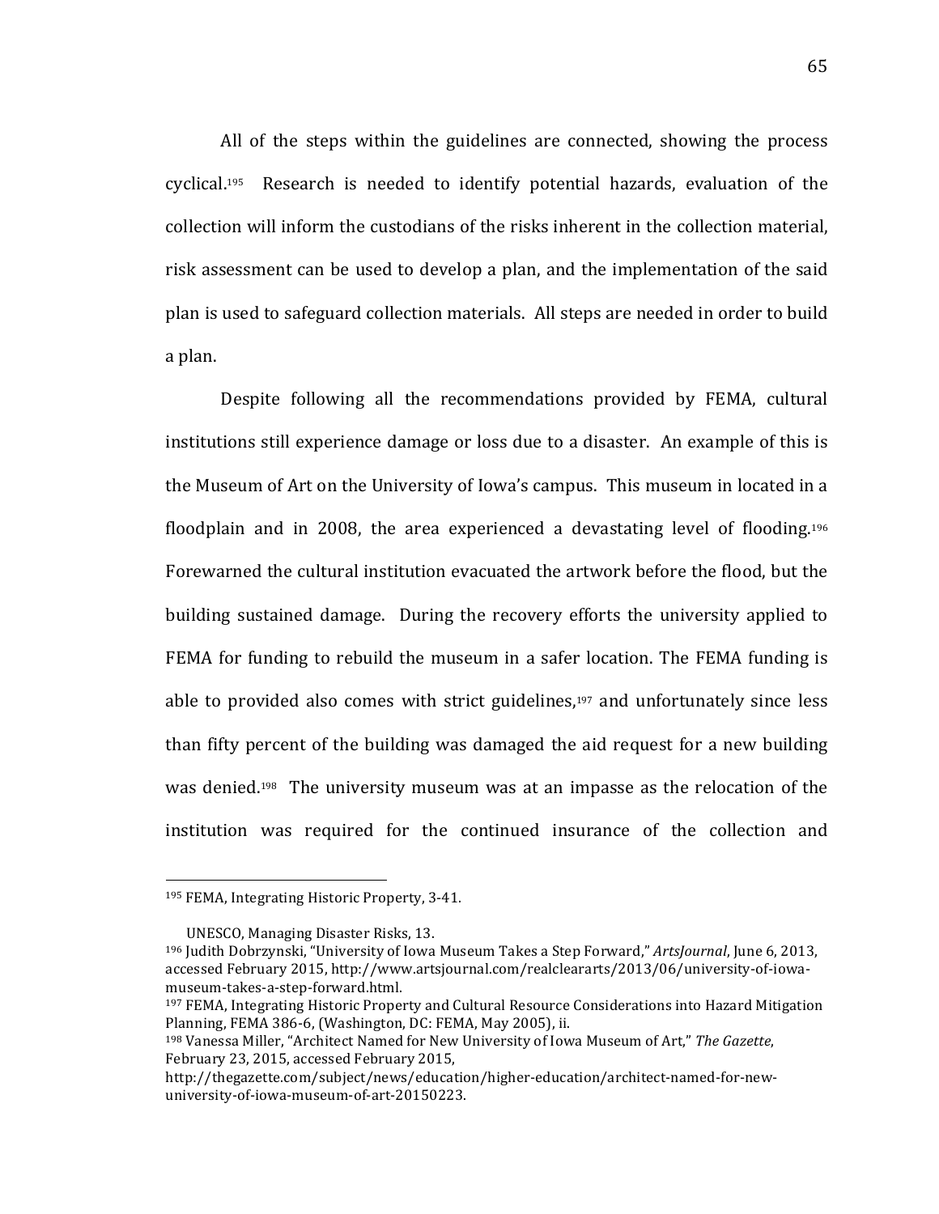All of the steps within the guidelines are connected, showing the process cyclical.[195] Research is needed to identify potential hazards, evaluation of the collection will inform the custodians of the risks inherent in the collection material, risk assessment can be used to develop a plan, and the implementation of the said plan is used to safeguard collection materials. All steps are needed in order to build a plan.

Despite following all the recommendations provided by FEMA, cultural institutions still experience damage or loss due to a disaster. An example of this is the Museum of Art on the University of Iowa's campus. This museum in located in a floodplain and in 2008, the area experienced a devastating level of flooding.[196] Forewarned the cultural institution evacuated the artwork before the flood, but the building sustained damage. During the recovery efforts the university applied to FEMA for funding to rebuild the museum in a safer location. The FEMA funding is able to provided also comes with strict guidelines,[197] and unfortunately since less than fifty percent of the building was damaged the aid request for a new building was denied.[198] The university museum was at an impasse as the relocation of the institution was required for the continued insurance of the collection and

---

[195] FEMA, Integrating Historic Property, 3-41.

UNESCO, Managing Disaster Risks, 13.

[196] Judith Dobrzynski, "University of Iowa Museum Takes a Step Forward," *ArtsJournal*, June 6, 2013, accessed February 2015, http://www.artsjournal.com/realcleararts/2013/06/university-of-iowa-museum-takes-a-step-forward.html.

[197] FEMA, Integrating Historic Property and Cultural Resource Considerations into Hazard Mitigation Planning, FEMA 386-6, (Washington, DC: FEMA, May 2005), ii.

[198] Vanessa Miller, "Architect Named for New University of Iowa Museum of Art," *The Gazette*, February 23, 2015, accessed February 2015, http://thegazette.com/subject/news/education/higher-education/architect-named-for-new-university-of-iowa-museum-of-art-20150223.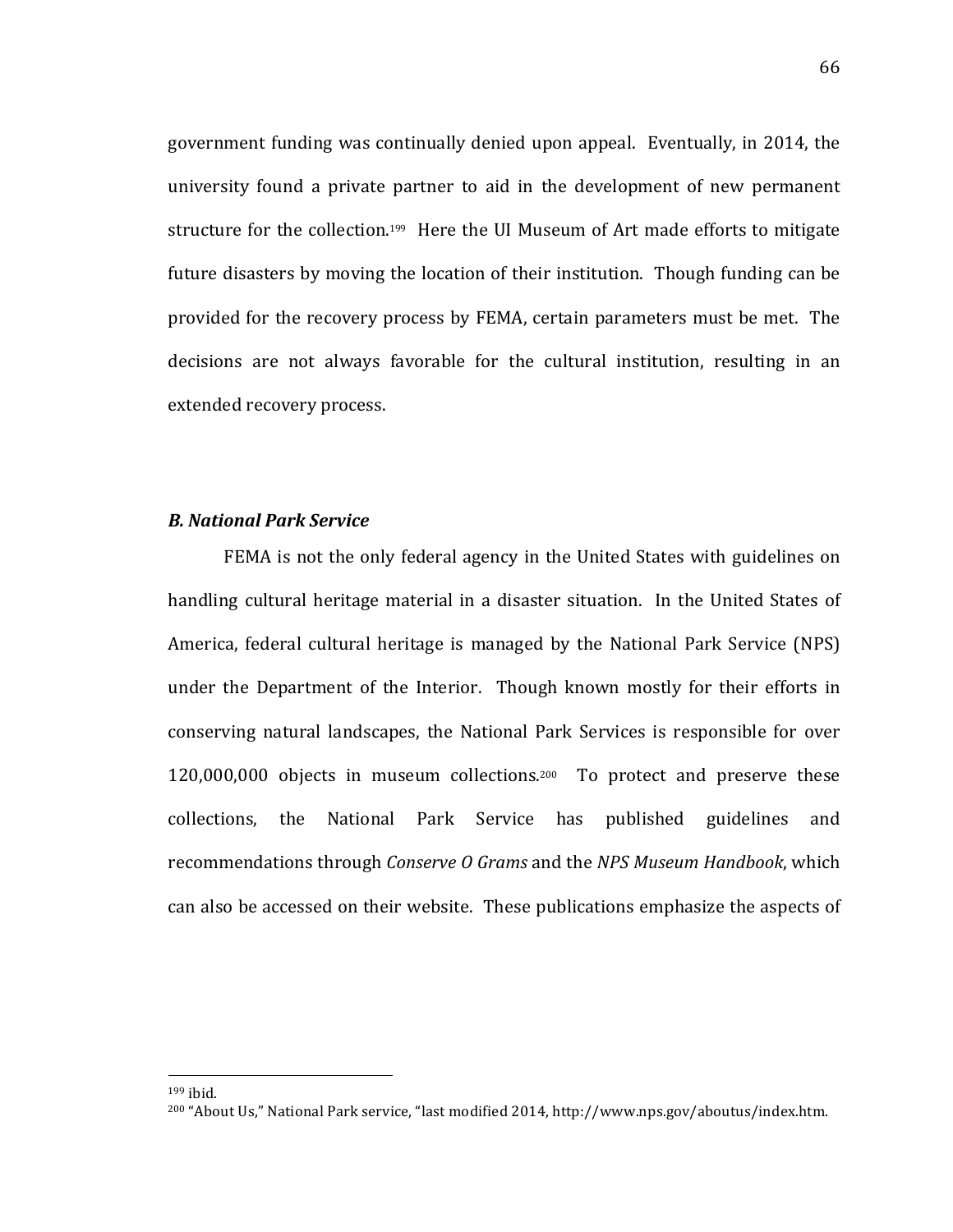government funding was continually denied upon appeal. Eventually, in 2014, the university found a private partner to aid in the development of new permanent structure for the collection.[199] Here the UI Museum of Art made efforts to mitigate future disasters by moving the location of their institution. Though funding can be provided for the recovery process by FEMA, certain parameters must be met. The decisions are not always favorable for the cultural institution, resulting in an extended recovery process.

### *B. National Park Service*

FEMA is not the only federal agency in the United States with guidelines on handling cultural heritage material in a disaster situation. In the United States of America, federal cultural heritage is managed by the National Park Service (NPS) under the Department of the Interior. Though known mostly for their efforts in conserving natural landscapes, the National Park Services is responsible for over 120,000,000 objects in museum collections.[200] To protect and preserve these collections, the National Park Service has published guidelines and recommendations through *Conserve O Grams* and the *NPS Museum Handbook*, which can also be accessed on their website. These publications emphasize the aspects of

---

[199] ibid.

[200] "About Us," National Park service, "last modified 2014, http://www.nps.gov/aboutus/index.htm.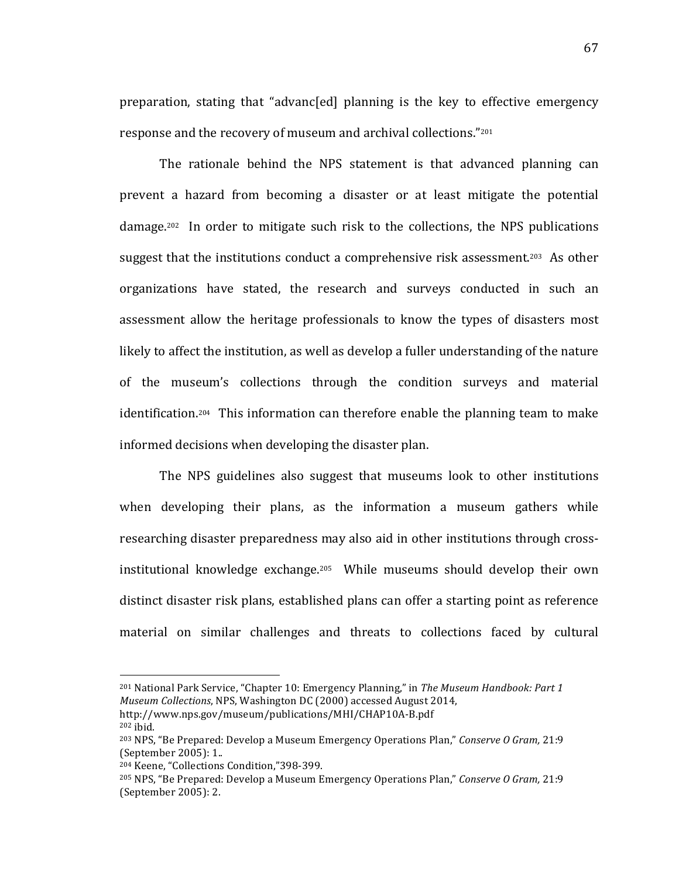preparation, stating that "advanc[ed] planning is the key to effective emergency response and the recovery of museum and archival collections."[201]

The rationale behind the NPS statement is that advanced planning can prevent a hazard from becoming a disaster or at least mitigate the potential damage.[202] In order to mitigate such risk to the collections, the NPS publications suggest that the institutions conduct a comprehensive risk assessment.[203] As other organizations have stated, the research and surveys conducted in such an assessment allow the heritage professionals to know the types of disasters most likely to affect the institution, as well as develop a fuller understanding of the nature of the museum's collections through the condition surveys and material identification.[204] This information can therefore enable the planning team to make informed decisions when developing the disaster plan.

The NPS guidelines also suggest that museums look to other institutions when developing their plans, as the information a museum gathers while researching disaster preparedness may also aid in other institutions through cross-institutional knowledge exchange.[205] While museums should develop their own distinct disaster risk plans, established plans can offer a starting point as reference material on similar challenges and threats to collections faced by cultural

---

[201] National Park Service, "Chapter 10: Emergency Planning," in *The Museum Handbook: Part 1 Museum Collections*, NPS, Washington DC (2000) accessed August 2014, http://www.nps.gov/museum/publications/MHI/CHAP10A-B.pdf

[202] ibid.

[203] NPS, "Be Prepared: Develop a Museum Emergency Operations Plan," *Conserve O Gram,* 21:9 (September 2005): 1..

[204] Keene, "Collections Condition,"398-399.

[205] NPS, "Be Prepared: Develop a Museum Emergency Operations Plan," *Conserve O Gram,* 21:9 (September 2005): 2.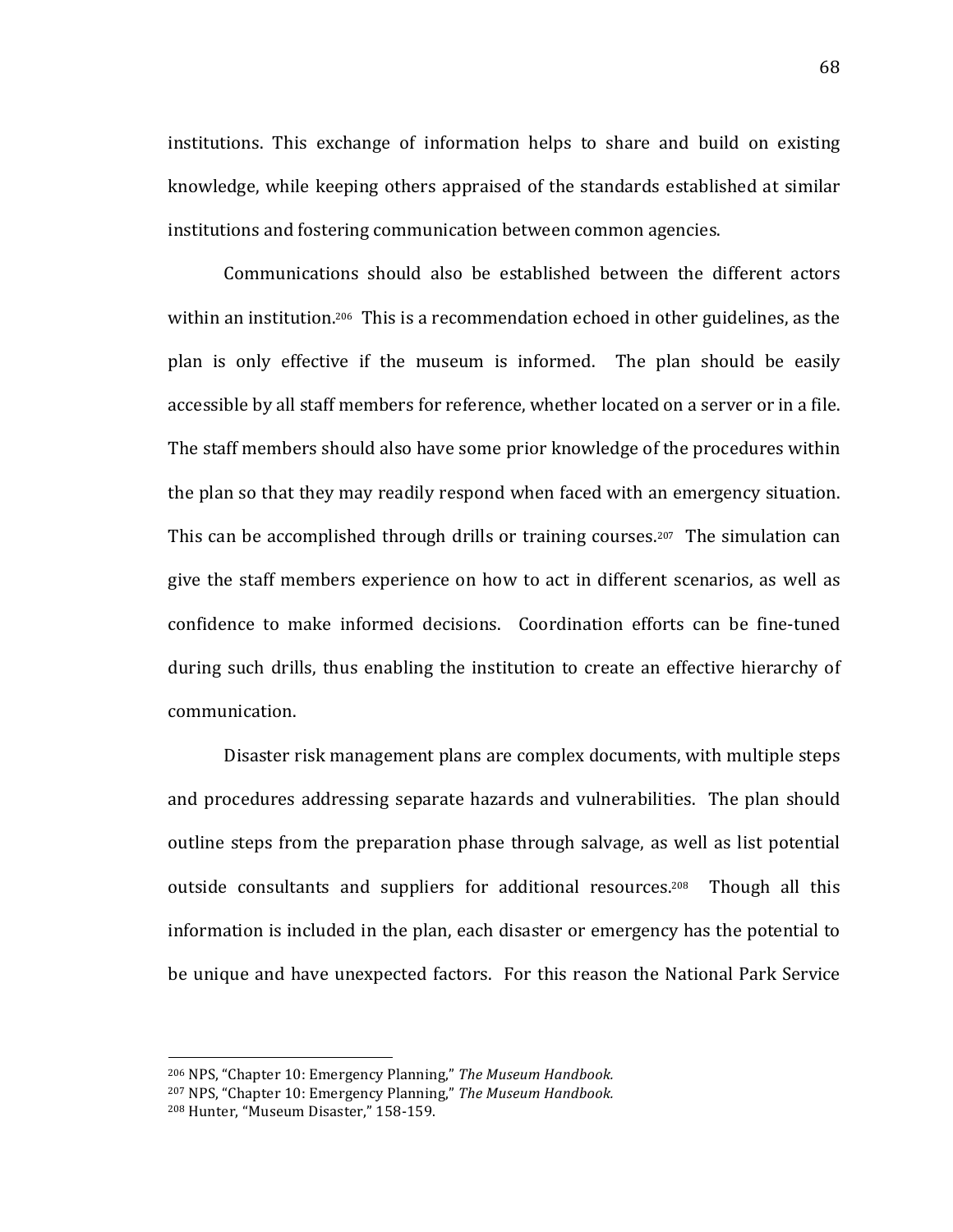institutions. This exchange of information helps to share and build on existing knowledge, while keeping others appraised of the standards established at similar institutions and fostering communication between common agencies.

Communications should also be established between the different actors within an institution.[206] This is a recommendation echoed in other guidelines, as the plan is only effective if the museum is informed. The plan should be easily accessible by all staff members for reference, whether located on a server or in a file. The staff members should also have some prior knowledge of the procedures within the plan so that they may readily respond when faced with an emergency situation. This can be accomplished through drills or training courses.[207] The simulation can give the staff members experience on how to act in different scenarios, as well as confidence to make informed decisions. Coordination efforts can be fine-tuned during such drills, thus enabling the institution to create an effective hierarchy of communication.

Disaster risk management plans are complex documents, with multiple steps and procedures addressing separate hazards and vulnerabilities. The plan should outline steps from the preparation phase through salvage, as well as list potential outside consultants and suppliers for additional resources.[208] Though all this information is included in the plan, each disaster or emergency has the potential to be unique and have unexpected factors. For this reason the National Park Service

---

[206] NPS, "Chapter 10: Emergency Planning," *The Museum Handbook.*

[207] NPS, "Chapter 10: Emergency Planning," *The Museum Handbook.*

[208] Hunter, "Museum Disaster," 158-159.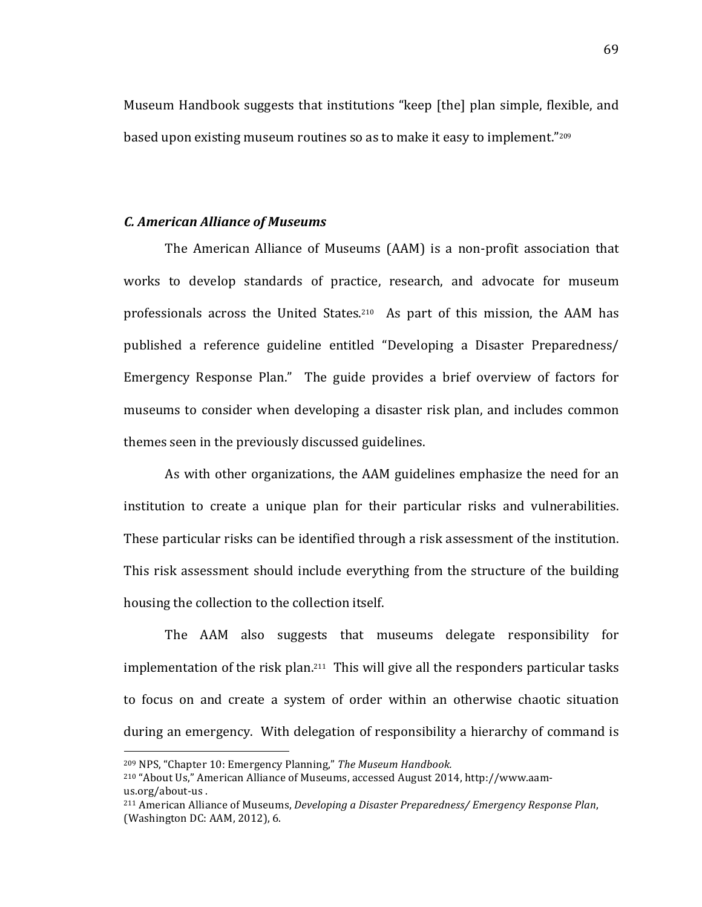Museum Handbook suggests that institutions "keep [the] plan simple, flexible, and based upon existing museum routines so as to make it easy to implement."[209]

### *C. American Alliance of Museums*

The American Alliance of Museums (AAM) is a non-profit association that works to develop standards of practice, research, and advocate for museum professionals across the United States.[210] As part of this mission, the AAM has published a reference guideline entitled "Developing a Disaster Preparedness/ Emergency Response Plan." The guide provides a brief overview of factors for museums to consider when developing a disaster risk plan, and includes common themes seen in the previously discussed guidelines.

As with other organizations, the AAM guidelines emphasize the need for an institution to create a unique plan for their particular risks and vulnerabilities. These particular risks can be identified through a risk assessment of the institution. This risk assessment should include everything from the structure of the building housing the collection to the collection itself.

The AAM also suggests that museums delegate responsibility for implementation of the risk plan.[211] This will give all the responders particular tasks to focus on and create a system of order within an otherwise chaotic situation during an emergency. With delegation of responsibility a hierarchy of command is

---

[209] NPS, "Chapter 10: Emergency Planning," *The Museum Handbook.*

[210] "About Us," American Alliance of Museums, accessed August 2014, http://www.aam-us.org/about-us .

[211] American Alliance of Museums, *Developing a Disaster Preparedness/ Emergency Response Plan*, (Washington DC: AAM, 2012), 6.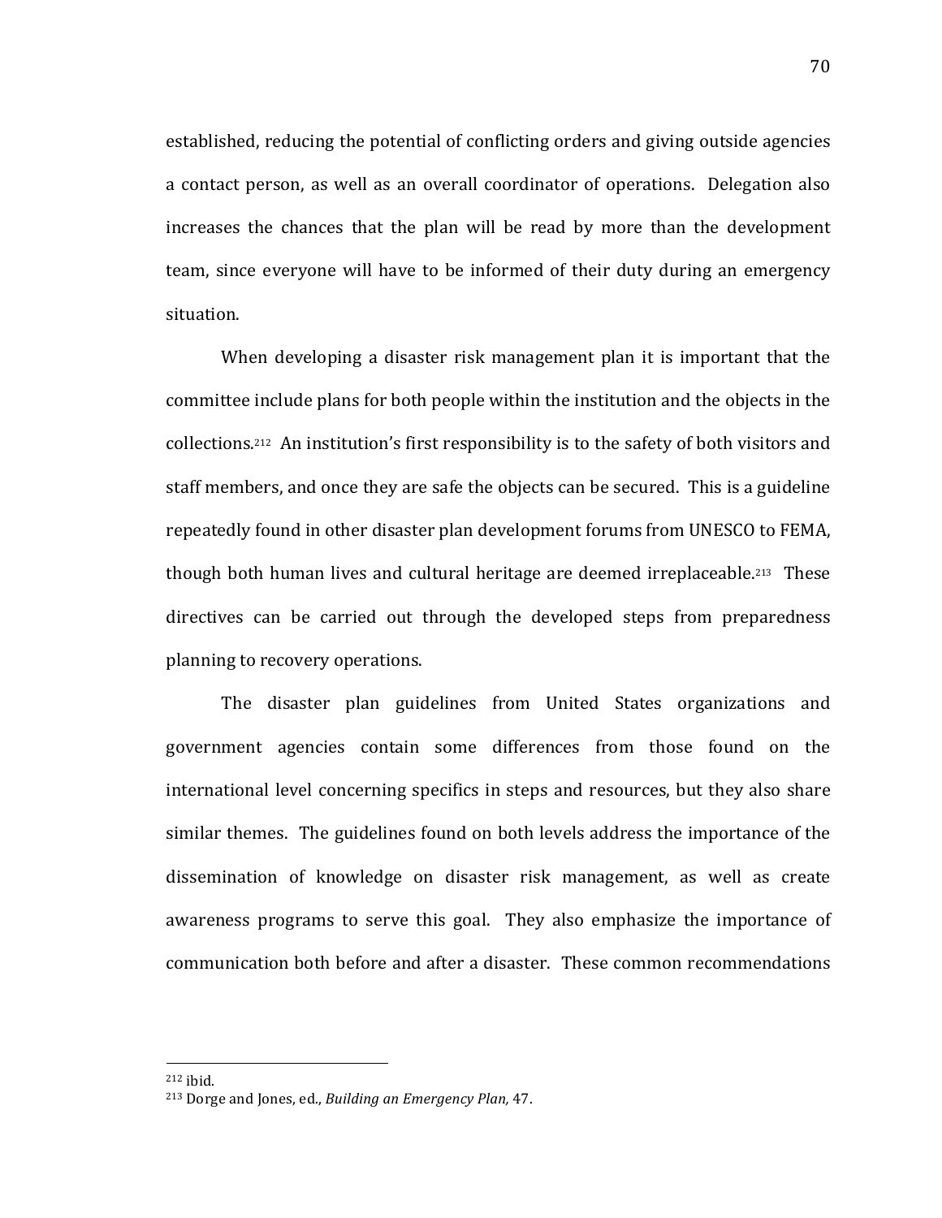established, reducing the potential of conflicting orders and giving outside agencies a contact person, as well as an overall coordinator of operations. Delegation also increases the chances that the plan will be read by more than the development team, since everyone will have to be informed of their duty during an emergency situation.

When developing a disaster risk management plan it is important that the committee include plans for both people within the institution and the objects in the collections.[212] An institution's first responsibility is to the safety of both visitors and staff members, and once they are safe the objects can be secured. This is a guideline repeatedly found in other disaster plan development forums from UNESCO to FEMA, though both human lives and cultural heritage are deemed irreplaceable.[213] These directives can be carried out through the developed steps from preparedness planning to recovery operations.

The disaster plan guidelines from United States organizations and government agencies contain some differences from those found on the international level concerning specifics in steps and resources, but they also share similar themes. The guidelines found on both levels address the importance of the dissemination of knowledge on disaster risk management, as well as create awareness programs to serve this goal. They also emphasize the importance of communication both before and after a disaster. These common recommendations

---

[212] ibid.

[213] Dorge and Jones, ed., *Building an Emergency Plan,* 47.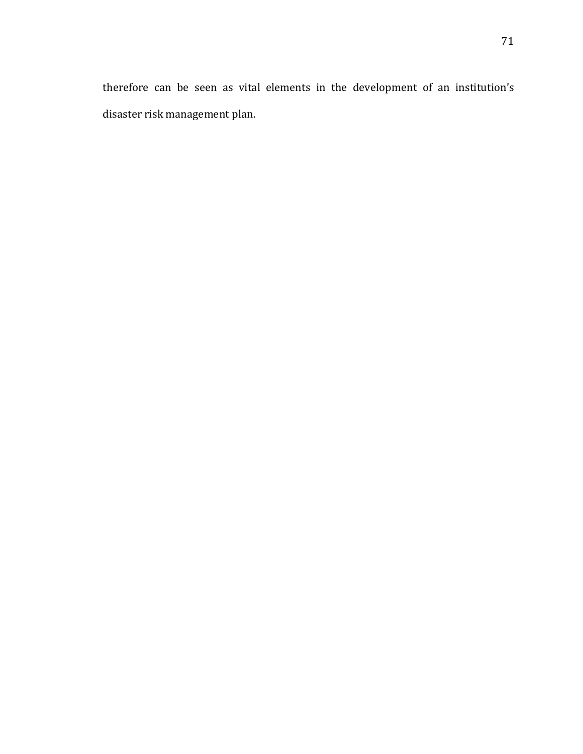therefore can be seen as vital elements in the development of an institution's disaster risk management plan.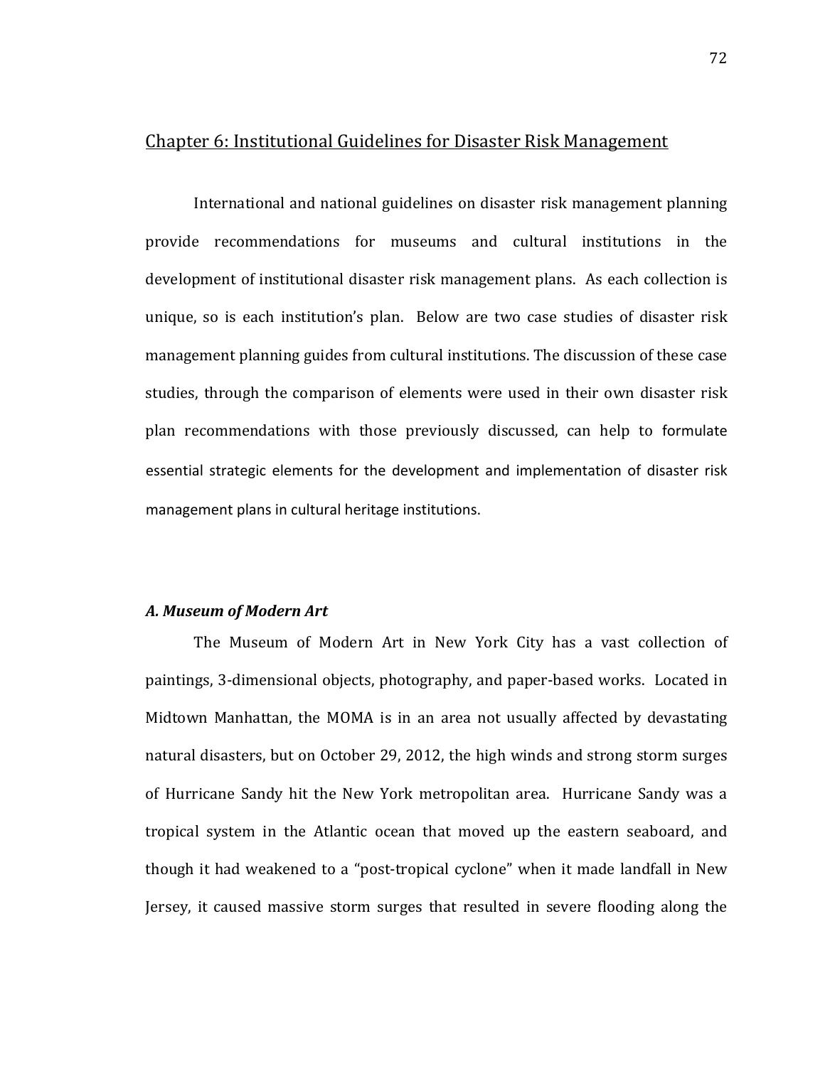## Chapter 6: Institutional Guidelines for Disaster Risk Management

International and national guidelines on disaster risk management planning provide recommendations for museums and cultural institutions in the development of institutional disaster risk management plans. As each collection is unique, so is each institution's plan. Below are two case studies of disaster risk management planning guides from cultural institutions. The discussion of these case studies, through the comparison of elements were used in their own disaster risk plan recommendations with those previously discussed, can help to formulate essential strategic elements for the development and implementation of disaster risk management plans in cultural heritage institutions.

### *A. Museum of Modern Art*

The Museum of Modern Art in New York City has a vast collection of paintings, 3-dimensional objects, photography, and paper-based works. Located in Midtown Manhattan, the MOMA is in an area not usually affected by devastating natural disasters, but on October 29, 2012, the high winds and strong storm surges of Hurricane Sandy hit the New York metropolitan area. Hurricane Sandy was a tropical system in the Atlantic ocean that moved up the eastern seaboard, and though it had weakened to a "post-tropical cyclone" when it made landfall in New Jersey, it caused massive storm surges that resulted in severe flooding along the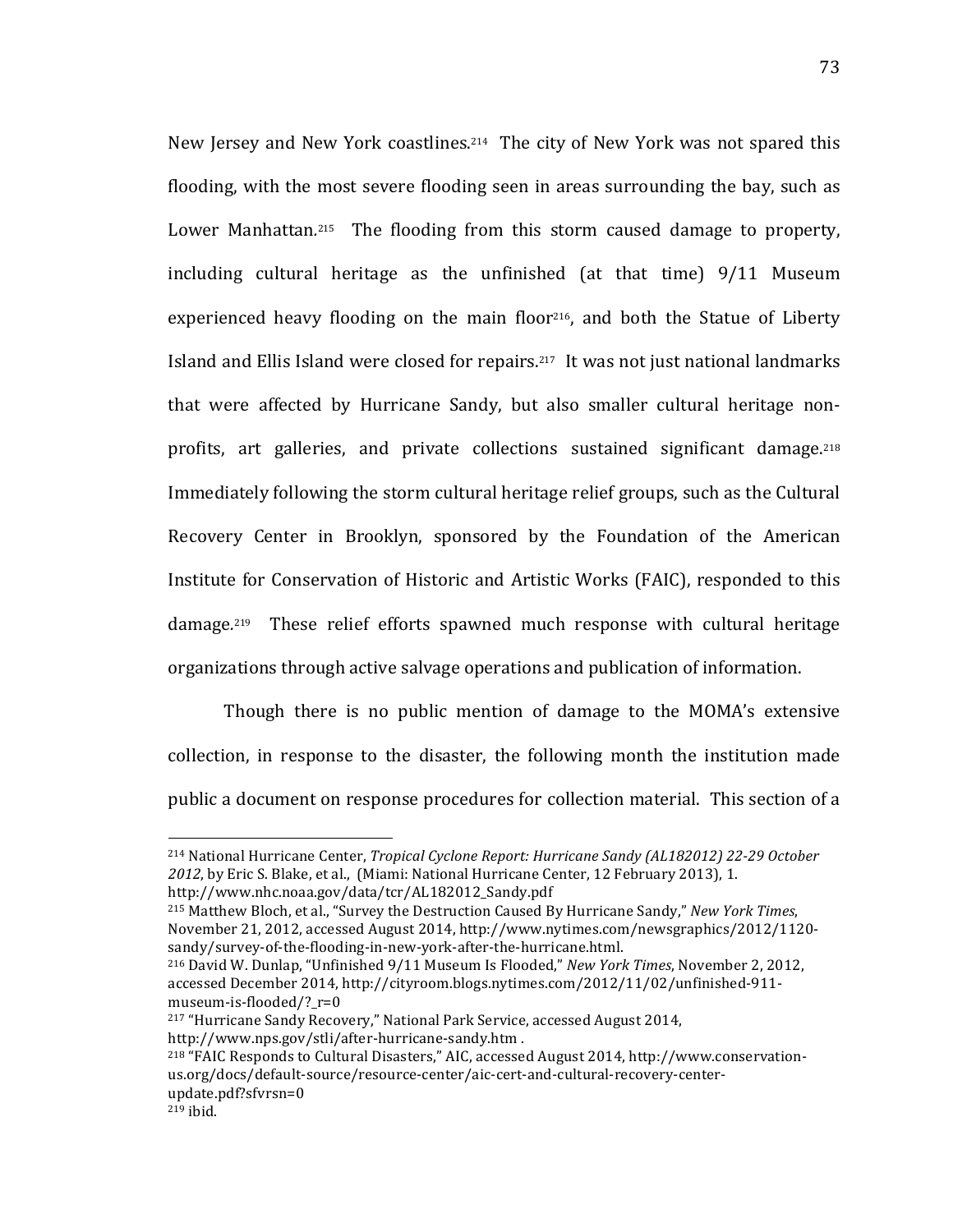New Jersey and New York coastlines.[214] The city of New York was not spared this flooding, with the most severe flooding seen in areas surrounding the bay, such as Lower Manhattan.[215] The flooding from this storm caused damage to property, including cultural heritage as the unfinished (at that time) 9/11 Museum experienced heavy flooding on the main floor[216], and both the Statue of Liberty Island and Ellis Island were closed for repairs.[217] It was not just national landmarks that were affected by Hurricane Sandy, but also smaller cultural heritage non-profits, art galleries, and private collections sustained significant damage.[218] Immediately following the storm cultural heritage relief groups, such as the Cultural Recovery Center in Brooklyn, sponsored by the Foundation of the American Institute for Conservation of Historic and Artistic Works (FAIC), responded to this damage.[219] These relief efforts spawned much response with cultural heritage organizations through active salvage operations and publication of information.

Though there is no public mention of damage to the MOMA's extensive collection, in response to the disaster, the following month the institution made public a document on response procedures for collection material. This section of a

---

[214] National Hurricane Center, *Tropical Cyclone Report: Hurricane Sandy (AL182012) 22-29 October 2012*, by Eric S. Blake, et al., (Miami: National Hurricane Center, 12 February 2013), 1. http://www.nhc.noaa.gov/data/tcr/AL182012_Sandy.pdf

[215] Matthew Bloch, et al., "Survey the Destruction Caused By Hurricane Sandy," *New York Times*, November 21, 2012, accessed August 2014, http://www.nytimes.com/newsgraphics/2012/1120-sandy/survey-of-the-flooding-in-new-york-after-the-hurricane.html.

[216] David W. Dunlap, "Unfinished 9/11 Museum Is Flooded," *New York Times*, November 2, 2012, accessed December 2014, http://cityroom.blogs.nytimes.com/2012/11/02/unfinished-911-museum-is-flooded/?_r=0

[217] "Hurricane Sandy Recovery," National Park Service, accessed August 2014, http://www.nps.gov/stli/after-hurricane-sandy.htm .

[218] "FAIC Responds to Cultural Disasters," AIC, accessed August 2014, http://www.conservation-us.org/docs/default-source/resource-center/aic-cert-and-cultural-recovery-center-update.pdf?sfvrsn=0

[219] ibid.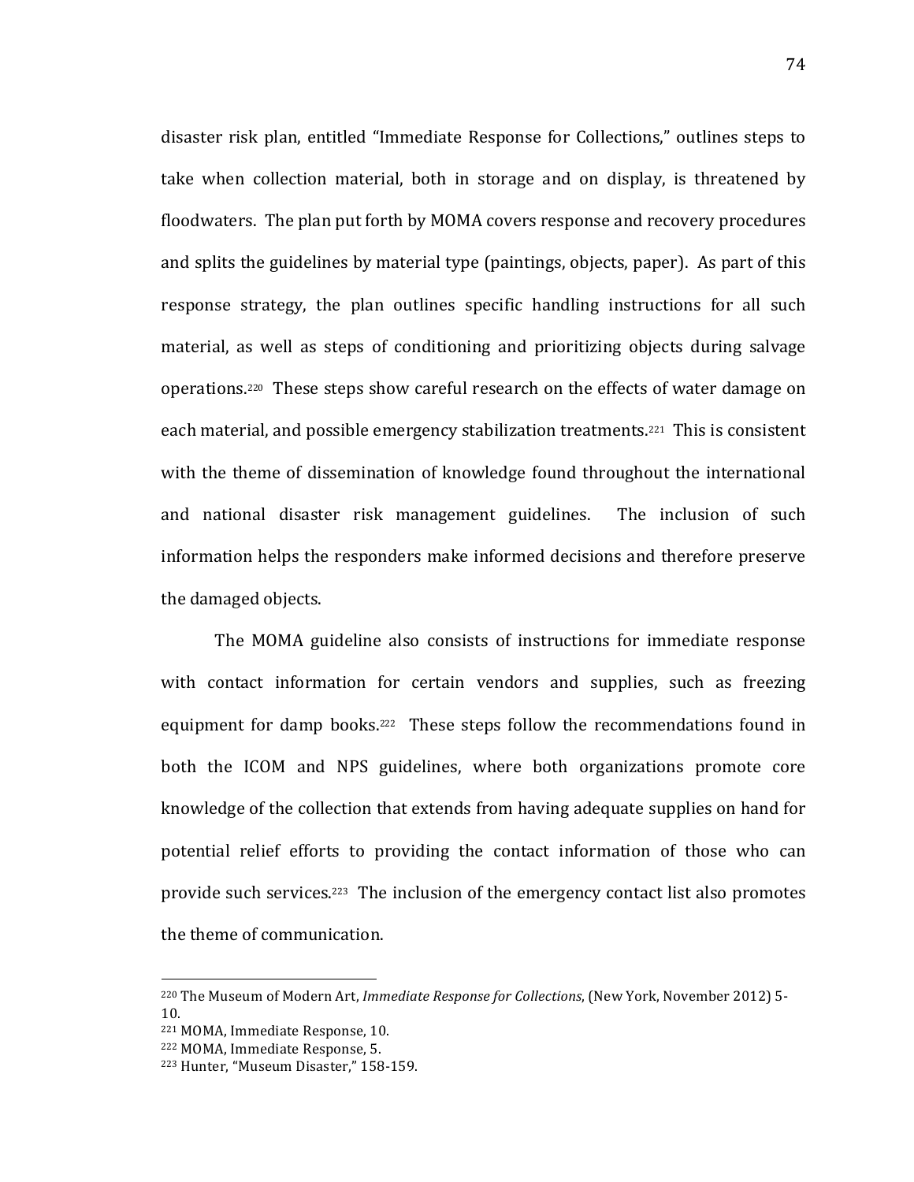disaster risk plan, entitled "Immediate Response for Collections," outlines steps to take when collection material, both in storage and on display, is threatened by floodwaters. The plan put forth by MOMA covers response and recovery procedures and splits the guidelines by material type (paintings, objects, paper). As part of this response strategy, the plan outlines specific handling instructions for all such material, as well as steps of conditioning and prioritizing objects during salvage operations.[220] These steps show careful research on the effects of water damage on each material, and possible emergency stabilization treatments.[221] This is consistent with the theme of dissemination of knowledge found throughout the international and national disaster risk management guidelines. The inclusion of such information helps the responders make informed decisions and therefore preserve the damaged objects.

The MOMA guideline also consists of instructions for immediate response with contact information for certain vendors and supplies, such as freezing equipment for damp books.[222] These steps follow the recommendations found in both the ICOM and NPS guidelines, where both organizations promote core knowledge of the collection that extends from having adequate supplies on hand for potential relief efforts to providing the contact information of those who can provide such services.[223] The inclusion of the emergency contact list also promotes the theme of communication.

---

[220] The Museum of Modern Art, *Immediate Response for Collections*, (New York, November 2012) 5-10.

[221] MOMA, Immediate Response, 10.

[222] MOMA, Immediate Response, 5.

[223] Hunter, "Museum Disaster," 158-159.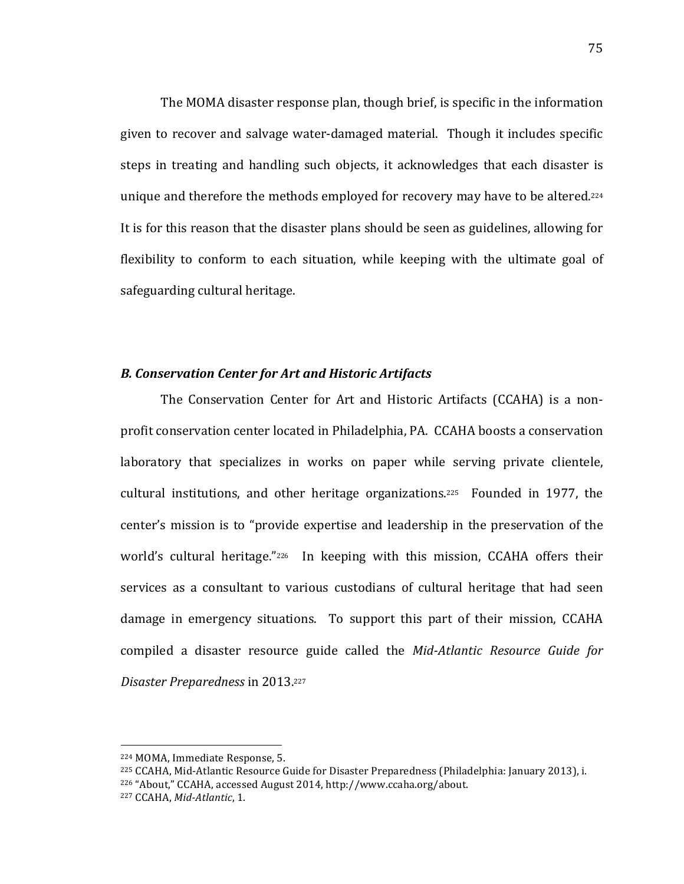The MOMA disaster response plan, though brief, is specific in the information given to recover and salvage water-damaged material. Though it includes specific steps in treating and handling such objects, it acknowledges that each disaster is unique and therefore the methods employed for recovery may have to be altered.[224] It is for this reason that the disaster plans should be seen as guidelines, allowing for flexibility to conform to each situation, while keeping with the ultimate goal of safeguarding cultural heritage.

### *B. Conservation Center for Art and Historic Artifacts*

The Conservation Center for Art and Historic Artifacts (CCAHA) is a non-profit conservation center located in Philadelphia, PA. CCAHA boosts a conservation laboratory that specializes in works on paper while serving private clientele, cultural institutions, and other heritage organizations.[225] Founded in 1977, the center's mission is to "provide expertise and leadership in the preservation of the world's cultural heritage."[226] In keeping with this mission, CCAHA offers their services as a consultant to various custodians of cultural heritage that had seen damage in emergency situations. To support this part of their mission, CCAHA compiled a disaster resource guide called the *Mid-Atlantic Resource Guide for Disaster Preparedness* in 2013.[227]

---

[224] MOMA, Immediate Response, 5.

[225] CCAHA, Mid-Atlantic Resource Guide for Disaster Preparedness (Philadelphia: January 2013), i.

[226] "About," CCAHA, accessed August 2014, http://www.ccaha.org/about.

[227] CCAHA, *Mid-Atlantic*, 1.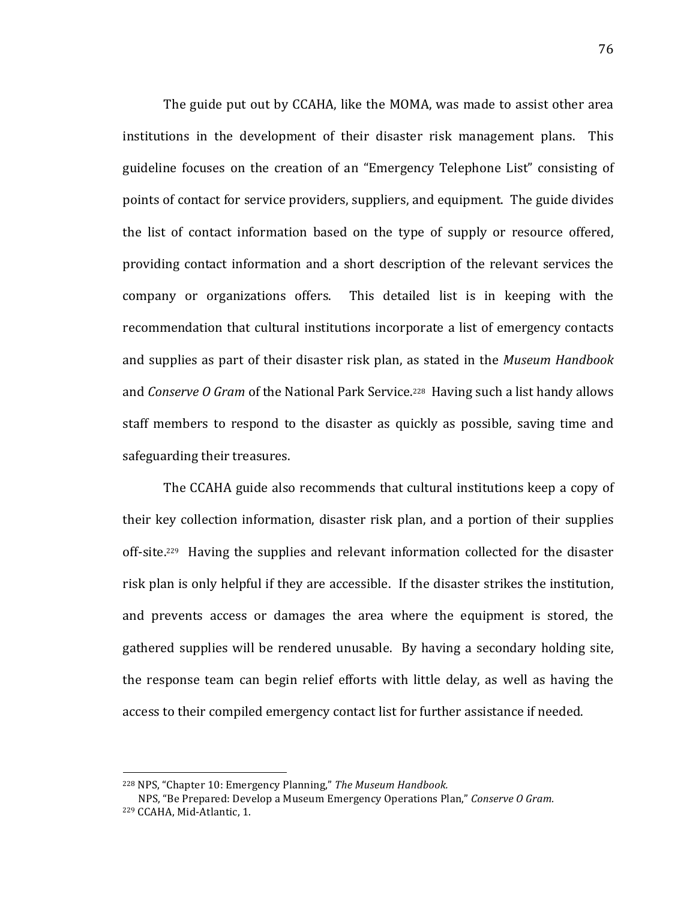The guide put out by CCAHA, like the MOMA, was made to assist other area institutions in the development of their disaster risk management plans. This guideline focuses on the creation of an "Emergency Telephone List" consisting of points of contact for service providers, suppliers, and equipment. The guide divides the list of contact information based on the type of supply or resource offered, providing contact information and a short description of the relevant services the company or organizations offers. This detailed list is in keeping with the recommendation that cultural institutions incorporate a list of emergency contacts and supplies as part of their disaster risk plan, as stated in the *Museum Handbook* and *Conserve O Gram* of the National Park Service.[228] Having such a list handy allows staff members to respond to the disaster as quickly as possible, saving time and safeguarding their treasures.

The CCAHA guide also recommends that cultural institutions keep a copy of their key collection information, disaster risk plan, and a portion of their supplies off-site.[229] Having the supplies and relevant information collected for the disaster risk plan is only helpful if they are accessible. If the disaster strikes the institution, and prevents access or damages the area where the equipment is stored, the gathered supplies will be rendered unusable. By having a secondary holding site, the response team can begin relief efforts with little delay, as well as having the access to their compiled emergency contact list for further assistance if needed.

---

[228] NPS, "Chapter 10: Emergency Planning," *The Museum Handbook.*
NPS, "Be Prepared: Develop a Museum Emergency Operations Plan," *Conserve O Gram.*

[229] CCAHA, Mid-Atlantic, 1.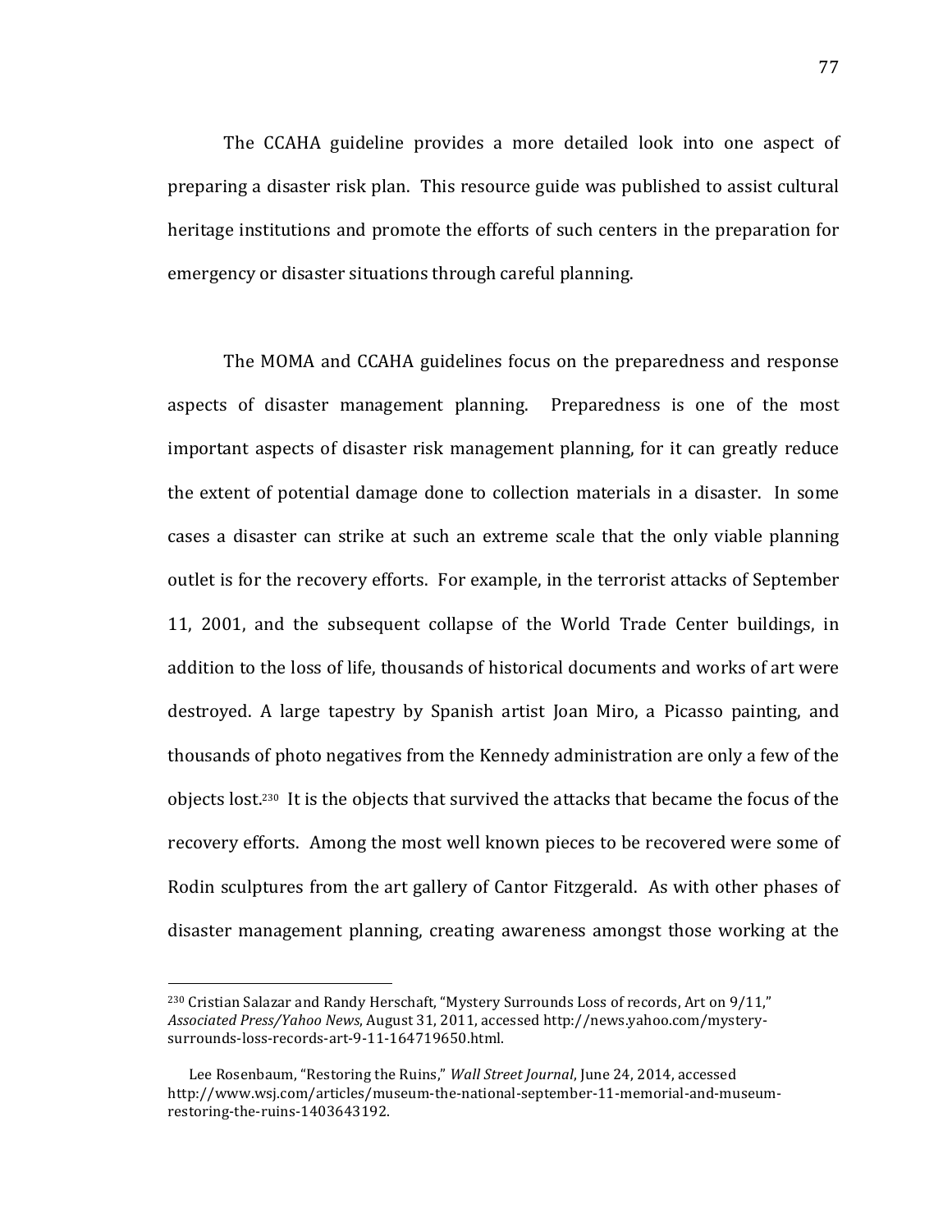The CCAHA guideline provides a more detailed look into one aspect of preparing a disaster risk plan. This resource guide was published to assist cultural heritage institutions and promote the efforts of such centers in the preparation for emergency or disaster situations through careful planning.

The MOMA and CCAHA guidelines focus on the preparedness and response aspects of disaster management planning. Preparedness is one of the most important aspects of disaster risk management planning, for it can greatly reduce the extent of potential damage done to collection materials in a disaster. In some cases a disaster can strike at such an extreme scale that the only viable planning outlet is for the recovery efforts. For example, in the terrorist attacks of September 11, 2001, and the subsequent collapse of the World Trade Center buildings, in addition to the loss of life, thousands of historical documents and works of art were destroyed. A large tapestry by Spanish artist Joan Miro, a Picasso painting, and thousands of photo negatives from the Kennedy administration are only a few of the objects lost.[230] It is the objects that survived the attacks that became the focus of the recovery efforts. Among the most well known pieces to be recovered were some of Rodin sculptures from the art gallery of Cantor Fitzgerald. As with other phases of disaster management planning, creating awareness amongst those working at the

---

[230] Cristian Salazar and Randy Herschaft, "Mystery Surrounds Loss of records, Art on 9/11," *Associated Press/Yahoo News*, August 31, 2011, accessed http://news.yahoo.com/mystery-surrounds-loss-records-art-9-11-164719650.html.

Lee Rosenbaum, "Restoring the Ruins," *Wall Street Journal*, June 24, 2014, accessed http://www.wsj.com/articles/museum-the-national-september-11-memorial-and-museum-restoring-the-ruins-1403643192.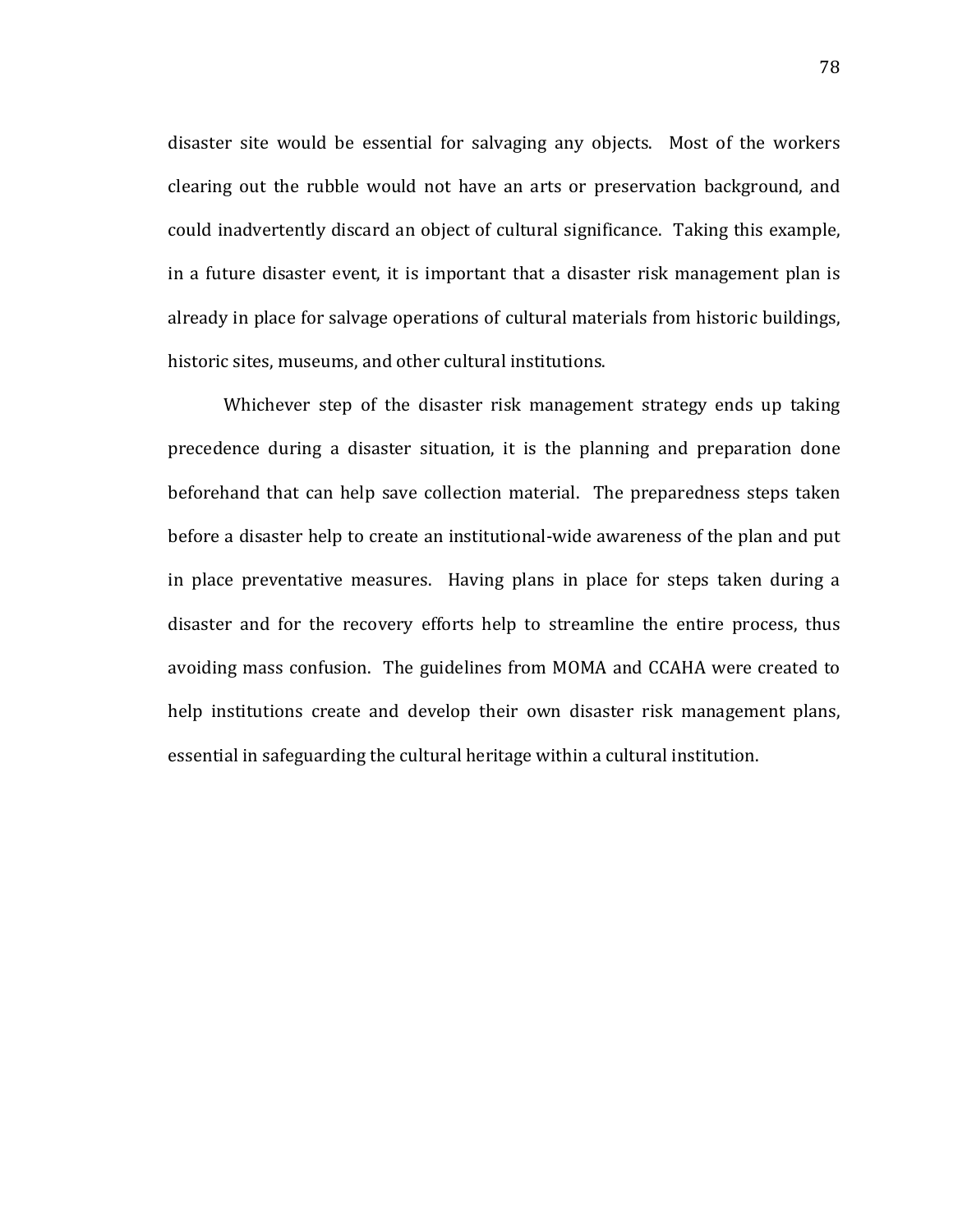disaster site would be essential for salvaging any objects. Most of the workers clearing out the rubble would not have an arts or preservation background, and could inadvertently discard an object of cultural significance. Taking this example, in a future disaster event, it is important that a disaster risk management plan is already in place for salvage operations of cultural materials from historic buildings, historic sites, museums, and other cultural institutions.

Whichever step of the disaster risk management strategy ends up taking precedence during a disaster situation, it is the planning and preparation done beforehand that can help save collection material. The preparedness steps taken before a disaster help to create an institutional-wide awareness of the plan and put in place preventative measures. Having plans in place for steps taken during a disaster and for the recovery efforts help to streamline the entire process, thus avoiding mass confusion. The guidelines from MOMA and CCAHA were created to help institutions create and develop their own disaster risk management plans, essential in safeguarding the cultural heritage within a cultural institution.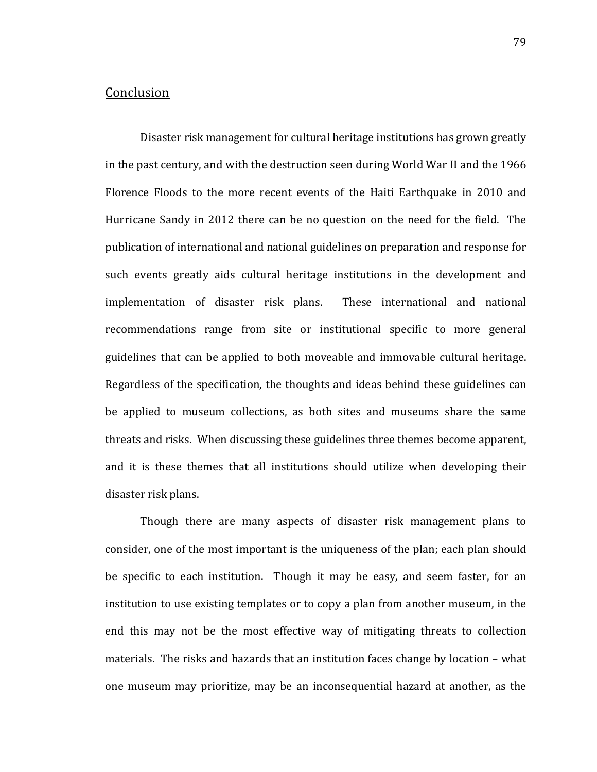## Conclusion

Disaster risk management for cultural heritage institutions has grown greatly in the past century, and with the destruction seen during World War II and the 1966 Florence Floods to the more recent events of the Haiti Earthquake in 2010 and Hurricane Sandy in 2012 there can be no question on the need for the field. The publication of international and national guidelines on preparation and response for such events greatly aids cultural heritage institutions in the development and implementation of disaster risk plans. These international and national recommendations range from site or institutional specific to more general guidelines that can be applied to both moveable and immovable cultural heritage. Regardless of the specification, the thoughts and ideas behind these guidelines can be applied to museum collections, as both sites and museums share the same threats and risks. When discussing these guidelines three themes become apparent, and it is these themes that all institutions should utilize when developing their disaster risk plans.

Though there are many aspects of disaster risk management plans to consider, one of the most important is the uniqueness of the plan; each plan should be specific to each institution. Though it may be easy, and seem faster, for an institution to use existing templates or to copy a plan from another museum, in the end this may not be the most effective way of mitigating threats to collection materials. The risks and hazards that an institution faces change by location – what one museum may prioritize, may be an inconsequential hazard at another, as the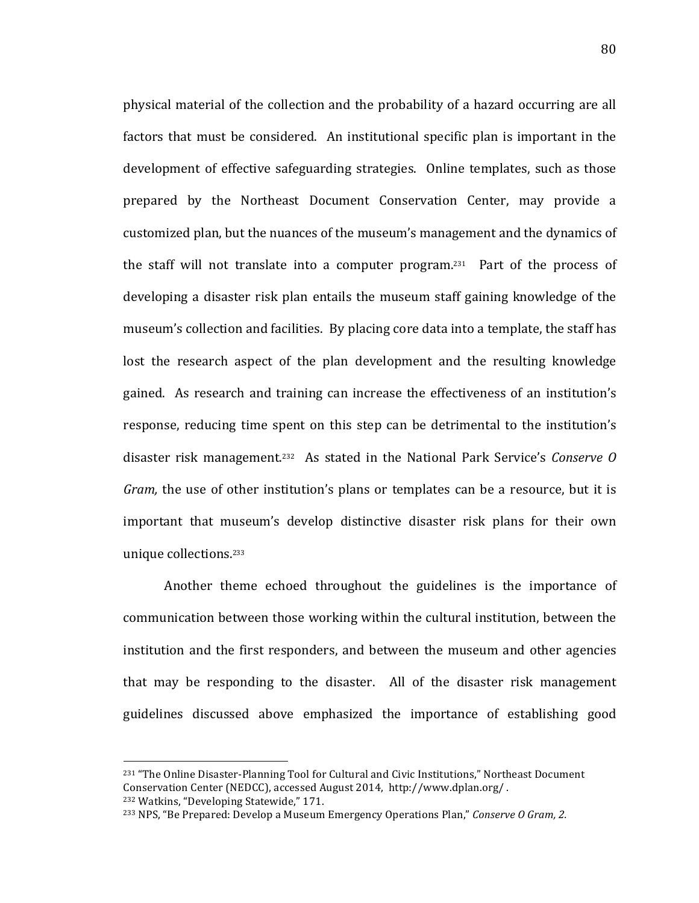physical material of the collection and the probability of a hazard occurring are all factors that must be considered. An institutional specific plan is important in the development of effective safeguarding strategies. Online templates, such as those prepared by the Northeast Document Conservation Center, may provide a customized plan, but the nuances of the museum's management and the dynamics of the staff will not translate into a computer program.[231] Part of the process of developing a disaster risk plan entails the museum staff gaining knowledge of the museum's collection and facilities. By placing core data into a template, the staff has lost the research aspect of the plan development and the resulting knowledge gained. As research and training can increase the effectiveness of an institution's response, reducing time spent on this step can be detrimental to the institution's disaster risk management.[232] As stated in the National Park Service's *Conserve O Gram,* the use of other institution's plans or templates can be a resource, but it is important that museum's develop distinctive disaster risk plans for their own unique collections.[233]

Another theme echoed throughout the guidelines is the importance of communication between those working within the cultural institution, between the institution and the first responders, and between the museum and other agencies that may be responding to the disaster. All of the disaster risk management guidelines discussed above emphasized the importance of establishing good

---

[231] "The Online Disaster-Planning Tool for Cultural and Civic Institutions," Northeast Document Conservation Center (NEDCC), accessed August 2014, http://www.dplan.org/ .

[232] Watkins, "Developing Statewide," 171.

[233] NPS, "Be Prepared: Develop a Museum Emergency Operations Plan," *Conserve O Gram, 2.*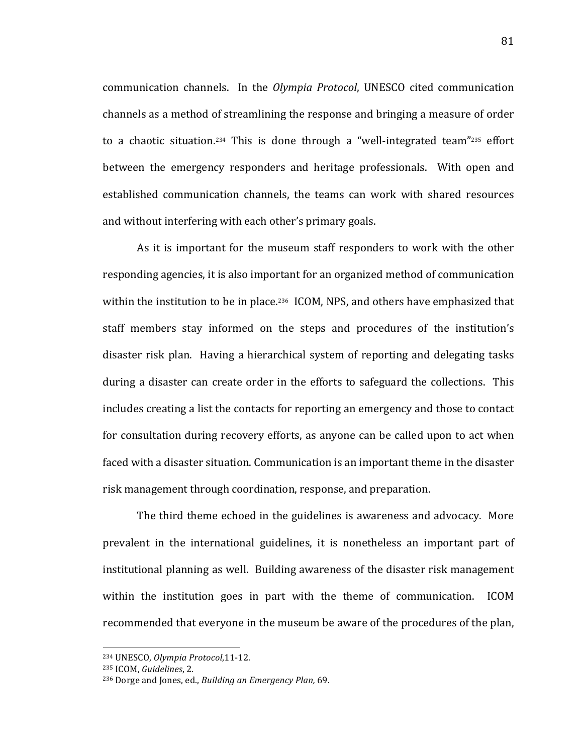communication channels. In the *Olympia Protocol*, UNESCO cited communication channels as a method of streamlining the response and bringing a measure of order to a chaotic situation.[234] This is done through a "well-integrated team"[235] effort between the emergency responders and heritage professionals. With open and established communication channels, the teams can work with shared resources and without interfering with each other's primary goals.

As it is important for the museum staff responders to work with the other responding agencies, it is also important for an organized method of communication within the institution to be in place.[236] ICOM, NPS, and others have emphasized that staff members stay informed on the steps and procedures of the institution's disaster risk plan. Having a hierarchical system of reporting and delegating tasks during a disaster can create order in the efforts to safeguard the collections. This includes creating a list the contacts for reporting an emergency and those to contact for consultation during recovery efforts, as anyone can be called upon to act when faced with a disaster situation. Communication is an important theme in the disaster risk management through coordination, response, and preparation.

The third theme echoed in the guidelines is awareness and advocacy. More prevalent in the international guidelines, it is nonetheless an important part of institutional planning as well. Building awareness of the disaster risk management within the institution goes in part with the theme of communication. ICOM recommended that everyone in the museum be aware of the procedures of the plan,

---

[234] UNESCO, *Olympia Protocol*,11-12.

[235] ICOM, *Guidelines*, 2.

[236] Dorge and Jones, ed., *Building an Emergency Plan,* 69.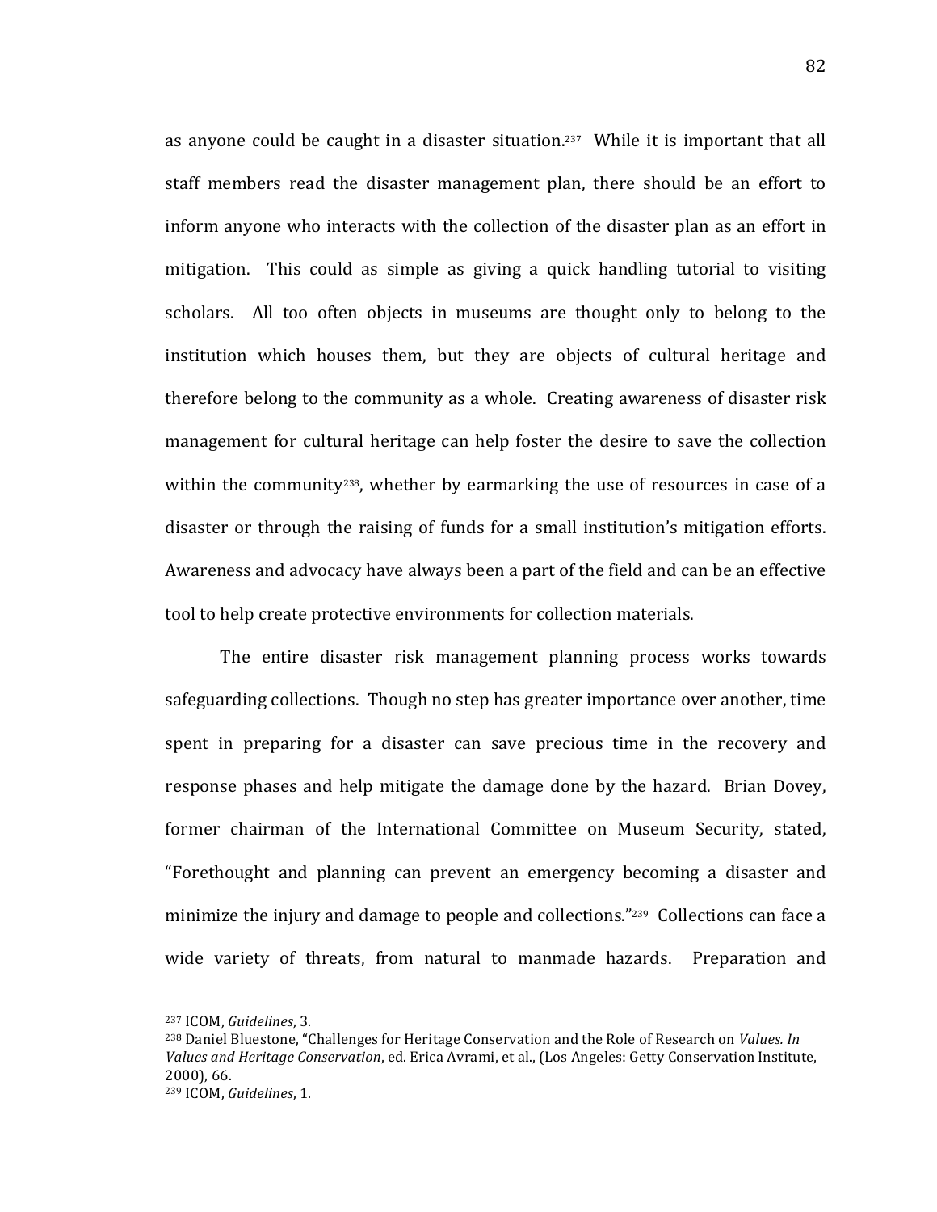as anyone could be caught in a disaster situation.[237] While it is important that all staff members read the disaster management plan, there should be an effort to inform anyone who interacts with the collection of the disaster plan as an effort in mitigation. This could as simple as giving a quick handling tutorial to visiting scholars. All too often objects in museums are thought only to belong to the institution which houses them, but they are objects of cultural heritage and therefore belong to the community as a whole. Creating awareness of disaster risk management for cultural heritage can help foster the desire to save the collection within the community[238], whether by earmarking the use of resources in case of a disaster or through the raising of funds for a small institution's mitigation efforts. Awareness and advocacy have always been a part of the field and can be an effective tool to help create protective environments for collection materials.

The entire disaster risk management planning process works towards safeguarding collections. Though no step has greater importance over another, time spent in preparing for a disaster can save precious time in the recovery and response phases and help mitigate the damage done by the hazard. Brian Dovey, former chairman of the International Committee on Museum Security, stated, "Forethought and planning can prevent an emergency becoming a disaster and minimize the injury and damage to people and collections."[239] Collections can face a wide variety of threats, from natural to manmade hazards. Preparation and

---

[237] ICOM, *Guidelines*, 3.

[238] Daniel Bluestone, "Challenges for Heritage Conservation and the Role of Research on *Values. In Values and Heritage Conservation*, ed. Erica Avrami, et al., (Los Angeles: Getty Conservation Institute, 2000), 66.

[239] ICOM, *Guidelines*, 1.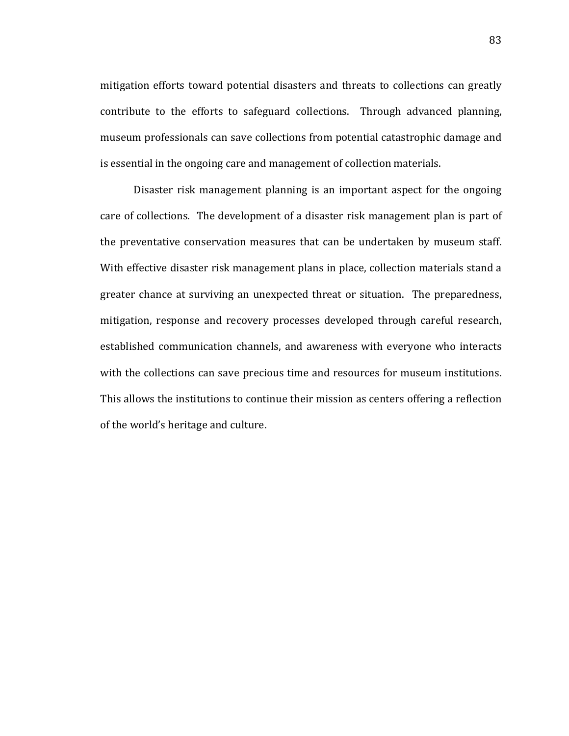mitigation efforts toward potential disasters and threats to collections can greatly contribute to the efforts to safeguard collections. Through advanced planning, museum professionals can save collections from potential catastrophic damage and is essential in the ongoing care and management of collection materials.

Disaster risk management planning is an important aspect for the ongoing care of collections. The development of a disaster risk management plan is part of the preventative conservation measures that can be undertaken by museum staff. With effective disaster risk management plans in place, collection materials stand a greater chance at surviving an unexpected threat or situation. The preparedness, mitigation, response and recovery processes developed through careful research, established communication channels, and awareness with everyone who interacts with the collections can save precious time and resources for museum institutions. This allows the institutions to continue their mission as centers offering a reflection of the world's heritage and culture.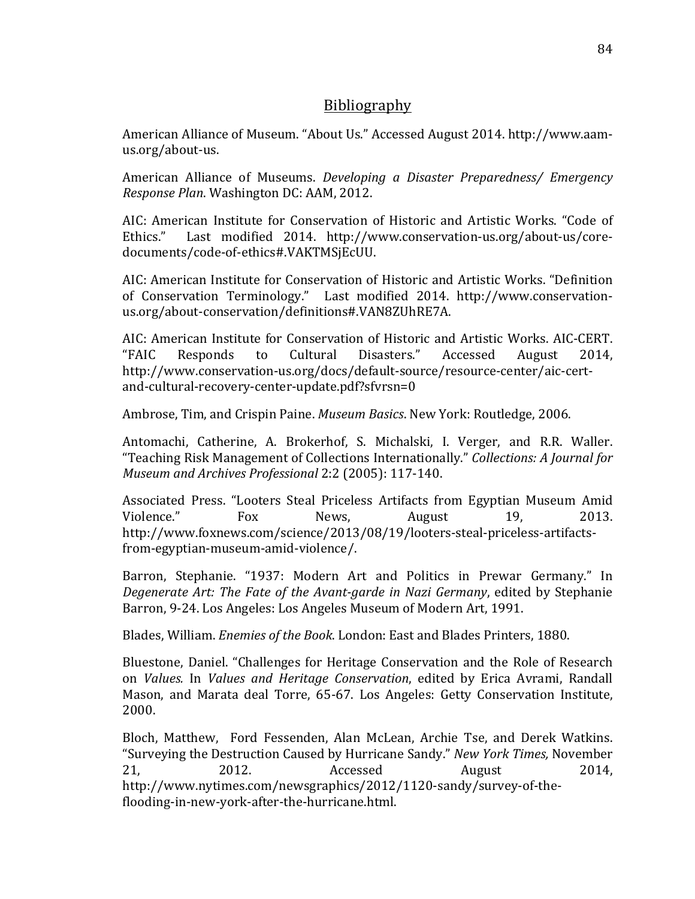## Bibliography

American Alliance of Museum. "About Us." Accessed August 2014. http://www.aam-us.org/about-us.

American Alliance of Museums. *Developing a Disaster Preparedness/ Emergency Response Plan*. Washington DC: AAM, 2012.

AIC: American Institute for Conservation of Historic and Artistic Works. "Code of Ethics." Last modified 2014. http://www.conservation-us.org/about-us/core-documents/code-of-ethics#.VAKTMSjEcUU.

AIC: American Institute for Conservation of Historic and Artistic Works. "Definition of Conservation Terminology." Last modified 2014. http://www.conservation-us.org/about-conservation/definitions#.VAN8ZUhRE7A.

AIC: American Institute for Conservation of Historic and Artistic Works. AIC-CERT. "FAIC Responds to Cultural Disasters." Accessed August 2014, http://www.conservation-us.org/docs/default-source/resource-center/aic-cert-and-cultural-recovery-center-update.pdf?sfvrsn=0

Ambrose, Tim, and Crispin Paine. *Museum Basics*. New York: Routledge, 2006.

Antomachi, Catherine, A. Brokerhof, S. Michalski, I. Verger, and R.R. Waller. "Teaching Risk Management of Collections Internationally." *Collections: A Journal for Museum and Archives Professional* 2:2 (2005): 117-140.

Associated Press. "Looters Steal Priceless Artifacts from Egyptian Museum Amid Violence." Fox News, August 19, 2013. http://www.foxnews.com/science/2013/08/19/looters-steal-priceless-artifacts-from-egyptian-museum-amid-violence/.

Barron, Stephanie. "1937: Modern Art and Politics in Prewar Germany." In *Degenerate Art: The Fate of the Avant-garde in Nazi Germany*, edited by Stephanie Barron, 9-24. Los Angeles: Los Angeles Museum of Modern Art, 1991.

Blades, William. *Enemies of the Book*. London: East and Blades Printers, 1880.

Bluestone, Daniel. "Challenges for Heritage Conservation and the Role of Research on *Values.* In *Values and Heritage Conservation*, edited by Erica Avrami, Randall Mason, and Marata deal Torre, 65-67. Los Angeles: Getty Conservation Institute, 2000.

Bloch, Matthew, Ford Fessenden, Alan McLean, Archie Tse, and Derek Watkins. "Surveying the Destruction Caused by Hurricane Sandy." *New York Times,* November 21, 2012. Accessed August 2014, http://www.nytimes.com/newsgraphics/2012/1120-sandy/survey-of-the-flooding-in-new-york-after-the-hurricane.html.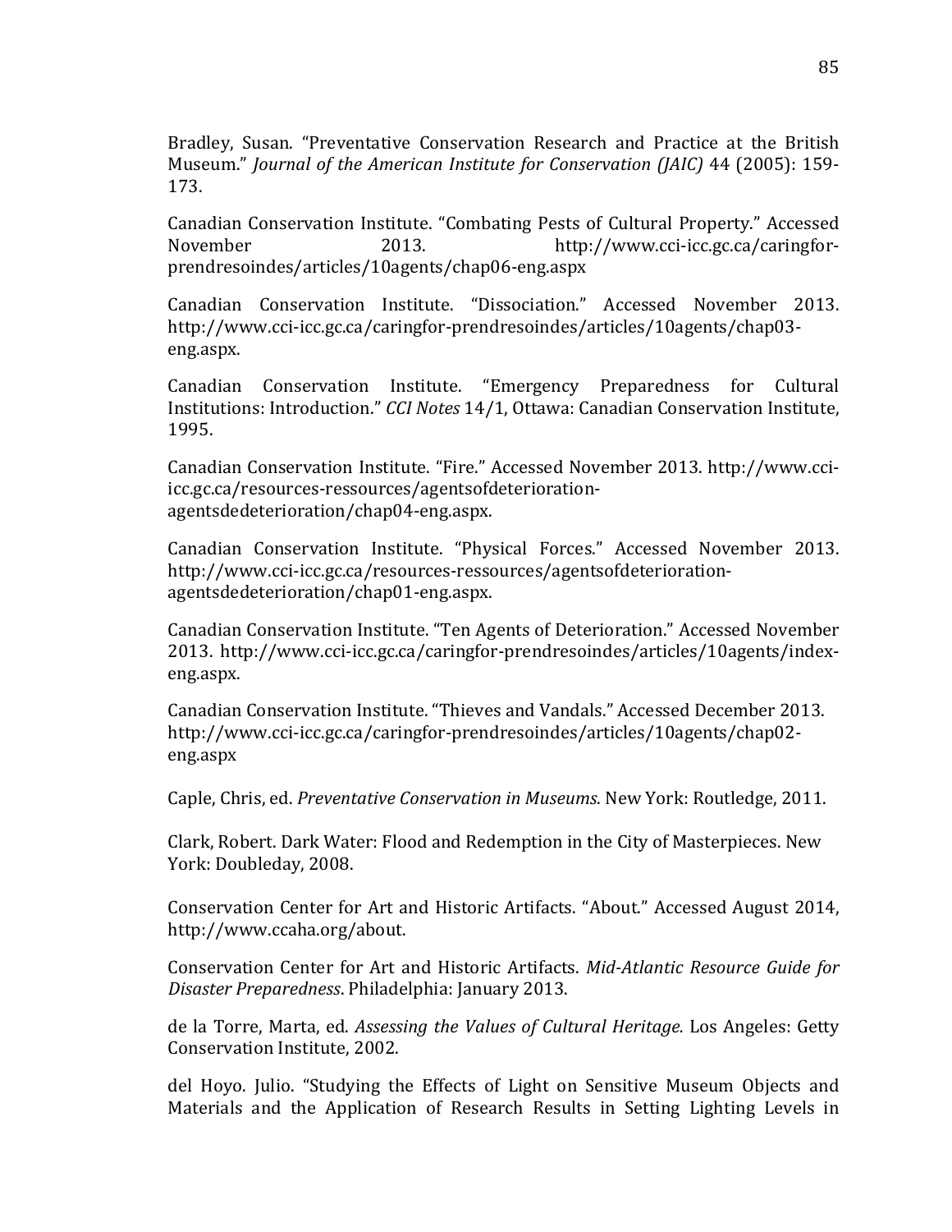Bradley, Susan. "Preventative Conservation Research and Practice at the British Museum." *Journal of the American Institute for Conservation (JAIC)* 44 (2005): 159-173.

Canadian Conservation Institute. "Combating Pests of Cultural Property." Accessed November 2013. http://www.cci-icc.gc.ca/caringfor-prendresoindes/articles/10agents/chap06-eng.aspx

Canadian Conservation Institute. "Dissociation." Accessed November 2013. http://www.cci-icc.gc.ca/caringfor-prendresoindes/articles/10agents/chap03-eng.aspx.

Canadian Conservation Institute. "Emergency Preparedness for Cultural Institutions: Introduction." *CCI Notes* 14/1, Ottawa: Canadian Conservation Institute, 1995.

Canadian Conservation Institute. "Fire." Accessed November 2013. http://www.cci-icc.gc.ca/resources-ressources/agentsofdeterioration-agentsdedeterioration/chap04-eng.aspx.

Canadian Conservation Institute. "Physical Forces." Accessed November 2013. http://www.cci-icc.gc.ca/resources-ressources/agentsofdeterioration-agentsdedeterioration/chap01-eng.aspx.

Canadian Conservation Institute. "Ten Agents of Deterioration." Accessed November 2013. http://www.cci-icc.gc.ca/caringfor-prendresoindes/articles/10agents/index-eng.aspx.

Canadian Conservation Institute. "Thieves and Vandals." Accessed December 2013. http://www.cci-icc.gc.ca/caringfor-prendresoindes/articles/10agents/chap02-eng.aspx

Caple, Chris, ed. *Preventative Conservation in Museums*. New York: Routledge, 2011.

Clark, Robert. Dark Water: Flood and Redemption in the City of Masterpieces. New York: Doubleday, 2008.

Conservation Center for Art and Historic Artifacts. "About." Accessed August 2014, http://www.ccaha.org/about.

Conservation Center for Art and Historic Artifacts. *Mid-Atlantic Resource Guide for Disaster Preparedness*. Philadelphia: January 2013.

de la Torre, Marta, ed. *Assessing the Values of Cultural Heritage.* Los Angeles: Getty Conservation Institute, 2002.

del Hoyo. Julio. "Studying the Effects of Light on Sensitive Museum Objects and Materials and the Application of Research Results in Setting Lighting Levels in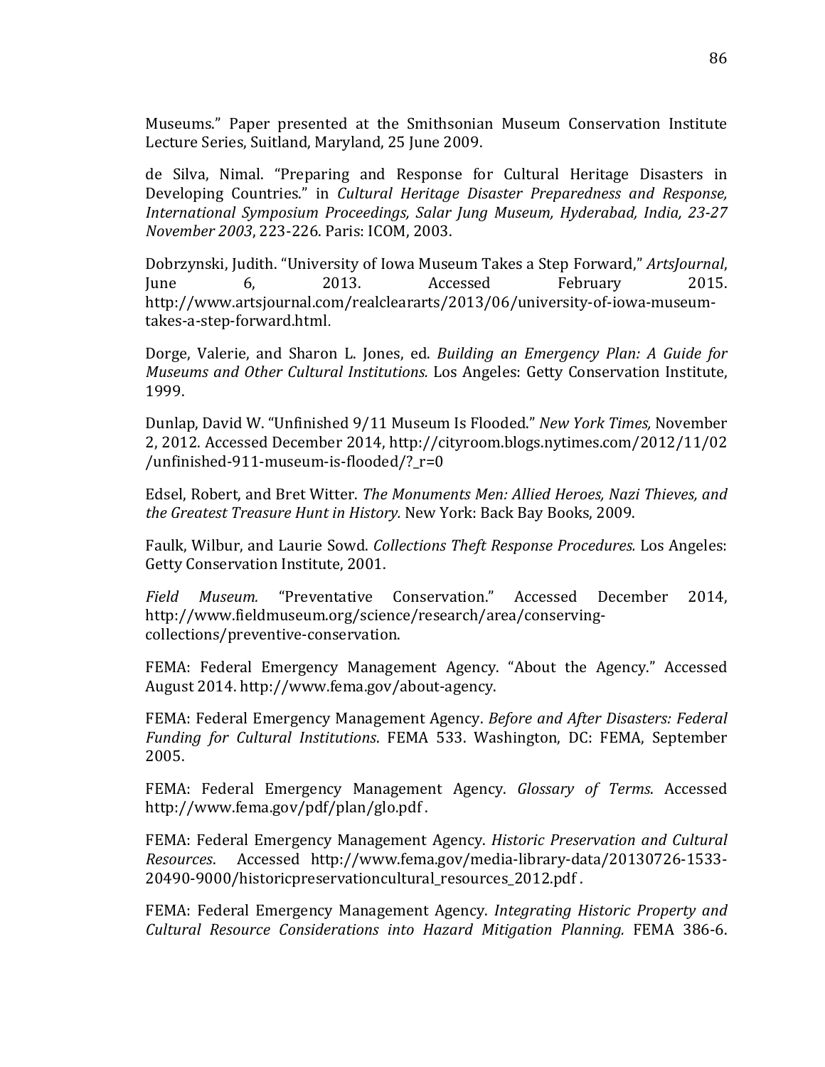Museums." Paper presented at the Smithsonian Museum Conservation Institute Lecture Series, Suitland, Maryland, 25 June 2009.

de Silva, Nimal. "Preparing and Response for Cultural Heritage Disasters in Developing Countries." in *Cultural Heritage Disaster Preparedness and Response, International Symposium Proceedings, Salar Jung Museum, Hyderabad, India, 23-27 November 2003*, 223-226. Paris: ICOM, 2003.

Dobrzynski, Judith. "University of Iowa Museum Takes a Step Forward," *ArtsJournal*, June 6, 2013. Accessed February 2015. http://www.artsjournal.com/realcleararts/2013/06/university-of-iowa-museum-takes-a-step-forward.html.

Dorge, Valerie, and Sharon L. Jones, ed. *Building an Emergency Plan: A Guide for Museums and Other Cultural Institutions.* Los Angeles: Getty Conservation Institute, 1999.

Dunlap, David W. "Unfinished 9/11 Museum Is Flooded." *New York Times,* November 2, 2012. Accessed December 2014, http://cityroom.blogs.nytimes.com/2012/11/02/unfinished-911-museum-is-flooded/?_r=0

Edsel, Robert, and Bret Witter. *The Monuments Men: Allied Heroes, Nazi Thieves, and the Greatest Treasure Hunt in History.* New York: Back Bay Books, 2009.

Faulk, Wilbur, and Laurie Sowd. *Collections Theft Response Procedures.* Los Angeles: Getty Conservation Institute, 2001.

*Field Museum.* "Preventative Conservation." Accessed December 2014, http://www.fieldmuseum.org/science/research/area/conserving-collections/preventive-conservation.

FEMA: Federal Emergency Management Agency. "About the Agency." Accessed August 2014. http://www.fema.gov/about-agency.

FEMA: Federal Emergency Management Agency. *Before and After Disasters: Federal Funding for Cultural Institutions*. FEMA 533. Washington, DC: FEMA, September 2005.

FEMA: Federal Emergency Management Agency. *Glossary of Terms*. Accessed http://www.fema.gov/pdf/plan/glo.pdf .

FEMA: Federal Emergency Management Agency. *Historic Preservation and Cultural Resources*. Accessed http://www.fema.gov/media-library-data/20130726-1533-20490-9000/historicpreservationcultural_resources_2012.pdf .

FEMA: Federal Emergency Management Agency. *Integrating Historic Property and Cultural Resource Considerations into Hazard Mitigation Planning.* FEMA 386-6.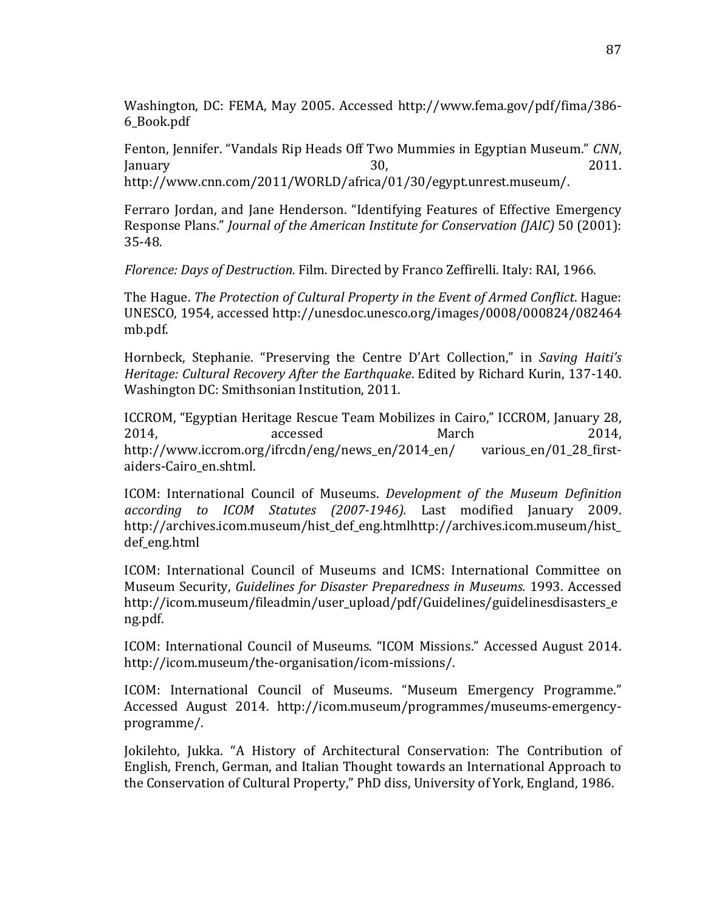Washington, DC: FEMA, May 2005. Accessed http://www.fema.gov/pdf/fima/386-6_Book.pdf

Fenton, Jennifer. "Vandals Rip Heads Off Two Mummies in Egyptian Museum." *CNN*, January 30, 2011. http://www.cnn.com/2011/WORLD/africa/01/30/egypt.unrest.museum/.

Ferraro Jordan, and Jane Henderson. "Identifying Features of Effective Emergency Response Plans." *Journal of the American Institute for Conservation (JAIC)* 50 (2001): 35-48.

*Florence: Days of Destruction.* Film. Directed by Franco Zeffirelli. Italy: RAI, 1966.

The Hague. *The Protection of Cultural Property in the Event of Armed Conflict*. Hague: UNESCO, 1954, accessed http://unesdoc.unesco.org/images/0008/000824/082464mb.pdf.

Hornbeck, Stephanie. "Preserving the Centre D'Art Collection," in *Saving Haiti's Heritage: Cultural Recovery After the Earthquake*. Edited by Richard Kurin, 137-140. Washington DC: Smithsonian Institution, 2011.

ICCROM, "Egyptian Heritage Rescue Team Mobilizes in Cairo," ICCROM, January 28, 2014, accessed March 2014, http://www.iccrom.org/ifrcdn/eng/news_en/2014_en/ various_en/01_28_first-aiders-Cairo_en.shtml.

ICOM: International Council of Museums. *Development of the Museum Definition according to ICOM Statutes (2007-1946).* Last modified January 2009. http://archives.icom.museum/hist_def_eng.htmlhttp://archives.icom.museum/hist_def_eng.html

ICOM: International Council of Museums and ICMS: International Committee on Museum Security, *Guidelines for Disaster Preparedness in Museums.* 1993. Accessed http://icom.museum/fileadmin/user_upload/pdf/Guidelines/guidelinesdisasters_eng.pdf.

ICOM: International Council of Museums. "ICOM Missions." Accessed August 2014. http://icom.museum/the-organisation/icom-missions/.

ICOM: International Council of Museums. "Museum Emergency Programme." Accessed August 2014. http://icom.museum/programmes/museums-emergency-programme/.

Jokilehto, Jukka. "A History of Architectural Conservation: The Contribution of English, French, German, and Italian Thought towards an International Approach to the Conservation of Cultural Property," PhD diss, University of York, England, 1986.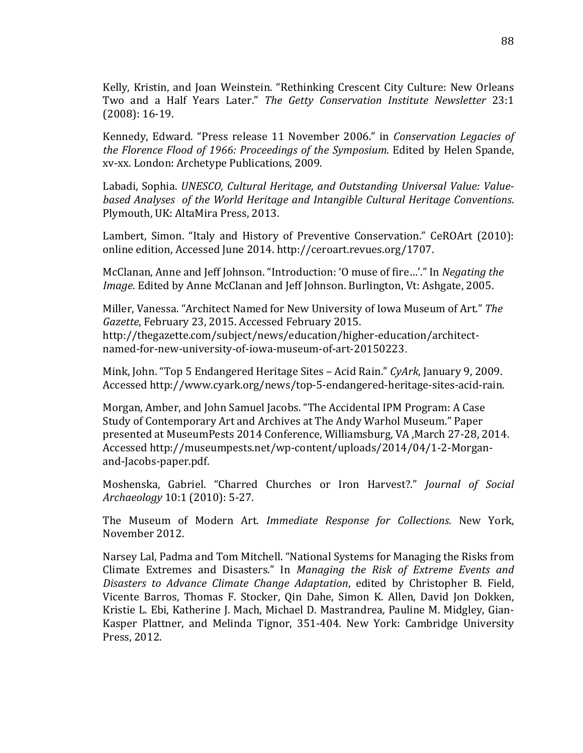Kelly, Kristin, and Joan Weinstein. "Rethinking Crescent City Culture: New Orleans Two and a Half Years Later." *The Getty Conservation Institute Newsletter* 23:1 (2008): 16-19.

Kennedy, Edward. "Press release 11 November 2006." in *Conservation Legacies of the Florence Flood of 1966: Proceedings of the Symposium*. Edited by Helen Spande, xv-xx. London: Archetype Publications, 2009.

Labadi, Sophia. *UNESCO, Cultural Heritage, and Outstanding Universal Value: Value-based Analyses of the World Heritage and Intangible Cultural Heritage Conventions*. Plymouth, UK: AltaMira Press, 2013.

Lambert, Simon. "Italy and History of Preventive Conservation." CeROArt (2010): online edition, Accessed June 2014. http://ceroart.revues.org/1707.

McClanan, Anne and Jeff Johnson. "Introduction: 'O muse of fire…'." In *Negating the Image*. Edited by Anne McClanan and Jeff Johnson. Burlington, Vt: Ashgate, 2005.

Miller, Vanessa. "Architect Named for New University of Iowa Museum of Art." *The Gazette*, February 23, 2015. Accessed February 2015. http://thegazette.com/subject/news/education/higher-education/architect-named-for-new-university-of-iowa-museum-of-art-20150223.

Mink, John. "Top 5 Endangered Heritage Sites – Acid Rain." *CyArk*, January 9, 2009. Accessed http://www.cyark.org/news/top-5-endangered-heritage-sites-acid-rain.

Morgan, Amber, and John Samuel Jacobs. "The Accidental IPM Program: A Case Study of Contemporary Art and Archives at The Andy Warhol Museum." Paper presented at MuseumPests 2014 Conference, Williamsburg, VA ,March 27-28, 2014. Accessed http://museumpests.net/wp-content/uploads/2014/04/1-2-Morgan-and-Jacobs-paper.pdf.

Moshenska, Gabriel. "Charred Churches or Iron Harvest?." *Journal of Social Archaeology* 10:1 (2010): 5-27.

The Museum of Modern Art. *Immediate Response for Collections*. New York, November 2012.

Narsey Lal, Padma and Tom Mitchell. "National Systems for Managing the Risks from Climate Extremes and Disasters." In *Managing the Risk of Extreme Events and Disasters to Advance Climate Change Adaptation*, edited by Christopher B. Field, Vicente Barros, Thomas F. Stocker, Qin Dahe, Simon K. Allen, David Jon Dokken, Kristie L. Ebi, Katherine J. Mach, Michael D. Mastrandrea, Pauline M. Midgley, Gian-Kasper Plattner, and Melinda Tignor, 351-404. New York: Cambridge University Press, 2012.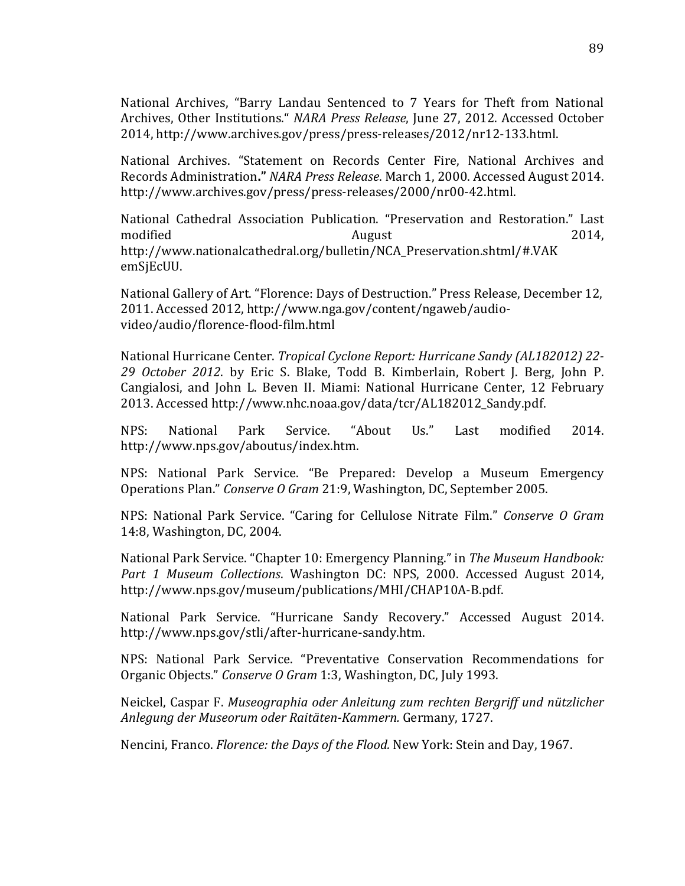National Archives, "Barry Landau Sentenced to 7 Years for Theft from National Archives, Other Institutions." *NARA Press Release*, June 27, 2012. Accessed October 2014, http://www.archives.gov/press/press-releases/2012/nr12-133.html.

National Archives. "Statement on Records Center Fire, National Archives and Records Administration**."** *NARA Press Release*. March 1, 2000. Accessed August 2014. http://www.archives.gov/press/press-releases/2000/nr00-42.html.

National Cathedral Association Publication. "Preservation and Restoration." Last modified August 2014, http://www.nationalcathedral.org/bulletin/NCA_Preservation.shtml/#.VAKemSjEcUU.

National Gallery of Art. "Florence: Days of Destruction." Press Release, December 12, 2011. Accessed 2012, http://www.nga.gov/content/ngaweb/audio-video/audio/florence-flood-film.html

National Hurricane Center. *Tropical Cyclone Report: Hurricane Sandy (AL182012) 22-29 October 2012*. by Eric S. Blake, Todd B. Kimberlain, Robert J. Berg, John P. Cangialosi, and John L. Beven II. Miami: National Hurricane Center, 12 February 2013. Accessed http://www.nhc.noaa.gov/data/tcr/AL182012_Sandy.pdf.

NPS: National Park Service. "About Us." Last modified 2014. http://www.nps.gov/aboutus/index.htm.

NPS: National Park Service. "Be Prepared: Develop a Museum Emergency Operations Plan." *Conserve O Gram* 21:9, Washington, DC, September 2005.

NPS: National Park Service. "Caring for Cellulose Nitrate Film." *Conserve O Gram* 14:8, Washington, DC, 2004.

National Park Service. "Chapter 10: Emergency Planning." in *The Museum Handbook: Part 1 Museum Collections*. Washington DC: NPS, 2000. Accessed August 2014, http://www.nps.gov/museum/publications/MHI/CHAP10A-B.pdf.

National Park Service. "Hurricane Sandy Recovery." Accessed August 2014. http://www.nps.gov/stli/after-hurricane-sandy.htm.

NPS: National Park Service. "Preventative Conservation Recommendations for Organic Objects." *Conserve O Gram* 1:3, Washington, DC, July 1993.

Neickel, Caspar F. *Museographia oder Anleitung zum rechten Bergriff und nützlicher Anlegung der Museorum oder Raitäten-Kammern.* Germany, 1727.

Nencini, Franco. *Florence: the Days of the Flood.* New York: Stein and Day, 1967.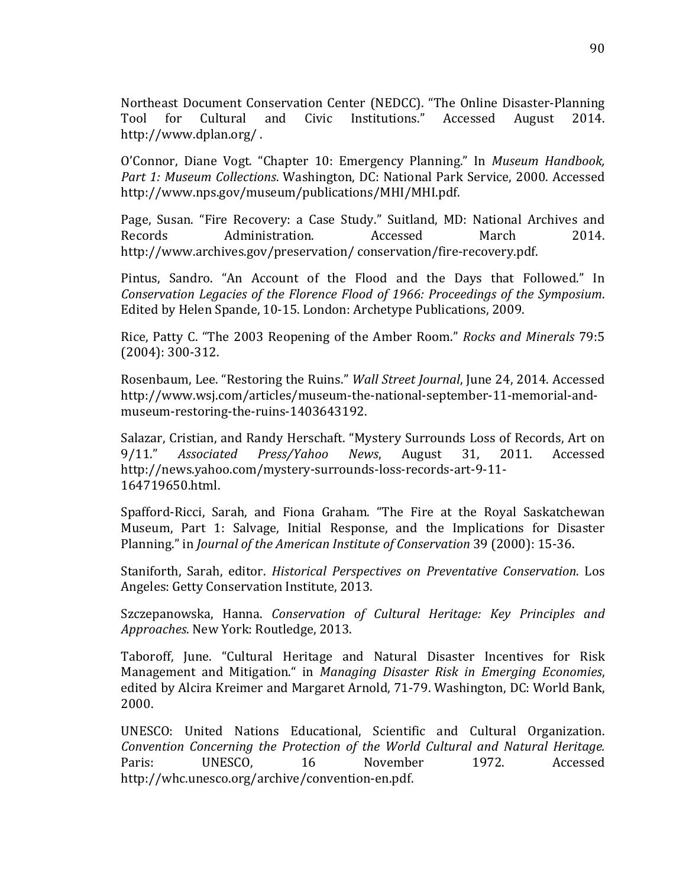Northeast Document Conservation Center (NEDCC). "The Online Disaster-Planning Tool for Cultural and Civic Institutions." Accessed August 2014. http://www.dplan.org/ .

O'Connor, Diane Vogt. "Chapter 10: Emergency Planning." In *Museum Handbook, Part 1: Museum Collections*. Washington, DC: National Park Service, 2000. Accessed http://www.nps.gov/museum/publications/MHI/MHI.pdf.

Page, Susan. "Fire Recovery: a Case Study." Suitland, MD: National Archives and Records Administration. Accessed March 2014. http://www.archives.gov/preservation/ conservation/fire-recovery.pdf.

Pintus, Sandro. "An Account of the Flood and the Days that Followed." In *Conservation Legacies of the Florence Flood of 1966: Proceedings of the Symposium*. Edited by Helen Spande, 10-15. London: Archetype Publications, 2009.

Rice, Patty C. "The 2003 Reopening of the Amber Room." *Rocks and Minerals* 79:5 (2004): 300-312.

Rosenbaum, Lee. "Restoring the Ruins." *Wall Street Journal*, June 24, 2014. Accessed http://www.wsj.com/articles/museum-the-national-september-11-memorial-and-museum-restoring-the-ruins-1403643192.

Salazar, Cristian, and Randy Herschaft. "Mystery Surrounds Loss of Records, Art on 9/11." *Associated Press/Yahoo News*, August 31, 2011. Accessed http://news.yahoo.com/mystery-surrounds-loss-records-art-9-11-164719650.html.

Spafford-Ricci, Sarah, and Fiona Graham. "The Fire at the Royal Saskatchewan Museum, Part 1: Salvage, Initial Response, and the Implications for Disaster Planning." in *Journal of the American Institute of Conservation* 39 (2000): 15-36.

Staniforth, Sarah, editor. *Historical Perspectives on Preventative Conservation*. Los Angeles: Getty Conservation Institute, 2013.

Szczepanowska, Hanna. *Conservation of Cultural Heritage: Key Principles and Approaches*. New York: Routledge, 2013.

Taboroff, June. "Cultural Heritage and Natural Disaster Incentives for Risk Management and Mitigation." in *Managing Disaster Risk in Emerging Economies*, edited by Alcira Kreimer and Margaret Arnold, 71-79. Washington, DC: World Bank, 2000.

UNESCO: United Nations Educational, Scientific and Cultural Organization. *Convention Concerning the Protection of the World Cultural and Natural Heritage.* Paris: UNESCO, 16 November 1972. Accessed http://whc.unesco.org/archive/convention-en.pdf.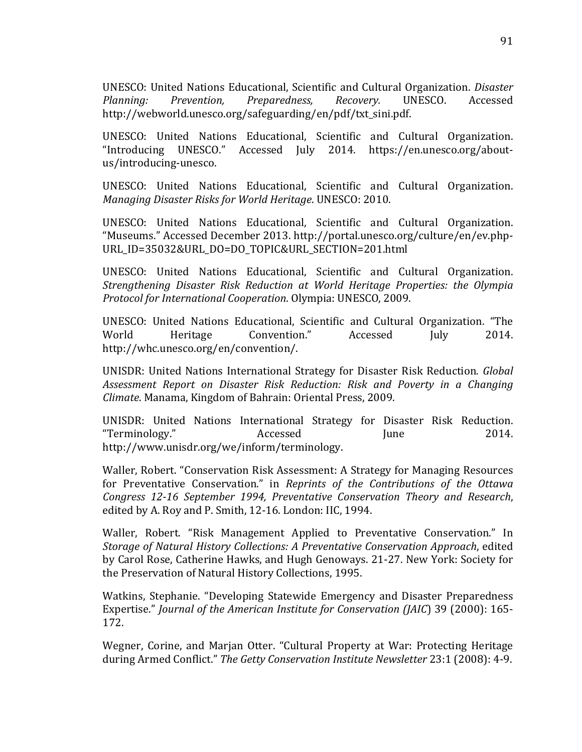UNESCO: United Nations Educational, Scientific and Cultural Organization. *Disaster Planning: Prevention, Preparedness, Recovery.* UNESCO. Accessed http://webworld.unesco.org/safeguarding/en/pdf/txt_sini.pdf.

UNESCO: United Nations Educational, Scientific and Cultural Organization. "Introducing UNESCO." Accessed July 2014. https://en.unesco.org/about-us/introducing-unesco.

UNESCO: United Nations Educational, Scientific and Cultural Organization. *Managing Disaster Risks for World Heritage*. UNESCO: 2010.

UNESCO: United Nations Educational, Scientific and Cultural Organization. "Museums." Accessed December 2013. http://portal.unesco.org/culture/en/ev.php-URL_ID=35032&URL_DO=DO_TOPIC&URL_SECTION=201.html

UNESCO: United Nations Educational, Scientific and Cultural Organization. *Strengthening Disaster Risk Reduction at World Heritage Properties: the Olympia Protocol for International Cooperation*. Olympia: UNESCO, 2009.

UNESCO: United Nations Educational, Scientific and Cultural Organization. "The World Heritage Convention." Accessed July 2014. http://whc.unesco.org/en/convention/.

UNISDR: United Nations International Strategy for Disaster Risk Reduction*. Global Assessment Report on Disaster Risk Reduction: Risk and Poverty in a Changing Climate*. Manama, Kingdom of Bahrain: Oriental Press, 2009.

UNISDR: United Nations International Strategy for Disaster Risk Reduction. "Terminology." Accessed June 2014. http://www.unisdr.org/we/inform/terminology.

Waller, Robert. "Conservation Risk Assessment: A Strategy for Managing Resources for Preventative Conservation." in *Reprints of the Contributions of the Ottawa Congress 12-16 September 1994, Preventative Conservation Theory and Research*, edited by A. Roy and P. Smith, 12-16. London: IIC, 1994.

Waller, Robert. "Risk Management Applied to Preventative Conservation." In *Storage of Natural History Collections: A Preventative Conservation Approach*, edited by Carol Rose, Catherine Hawks, and Hugh Genoways. 21-27. New York: Society for the Preservation of Natural History Collections, 1995.

Watkins, Stephanie. "Developing Statewide Emergency and Disaster Preparedness Expertise." *Journal of the American Institute for Conservation (JAIC*) 39 (2000): 165-172.

Wegner, Corine, and Marjan Otter. "Cultural Property at War: Protecting Heritage during Armed Conflict." *The Getty Conservation Institute Newsletter* 23:1 (2008): 4-9.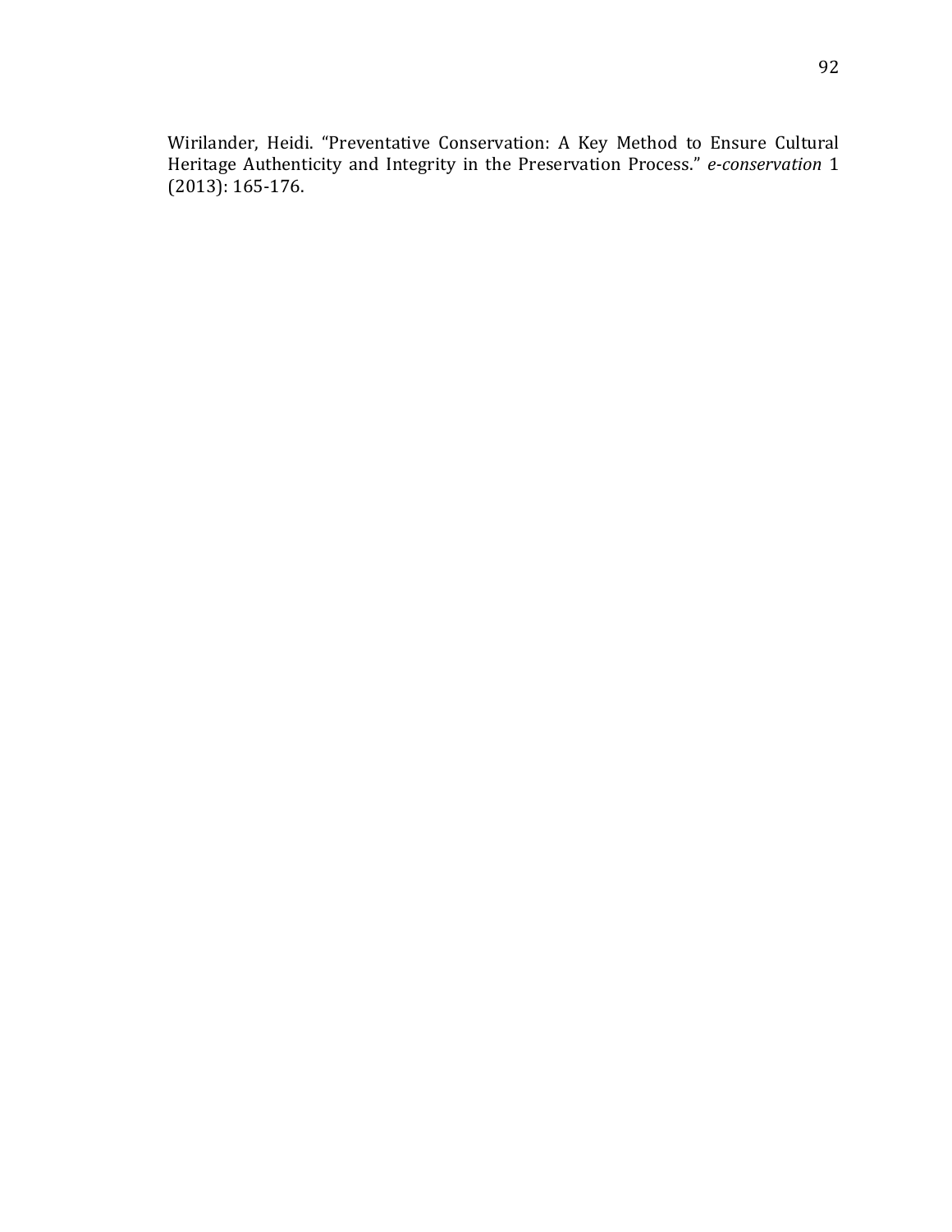Wirilander, Heidi. "Preventative Conservation: A Key Method to Ensure Cultural Heritage Authenticity and Integrity in the Preservation Process." *e-conservation* 1 (2013): 165-176.